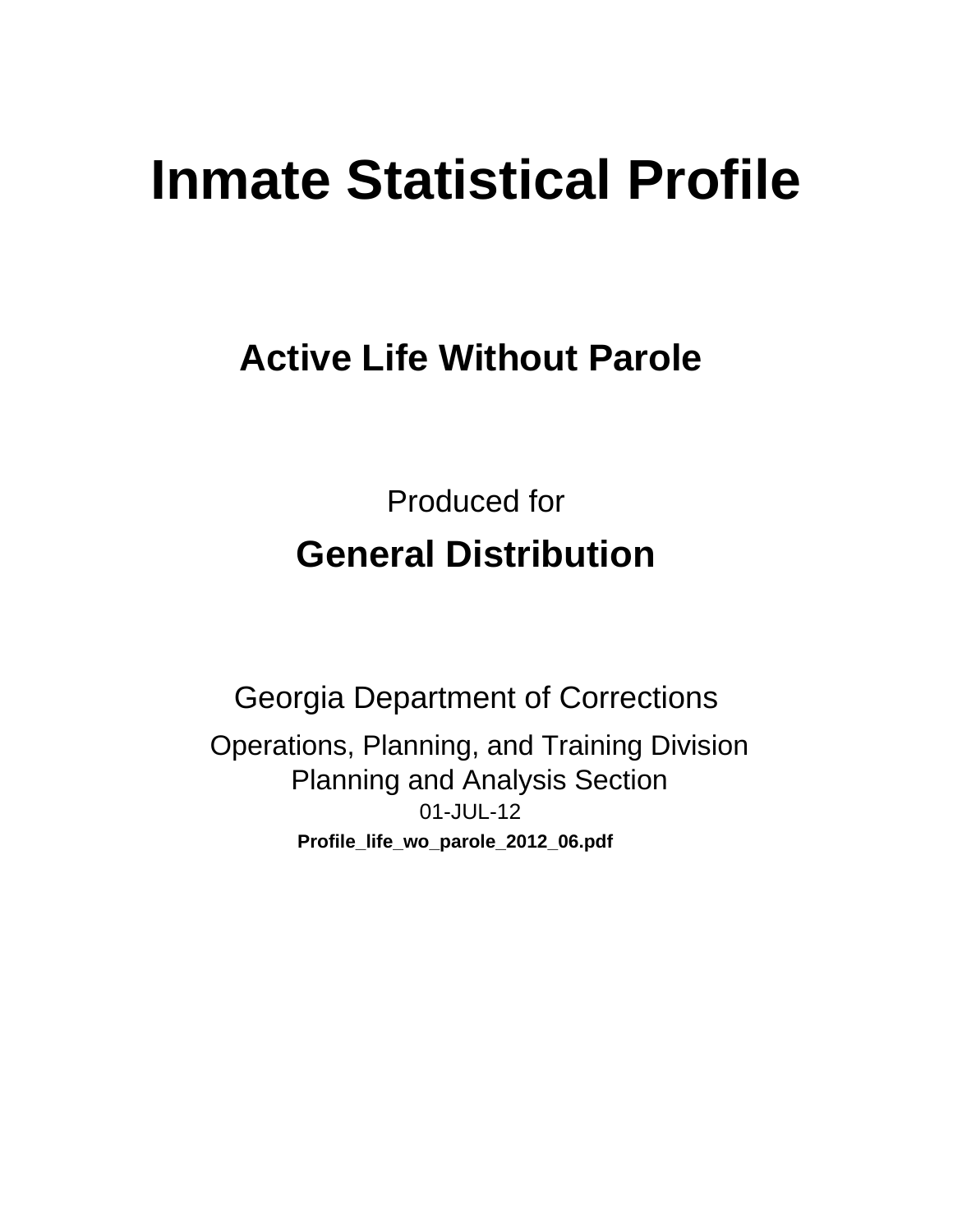# Inmate Statistical Profile

## Active Life Without Parole

Produced for

## General Distribution

Georgia Department of Corrections

Operations, Planning, and Training Division
Planning and Analysis Section
01-JUL-12

**Profile_life_wo_parole_2012_06.pdf**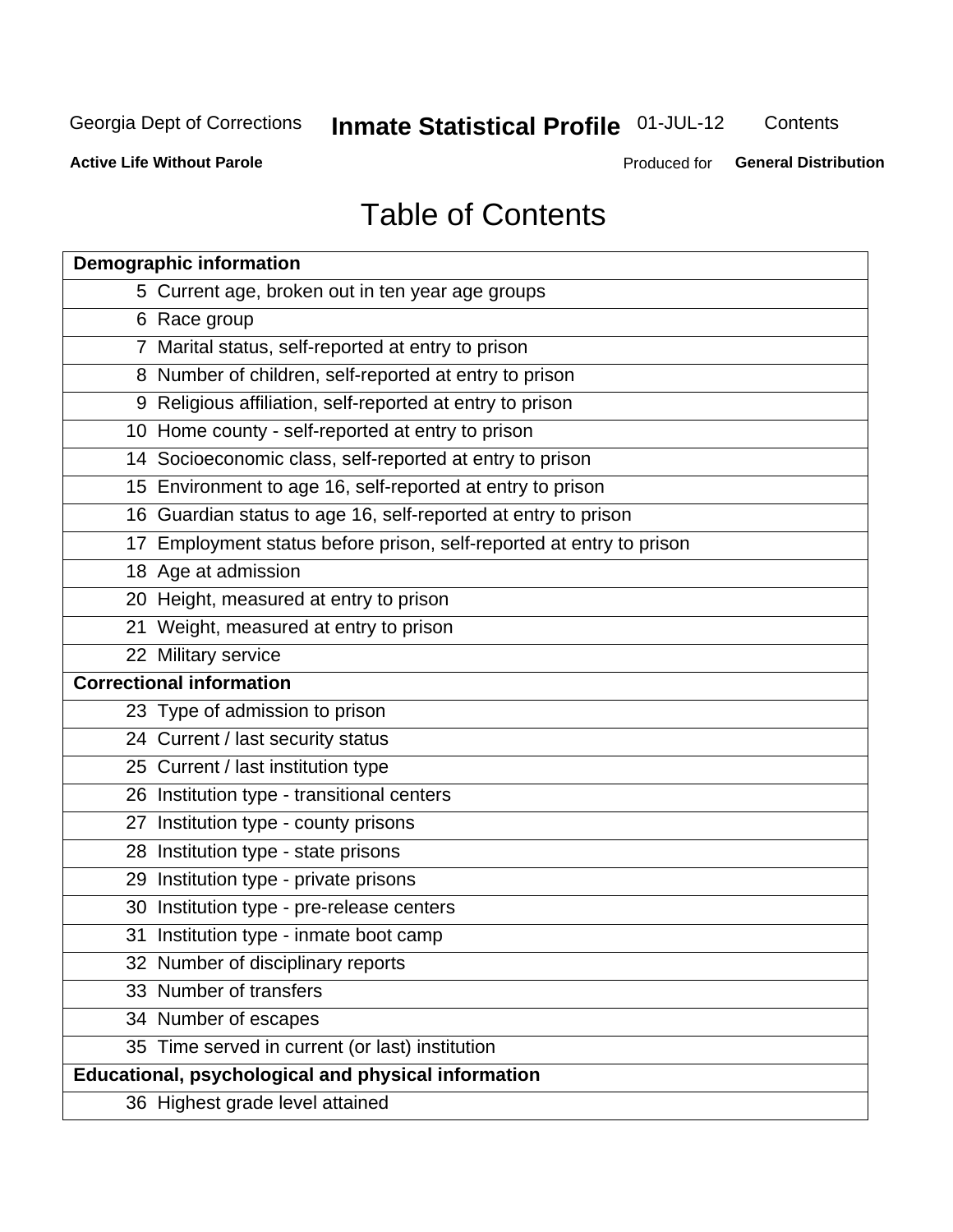# Table of Contents

| Page | Demographic information |
|---|---|
| 5 | Current age, broken out in ten year age groups |
| 6 | Race group |
| 7 | Marital status, self-reported at entry to prison |
| 8 | Number of children, self-reported at entry to prison |
| 9 | Religious affiliation, self-reported at entry to prison |
| 10 | Home county - self-reported at entry to prison |
| 14 | Socioeconomic class, self-reported at entry to prison |
| 15 | Environment to age 16, self-reported at entry to prison |
| 16 | Guardian status to age 16, self-reported at entry to prison |
| 17 | Employment status before prison, self-reported at entry to prison |
| 18 | Age at admission |
| 20 | Height, measured at entry to prison |
| 21 | Weight, measured at entry to prison |
| 22 | Military service |
| | **Correctional information** |
| 23 | Type of admission to prison |
| 24 | Current / last security status |
| 25 | Current / last institution type |
| 26 | Institution type - transitional centers |
| 27 | Institution type - county prisons |
| 28 | Institution type - state prisons |
| 29 | Institution type - private prisons |
| 30 | Institution type - pre-release centers |
| 31 | Institution type - inmate boot camp |
| 32 | Number of disciplinary reports |
| 33 | Number of transfers |
| 34 | Number of escapes |
| 35 | Time served in current (or last) institution |
| | **Educational, psychological and physical information** |
| 36 | Highest grade level attained |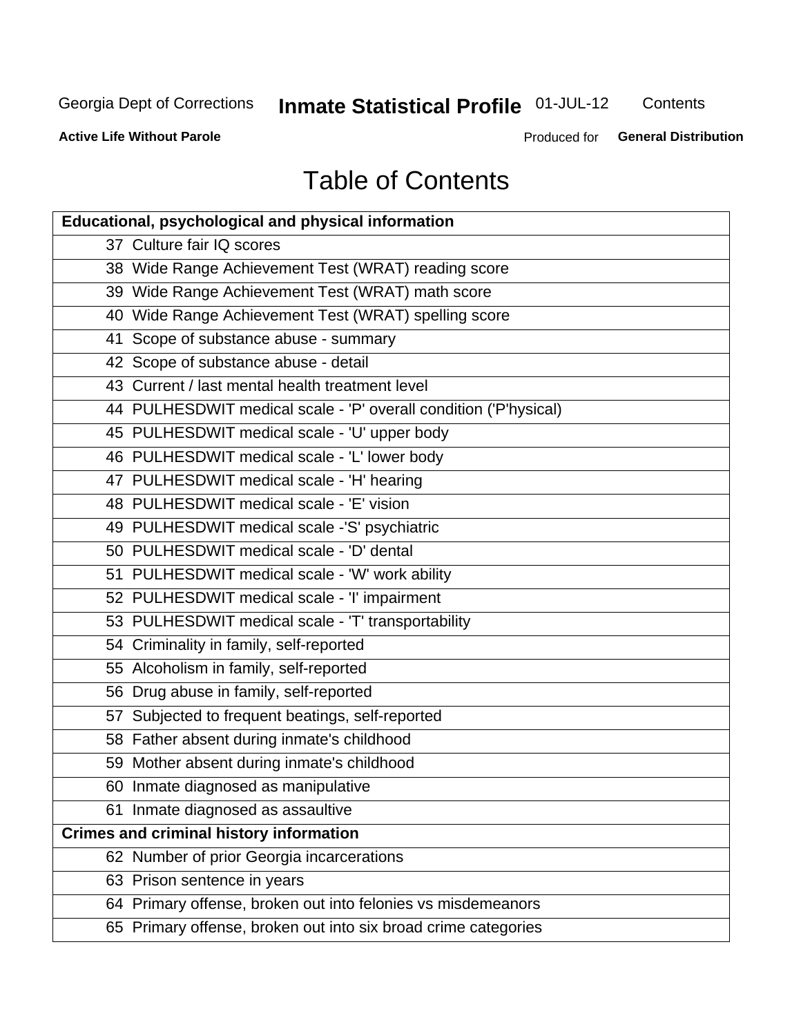# Table of Contents

| Educational, psychological and physical information |
|---|
| 37 Culture fair IQ scores |
| 38 Wide Range Achievement Test (WRAT) reading score |
| 39 Wide Range Achievement Test (WRAT) math score |
| 40 Wide Range Achievement Test (WRAT) spelling score |
| 41 Scope of substance abuse - summary |
| 42 Scope of substance abuse - detail |
| 43 Current / last mental health treatment level |
| 44 PULHESDWIT medical scale - 'P' overall condition ('P'hysical) |
| 45 PULHESDWIT medical scale - 'U' upper body |
| 46 PULHESDWIT medical scale - 'L' lower body |
| 47 PULHESDWIT medical scale - 'H' hearing |
| 48 PULHESDWIT medical scale - 'E' vision |
| 49 PULHESDWIT medical scale -'S' psychiatric |
| 50 PULHESDWIT medical scale - 'D' dental |
| 51 PULHESDWIT medical scale - 'W' work ability |
| 52 PULHESDWIT medical scale - 'I' impairment |
| 53 PULHESDWIT medical scale - 'T' transportability |
| 54 Criminality in family, self-reported |
| 55 Alcoholism in family, self-reported |
| 56 Drug abuse in family, self-reported |
| 57 Subjected to frequent beatings, self-reported |
| 58 Father absent during inmate's childhood |
| 59 Mother absent during inmate's childhood |
| 60 Inmate diagnosed as manipulative |
| 61 Inmate diagnosed as assaultive |
| **Crimes and criminal history information** |
| 62 Number of prior Georgia incarcerations |
| 63 Prison sentence in years |
| 64 Primary offense, broken out into felonies vs misdemeanors |
| 65 Primary offense, broken out into six broad crime categories |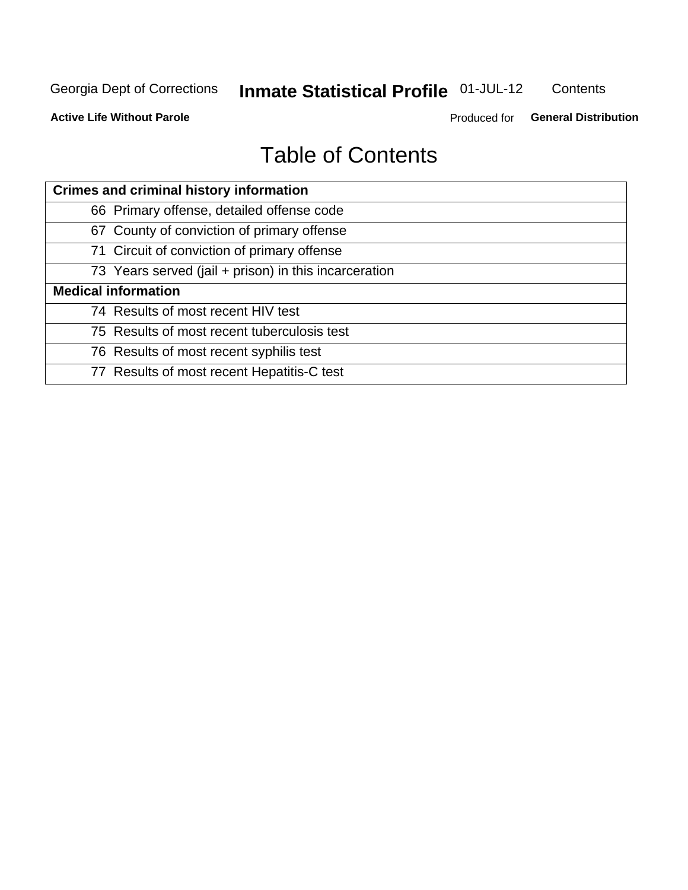# Table of Contents

| Crimes and criminal history information |
|---|
| 66 Primary offense, detailed offense code |
| 67 County of conviction of primary offense |
| 71 Circuit of conviction of primary offense |
| 73 Years served (jail + prison) in this incarceration |
| **Medical information** |
| 74 Results of most recent HIV test |
| 75 Results of most recent tuberculosis test |
| 76 Results of most recent syphilis test |
| 77 Results of most recent Hepatitis-C test |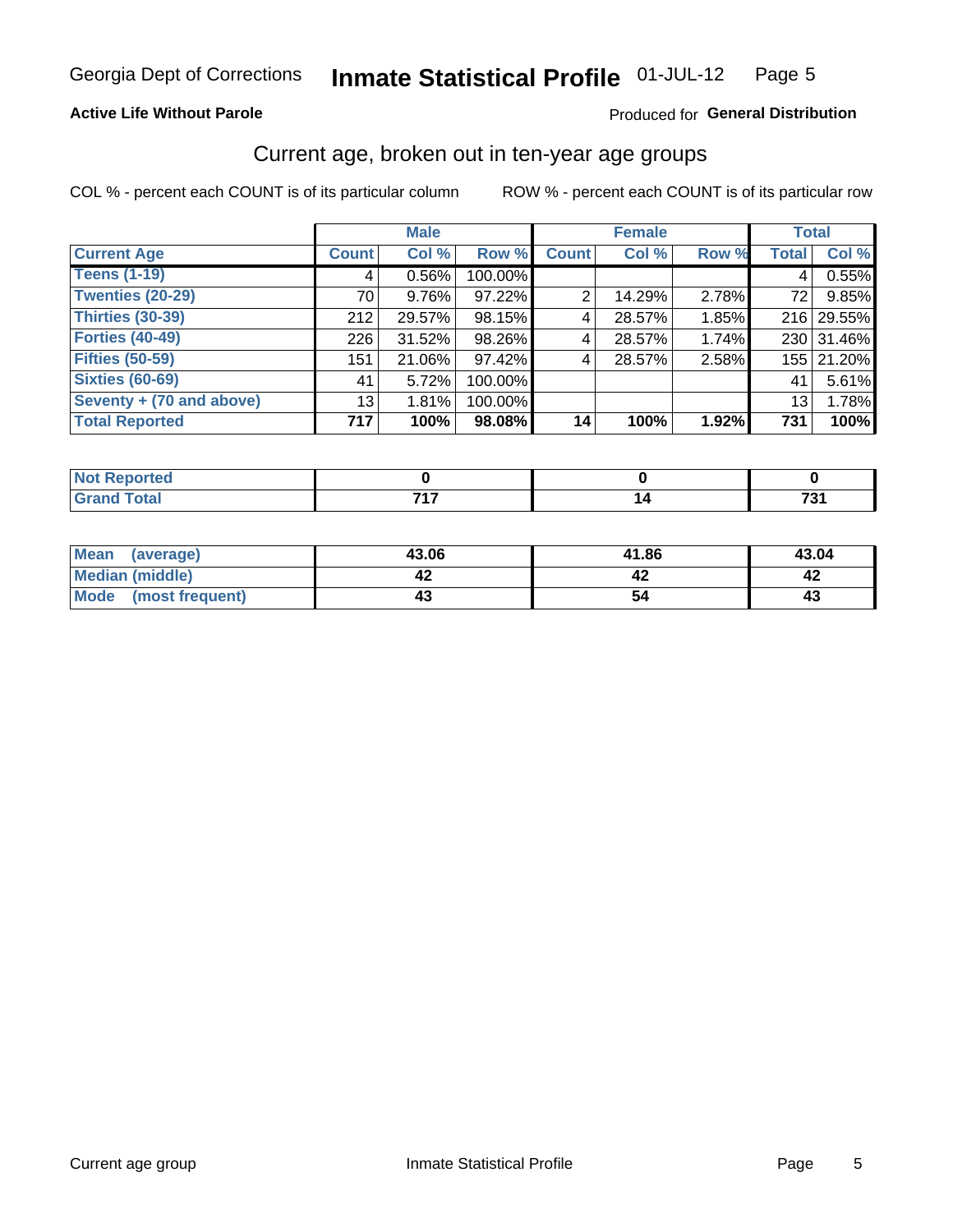Georgia Dept of Corrections **Inmate Statistical Profile** 01-JUL-12

**Active Life Without Parole**

Produced for **General Distribution**

## Current age, broken out in ten-year age groups

COL % - percent each COUNT is of its particular column

ROW % - percent each COUNT is of its particular row

| | Male | | | Female | | | Total | |
|---|---|---|---|---|---|---|---|---|
| **Current Age** | **Count** | **Col %** | **Row %** | **Count** | **Col %** | **Row %** | **Total** | **Col %** |
| **Teens (1-19)** | 4 | 0.56% | 100.00% | | | | 4 | 0.55% |
| **Twenties (20-29)** | 70 | 9.76% | 97.22% | 2 | 14.29% | 2.78% | 72 | 9.85% |
| **Thirties (30-39)** | 212 | 29.57% | 98.15% | 4 | 28.57% | 1.85% | 216 | 29.55% |
| **Forties (40-49)** | 226 | 31.52% | 98.26% | 4 | 28.57% | 1.74% | 230 | 31.46% |
| **Fifties (50-59)** | 151 | 21.06% | 97.42% | 4 | 28.57% | 2.58% | 155 | 21.20% |
| **Sixties (60-69)** | 41 | 5.72% | 100.00% | | | | 41 | 5.61% |
| **Seventy + (70 and above)** | 13 | 1.81% | 100.00% | | | | 13 | 1.78% |
| **Total Reported** | **717** | **100%** | **98.08%** | **14** | **100%** | **1.92%** | **731** | **100%** |

| | Male | Female | Total |
|---|---|---|---|
| **Not Reported** | **0** | **0** | **0** |
| **Grand Total** | **717** | **14** | **731** |

| | Male | Female | Total |
|---|---|---|---|
| **Mean (average)** | **43.06** | **41.86** | **43.04** |
| **Median (middle)** | **42** | **42** | **42** |
| **Mode (most frequent)** | **43** | **54** | **43** |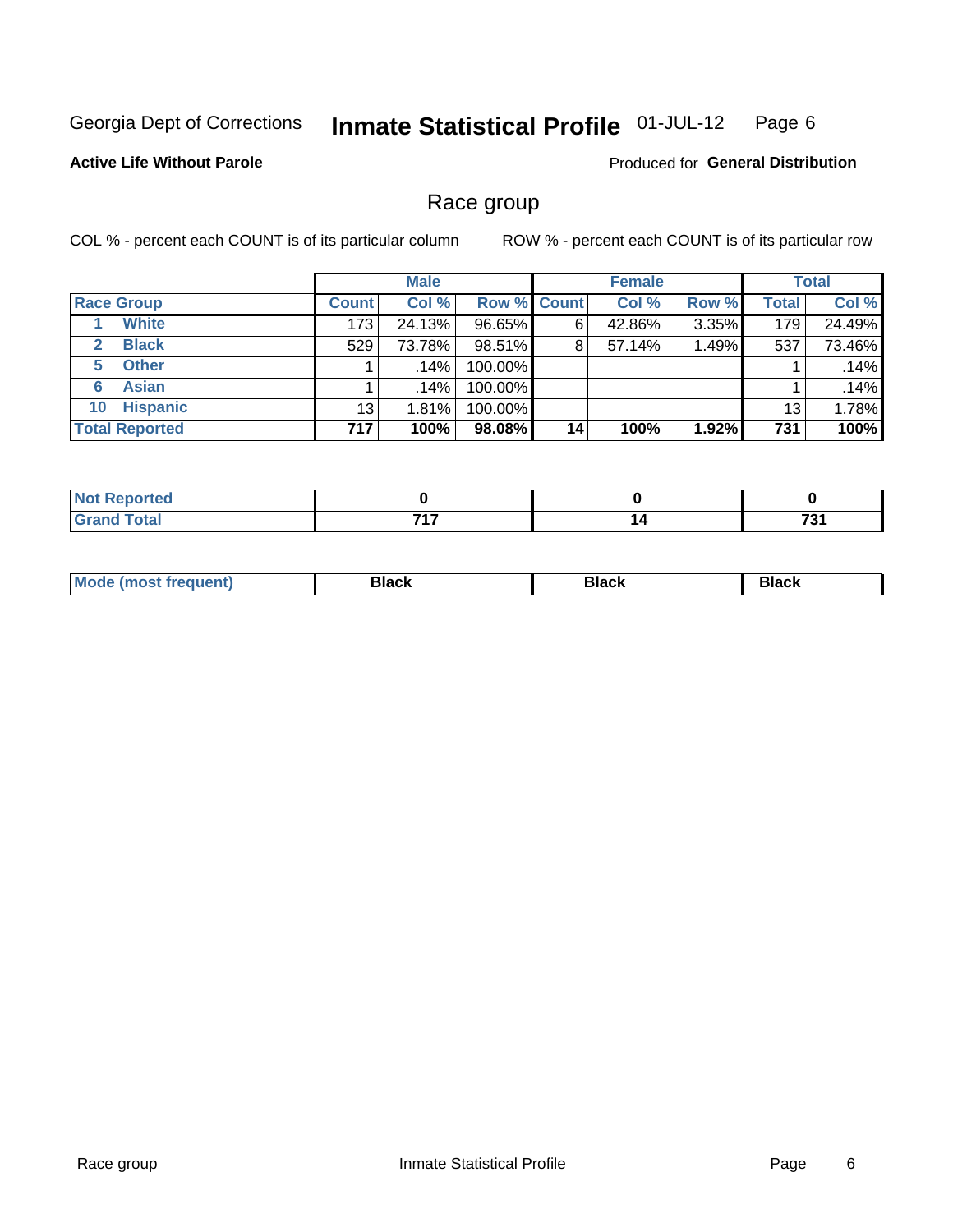Georgia Dept of Corrections **Inmate Statistical Profile** 01-JUL-12

**Active Life Without Parole**

Produced for **General Distribution**

## Race group

COL % - percent each COUNT is of its particular column ROW % - percent each COUNT is of its particular row

| | Male | | | Female | | | Total | |
|---|---|---|---|---|---|---|---|---|
| **Race Group** | **Count** | **Col %** | **Row %** | **Count** | **Col %** | **Row %** | **Total** | **Col %** |
| 1 White | 173 | 24.13% | 96.65% | 6 | 42.86% | 3.35% | 179 | 24.49% |
| 2 Black | 529 | 73.78% | 98.51% | 8 | 57.14% | 1.49% | 537 | 73.46% |
| 5 Other | 1 | .14% | 100.00% | | | | 1 | .14% |
| 6 Asian | 1 | .14% | 100.00% | | | | 1 | .14% |
| 10 Hispanic | 13 | 1.81% | 100.00% | | | | 13 | 1.78% |
| **Total Reported** | **717** | **100%** | **98.08%** | **14** | **100%** | **1.92%** | **731** | **100%** |

| | Male | Female | Total |
|---|---|---|---|
| Not Reported | 0 | 0 | 0 |
| Grand Total | 717 | 14 | 731 |

| | Male | Female | Total |
|---|---|---|---|
| Mode (most frequent) | Black | Black | Black |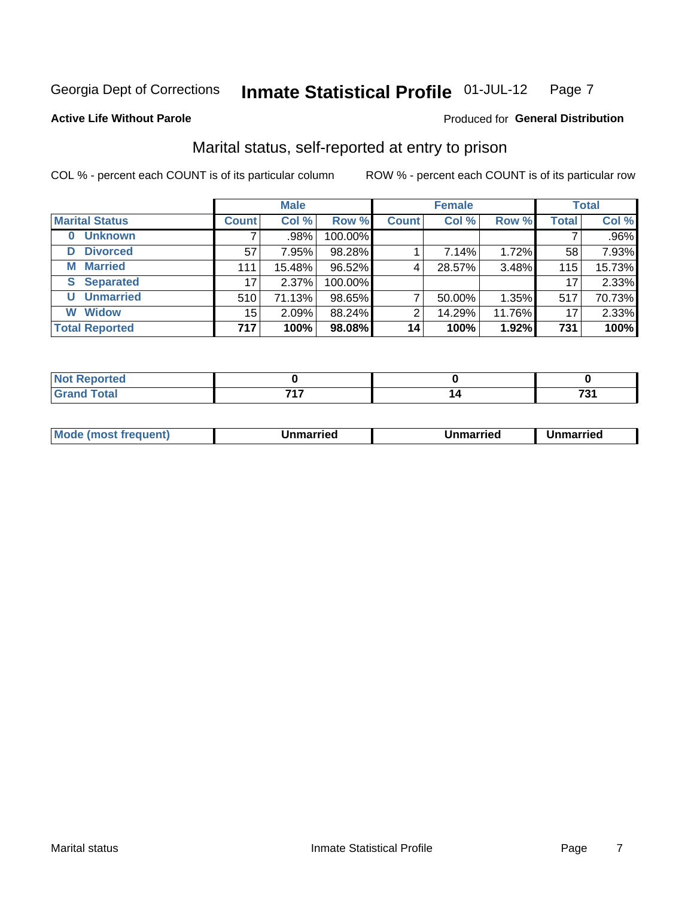Georgia Dept of Corrections **Inmate Statistical Profile** 01-JUL-12

**Active Life Without Parole**

Produced for **General Distribution**

## Marital status, self-reported at entry to prison

COL % - percent each COUNT is of its particular column

ROW % - percent each COUNT is of its particular row

| | Male | | | Female | | | Total | |
|---|---|---|---|---|---|---|---|---|
| **Marital Status** | **Count** | **Col %** | **Row %** | **Count** | **Col %** | **Row %** | **Total** | **Col %** |
| **0 Unknown** | 7 | .98% | 100.00% | | | | 7 | .96% |
| **D Divorced** | 57 | 7.95% | 98.28% | 1 | 7.14% | 1.72% | 58 | 7.93% |
| **M Married** | 111 | 15.48% | 96.52% | 4 | 28.57% | 3.48% | 115 | 15.73% |
| **S Separated** | 17 | 2.37% | 100.00% | | | | 17 | 2.33% |
| **U Unmarried** | 510 | 71.13% | 98.65% | 7 | 50.00% | 1.35% | 517 | 70.73% |
| **W Widow** | 15 | 2.09% | 88.24% | 2 | 14.29% | 11.76% | 17 | 2.33% |
| **Total Reported** | **717** | **100%** | **98.08%** | **14** | **100%** | **1.92%** | **731** | **100%** |

| | Male | Female | Total |
|---|---|---|---|
| **Not Reported** | **0** | **0** | **0** |
| **Grand Total** | **717** | **14** | **731** |

| | Male | Female | Total |
|---|---|---|---|
| **Mode (most frequent)** | **Unmarried** | **Unmarried** | **Unmarried** |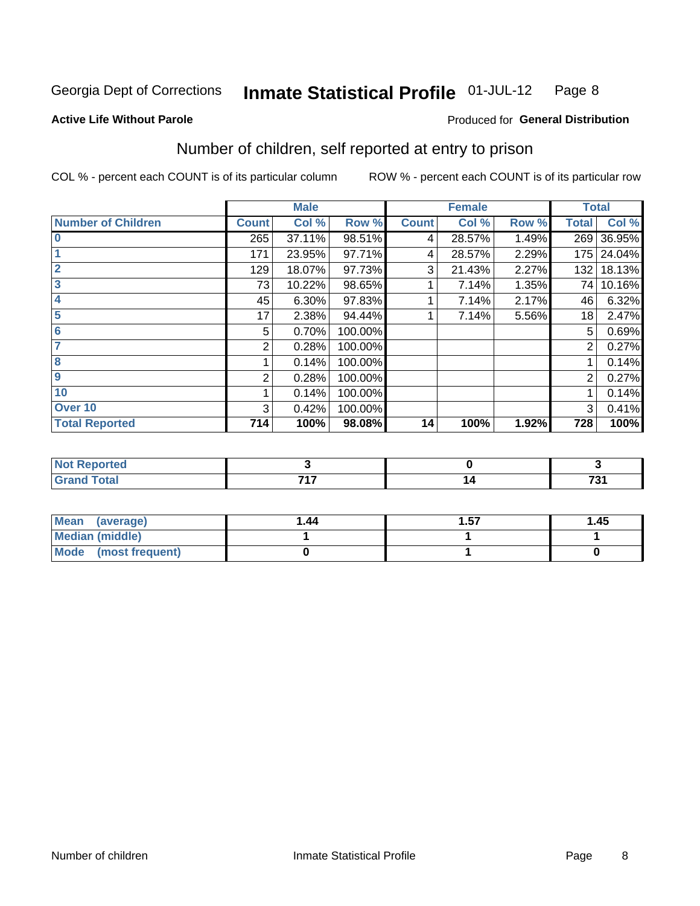Georgia Dept of Corrections **Inmate Statistical Profile** 01-JUL-12

**Active Life Without Parole**

Produced for **General Distribution**

## Number of children, self reported at entry to prison

COL % - percent each COUNT is of its particular column

ROW % - percent each COUNT is of its particular row

| | Male | | | Female | | | Total | |
|---|---|---|---|---|---|---|---|---|
| **Number of Children** | **Count** | **Col %** | **Row %** | **Count** | **Col %** | **Row %** | **Total** | **Col %** |
| **0** | 265 | 37.11% | 98.51% | 4 | 28.57% | 1.49% | 269 | 36.95% |
| **1** | 171 | 23.95% | 97.71% | 4 | 28.57% | 2.29% | 175 | 24.04% |
| **2** | 129 | 18.07% | 97.73% | 3 | 21.43% | 2.27% | 132 | 18.13% |
| **3** | 73 | 10.22% | 98.65% | 1 | 7.14% | 1.35% | 74 | 10.16% |
| **4** | 45 | 6.30% | 97.83% | 1 | 7.14% | 2.17% | 46 | 6.32% |
| **5** | 17 | 2.38% | 94.44% | 1 | 7.14% | 5.56% | 18 | 2.47% |
| **6** | 5 | 0.70% | 100.00% | | | | 5 | 0.69% |
| **7** | 2 | 0.28% | 100.00% | | | | 2 | 0.27% |
| **8** | 1 | 0.14% | 100.00% | | | | 1 | 0.14% |
| **9** | 2 | 0.28% | 100.00% | | | | 2 | 0.27% |
| **10** | 1 | 0.14% | 100.00% | | | | 1 | 0.14% |
| **Over 10** | 3 | 0.42% | 100.00% | | | | 3 | 0.41% |
| **Total Reported** | **714** | **100%** | **98.08%** | **14** | **100%** | **1.92%** | **728** | **100%** |

| | Male | Female | Total |
|---|---|---|---|
| **Not Reported** | **3** | **0** | **3** |
| **Grand Total** | **717** | **14** | **731** |

| | Male | Female | Total |
|---|---|---|---|
| **Mean (average)** | **1.44** | **1.57** | **1.45** |
| **Median (middle)** | **1** | **1** | **1** |
| **Mode (most frequent)** | **0** | **1** | **0** |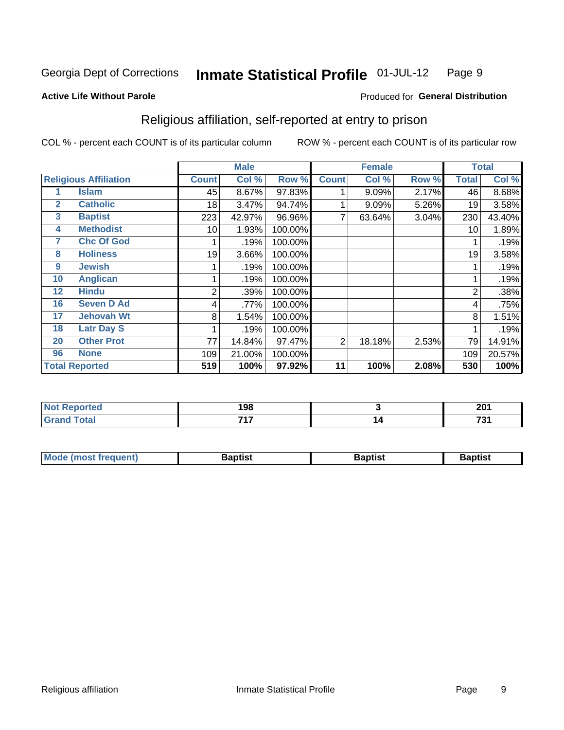Georgia Dept of Corrections **Inmate Statistical Profile** 01-JUL-12

**Active Life Without Parole**

Produced for **General Distribution**

## Religious affiliation, self-reported at entry to prison

COL % - percent each COUNT is of its particular column

ROW % - percent each COUNT is of its particular row

| | | Male | | | Female | | | Total | |
|---|---|---|---|---|---|---|---|---|---|
| **Religious Affiliation** | | **Count** | **Col %** | **Row %** | **Count** | **Col %** | **Row %** | **Total** | **Col %** |
| 1 | Islam | 45 | 8.67% | 97.83% | 1 | 9.09% | 2.17% | 46 | 8.68% |
| 2 | Catholic | 18 | 3.47% | 94.74% | 1 | 9.09% | 5.26% | 19 | 3.58% |
| 3 | Baptist | 223 | 42.97% | 96.96% | 7 | 63.64% | 3.04% | 230 | 43.40% |
| 4 | Methodist | 10 | 1.93% | 100.00% | | | | 10 | 1.89% |
| 7 | Chc Of God | 1 | .19% | 100.00% | | | | 1 | .19% |
| 8 | Holiness | 19 | 3.66% | 100.00% | | | | 19 | 3.58% |
| 9 | Jewish | 1 | .19% | 100.00% | | | | 1 | .19% |
| 10 | Anglican | 1 | .19% | 100.00% | | | | 1 | .19% |
| 12 | Hindu | 2 | .39% | 100.00% | | | | 2 | .38% |
| 16 | Seven D Ad | 4 | .77% | 100.00% | | | | 4 | .75% |
| 17 | Jehovah Wt | 8 | 1.54% | 100.00% | | | | 8 | 1.51% |
| 18 | Latr Day S | 1 | .19% | 100.00% | | | | 1 | .19% |
| 20 | Other Prot | 77 | 14.84% | 97.47% | 2 | 18.18% | 2.53% | 79 | 14.91% |
| 96 | None | 109 | 21.00% | 100.00% | | | | 109 | 20.57% |
| **Total Reported** | | **519** | **100%** | **97.92%** | **11** | **100%** | **2.08%** | **530** | **100%** |

| | Male | Female | Total |
|---|---|---|---|
| **Not Reported** | **198** | **3** | **201** |
| **Grand Total** | **717** | **14** | **731** |

| | Male | Female | Total |
|---|---|---|---|
| **Mode (most frequent)** | **Baptist** | **Baptist** | **Baptist** |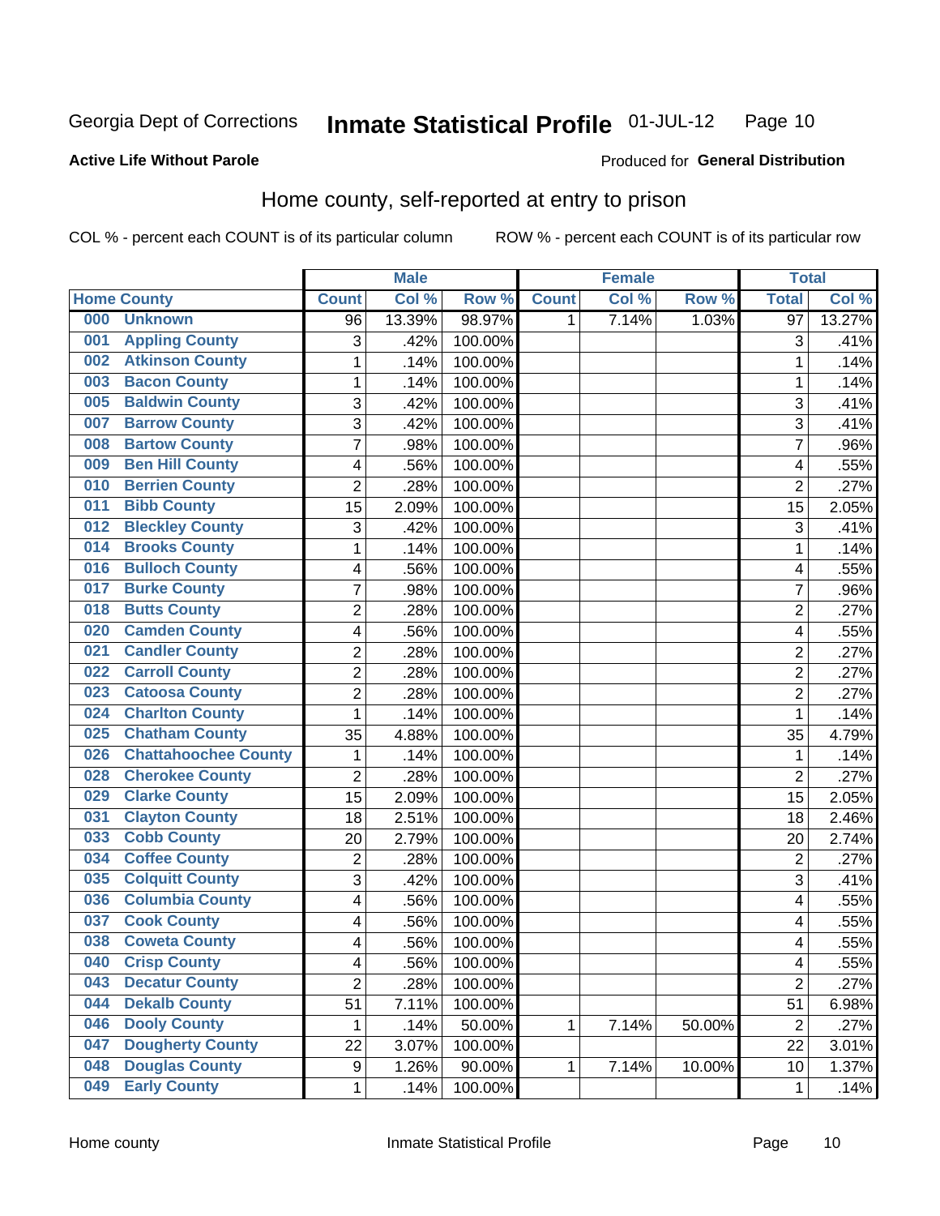Georgia Dept of Corrections **Inmate Statistical Profile** 01-JUL-12

**Active Life Without Parole**

Produced for **General Distribution**

## Home county, self-reported at entry to prison

COL % - percent each COUNT is of its particular column ROW % - percent each COUNT is of its particular row

| Home County | | Male | | | Female | | | Total | |
|---|---|---|---|---|---|---|---|---|---|
| | | Count | Col % | Row % | Count | Col % | Row % | Total | Col % |
| 000 | Unknown | 96 | 13.39% | 98.97% | 1 | 7.14% | 1.03% | 97 | 13.27% |
| 001 | Appling County | 3 | .42% | 100.00% | | | | 3 | .41% |
| 002 | Atkinson County | 1 | .14% | 100.00% | | | | 1 | .14% |
| 003 | Bacon County | 1 | .14% | 100.00% | | | | 1 | .14% |
| 005 | Baldwin County | 3 | .42% | 100.00% | | | | 3 | .41% |
| 007 | Barrow County | 3 | .42% | 100.00% | | | | 3 | .41% |
| 008 | Bartow County | 7 | .98% | 100.00% | | | | 7 | .96% |
| 009 | Ben Hill County | 4 | .56% | 100.00% | | | | 4 | .55% |
| 010 | Berrien County | 2 | .28% | 100.00% | | | | 2 | .27% |
| 011 | Bibb County | 15 | 2.09% | 100.00% | | | | 15 | 2.05% |
| 012 | Bleckley County | 3 | .42% | 100.00% | | | | 3 | .41% |
| 014 | Brooks County | 1 | .14% | 100.00% | | | | 1 | .14% |
| 016 | Bulloch County | 4 | .56% | 100.00% | | | | 4 | .55% |
| 017 | Burke County | 7 | .98% | 100.00% | | | | 7 | .96% |
| 018 | Butts County | 2 | .28% | 100.00% | | | | 2 | .27% |
| 020 | Camden County | 4 | .56% | 100.00% | | | | 4 | .55% |
| 021 | Candler County | 2 | .28% | 100.00% | | | | 2 | .27% |
| 022 | Carroll County | 2 | .28% | 100.00% | | | | 2 | .27% |
| 023 | Catoosa County | 2 | .28% | 100.00% | | | | 2 | .27% |
| 024 | Charlton County | 1 | .14% | 100.00% | | | | 1 | .14% |
| 025 | Chatham County | 35 | 4.88% | 100.00% | | | | 35 | 4.79% |
| 026 | Chattahoochee County | 1 | .14% | 100.00% | | | | 1 | .14% |
| 028 | Cherokee County | 2 | .28% | 100.00% | | | | 2 | .27% |
| 029 | Clarke County | 15 | 2.09% | 100.00% | | | | 15 | 2.05% |
| 031 | Clayton County | 18 | 2.51% | 100.00% | | | | 18 | 2.46% |
| 033 | Cobb County | 20 | 2.79% | 100.00% | | | | 20 | 2.74% |
| 034 | Coffee County | 2 | .28% | 100.00% | | | | 2 | .27% |
| 035 | Colquitt County | 3 | .42% | 100.00% | | | | 3 | .41% |
| 036 | Columbia County | 4 | .56% | 100.00% | | | | 4 | .55% |
| 037 | Cook County | 4 | .56% | 100.00% | | | | 4 | .55% |
| 038 | Coweta County | 4 | .56% | 100.00% | | | | 4 | .55% |
| 040 | Crisp County | 4 | .56% | 100.00% | | | | 4 | .55% |
| 043 | Decatur County | 2 | .28% | 100.00% | | | | 2 | .27% |
| 044 | Dekalb County | 51 | 7.11% | 100.00% | | | | 51 | 6.98% |
| 046 | Dooly County | 1 | .14% | 50.00% | 1 | 7.14% | 50.00% | 2 | .27% |
| 047 | Dougherty County | 22 | 3.07% | 100.00% | | | | 22 | 3.01% |
| 048 | Douglas County | 9 | 1.26% | 90.00% | 1 | 7.14% | 10.00% | 10 | 1.37% |
| 049 | Early County | 1 | .14% | 100.00% | | | | 1 | .14% |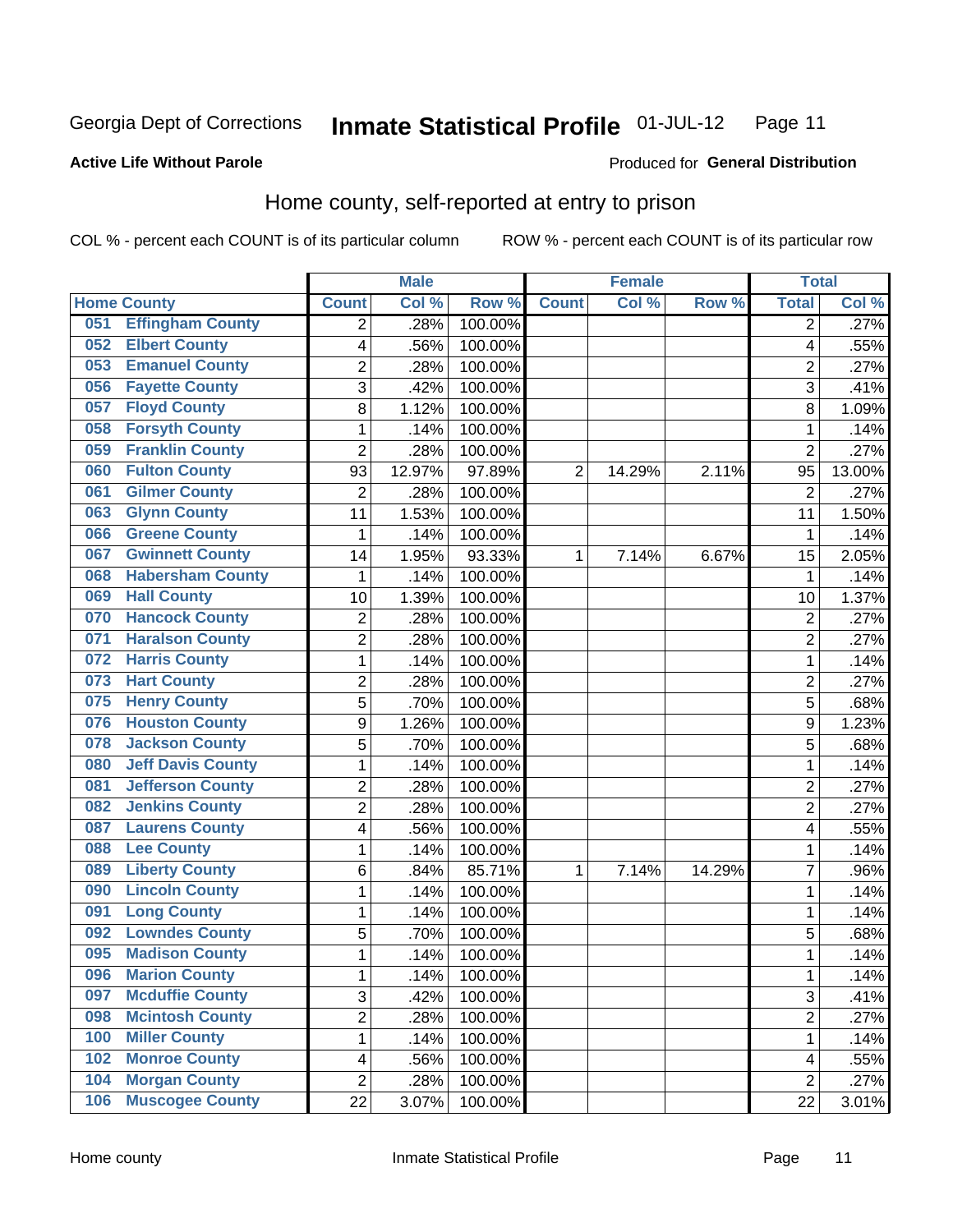Georgia Dept of Corrections **Inmate Statistical Profile** 01-JUL-12

**Active Life Without Parole**

Produced for **General Distribution**

## Home county, self-reported at entry to prison

COL % - percent each COUNT is of its particular column ROW % - percent each COUNT is of its particular row

| Home County | | Male | | | Female | | | Total | |
|---|---|---|---|---|---|---|---|---|---|
| | | Count | Col % | Row % | Count | Col % | Row % | Total | Col % |
| 051 | Effingham County | 2 | .28% | 100.00% | | | | 2 | .27% |
| 052 | Elbert County | 4 | .56% | 100.00% | | | | 4 | .55% |
| 053 | Emanuel County | 2 | .28% | 100.00% | | | | 2 | .27% |
| 056 | Fayette County | 3 | .42% | 100.00% | | | | 3 | .41% |
| 057 | Floyd County | 8 | 1.12% | 100.00% | | | | 8 | 1.09% |
| 058 | Forsyth County | 1 | .14% | 100.00% | | | | 1 | .14% |
| 059 | Franklin County | 2 | .28% | 100.00% | | | | 2 | .27% |
| 060 | Fulton County | 93 | 12.97% | 97.89% | 2 | 14.29% | 2.11% | 95 | 13.00% |
| 061 | Gilmer County | 2 | .28% | 100.00% | | | | 2 | .27% |
| 063 | Glynn County | 11 | 1.53% | 100.00% | | | | 11 | 1.50% |
| 066 | Greene County | 1 | .14% | 100.00% | | | | 1 | .14% |
| 067 | Gwinnett County | 14 | 1.95% | 93.33% | 1 | 7.14% | 6.67% | 15 | 2.05% |
| 068 | Habersham County | 1 | .14% | 100.00% | | | | 1 | .14% |
| 069 | Hall County | 10 | 1.39% | 100.00% | | | | 10 | 1.37% |
| 070 | Hancock County | 2 | .28% | 100.00% | | | | 2 | .27% |
| 071 | Haralson County | 2 | .28% | 100.00% | | | | 2 | .27% |
| 072 | Harris County | 1 | .14% | 100.00% | | | | 1 | .14% |
| 073 | Hart County | 2 | .28% | 100.00% | | | | 2 | .27% |
| 075 | Henry County | 5 | .70% | 100.00% | | | | 5 | .68% |
| 076 | Houston County | 9 | 1.26% | 100.00% | | | | 9 | 1.23% |
| 078 | Jackson County | 5 | .70% | 100.00% | | | | 5 | .68% |
| 080 | Jeff Davis County | 1 | .14% | 100.00% | | | | 1 | .14% |
| 081 | Jefferson County | 2 | .28% | 100.00% | | | | 2 | .27% |
| 082 | Jenkins County | 2 | .28% | 100.00% | | | | 2 | .27% |
| 087 | Laurens County | 4 | .56% | 100.00% | | | | 4 | .55% |
| 088 | Lee County | 1 | .14% | 100.00% | | | | 1 | .14% |
| 089 | Liberty County | 6 | .84% | 85.71% | 1 | 7.14% | 14.29% | 7 | .96% |
| 090 | Lincoln County | 1 | .14% | 100.00% | | | | 1 | .14% |
| 091 | Long County | 1 | .14% | 100.00% | | | | 1 | .14% |
| 092 | Lowndes County | 5 | .70% | 100.00% | | | | 5 | .68% |
| 095 | Madison County | 1 | .14% | 100.00% | | | | 1 | .14% |
| 096 | Marion County | 1 | .14% | 100.00% | | | | 1 | .14% |
| 097 | Mcduffie County | 3 | .42% | 100.00% | | | | 3 | .41% |
| 098 | Mcintosh County | 2 | .28% | 100.00% | | | | 2 | .27% |
| 100 | Miller County | 1 | .14% | 100.00% | | | | 1 | .14% |
| 102 | Monroe County | 4 | .56% | 100.00% | | | | 4 | .55% |
| 104 | Morgan County | 2 | .28% | 100.00% | | | | 2 | .27% |
| 106 | Muscogee County | 22 | 3.07% | 100.00% | | | | 22 | 3.01% |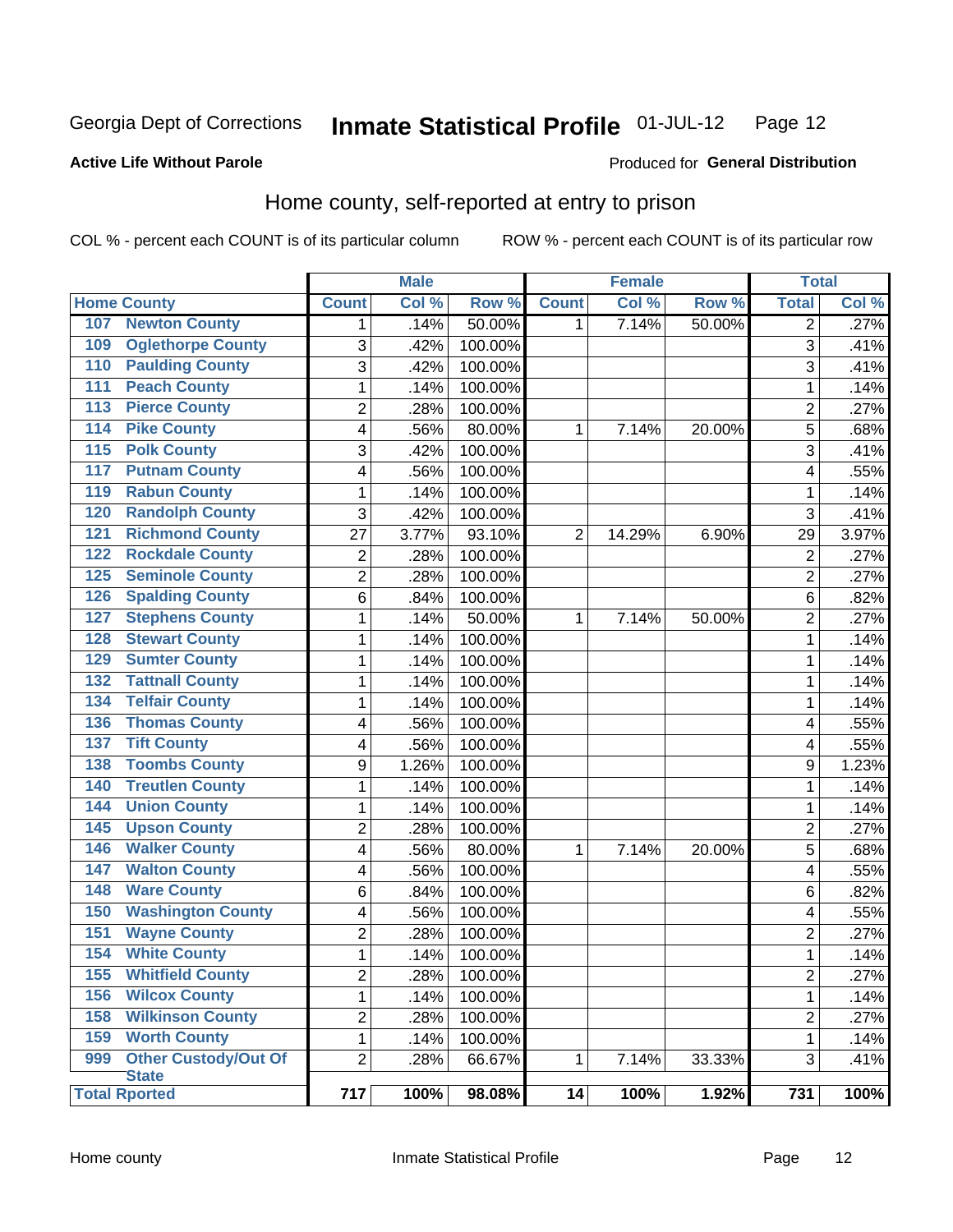Georgia Dept of Corrections **Inmate Statistical Profile** 01-JUL-12

**Active Life Without Parole**

Produced for **General Distribution**

## Home county, self-reported at entry to prison

COL % - percent each COUNT is of its particular column ROW % - percent each COUNT is of its particular row

| Home County | | Male | | | Female | | | Total | |
|---|---|---|---|---|---|---|---|---|---|
| | | Count | Col % | Row % | Count | Col % | Row % | Total | Col % |
| 107 | Newton County | 1 | .14% | 50.00% | 1 | 7.14% | 50.00% | 2 | .27% |
| 109 | Oglethorpe County | 3 | .42% | 100.00% | | | | 3 | .41% |
| 110 | Paulding County | 3 | .42% | 100.00% | | | | 3 | .41% |
| 111 | Peach County | 1 | .14% | 100.00% | | | | 1 | .14% |
| 113 | Pierce County | 2 | .28% | 100.00% | | | | 2 | .27% |
| 114 | Pike County | 4 | .56% | 80.00% | 1 | 7.14% | 20.00% | 5 | .68% |
| 115 | Polk County | 3 | .42% | 100.00% | | | | 3 | .41% |
| 117 | Putnam County | 4 | .56% | 100.00% | | | | 4 | .55% |
| 119 | Rabun County | 1 | .14% | 100.00% | | | | 1 | .14% |
| 120 | Randolph County | 3 | .42% | 100.00% | | | | 3 | .41% |
| 121 | Richmond County | 27 | 3.77% | 93.10% | 2 | 14.29% | 6.90% | 29 | 3.97% |
| 122 | Rockdale County | 2 | .28% | 100.00% | | | | 2 | .27% |
| 125 | Seminole County | 2 | .28% | 100.00% | | | | 2 | .27% |
| 126 | Spalding County | 6 | .84% | 100.00% | | | | 6 | .82% |
| 127 | Stephens County | 1 | .14% | 50.00% | 1 | 7.14% | 50.00% | 2 | .27% |
| 128 | Stewart County | 1 | .14% | 100.00% | | | | 1 | .14% |
| 129 | Sumter County | 1 | .14% | 100.00% | | | | 1 | .14% |
| 132 | Tattnall County | 1 | .14% | 100.00% | | | | 1 | .14% |
| 134 | Telfair County | 1 | .14% | 100.00% | | | | 1 | .14% |
| 136 | Thomas County | 4 | .56% | 100.00% | | | | 4 | .55% |
| 137 | Tift County | 4 | .56% | 100.00% | | | | 4 | .55% |
| 138 | Toombs County | 9 | 1.26% | 100.00% | | | | 9 | 1.23% |
| 140 | Treutlen County | 1 | .14% | 100.00% | | | | 1 | .14% |
| 144 | Union County | 1 | .14% | 100.00% | | | | 1 | .14% |
| 145 | Upson County | 2 | .28% | 100.00% | | | | 2 | .27% |
| 146 | Walker County | 4 | .56% | 80.00% | 1 | 7.14% | 20.00% | 5 | .68% |
| 147 | Walton County | 4 | .56% | 100.00% | | | | 4 | .55% |
| 148 | Ware County | 6 | .84% | 100.00% | | | | 6 | .82% |
| 150 | Washington County | 4 | .56% | 100.00% | | | | 4 | .55% |
| 151 | Wayne County | 2 | .28% | 100.00% | | | | 2 | .27% |
| 154 | White County | 1 | .14% | 100.00% | | | | 1 | .14% |
| 155 | Whitfield County | 2 | .28% | 100.00% | | | | 2 | .27% |
| 156 | Wilcox County | 1 | .14% | 100.00% | | | | 1 | .14% |
| 158 | Wilkinson County | 2 | .28% | 100.00% | | | | 2 | .27% |
| 159 | Worth County | 1 | .14% | 100.00% | | | | 1 | .14% |
| 999 | Other Custody/Out Of State | 2 | .28% | 66.67% | 1 | 7.14% | 33.33% | 3 | .41% |
| Total Rported | | 717 | 100% | 98.08% | 14 | 100% | 1.92% | 731 | 100% |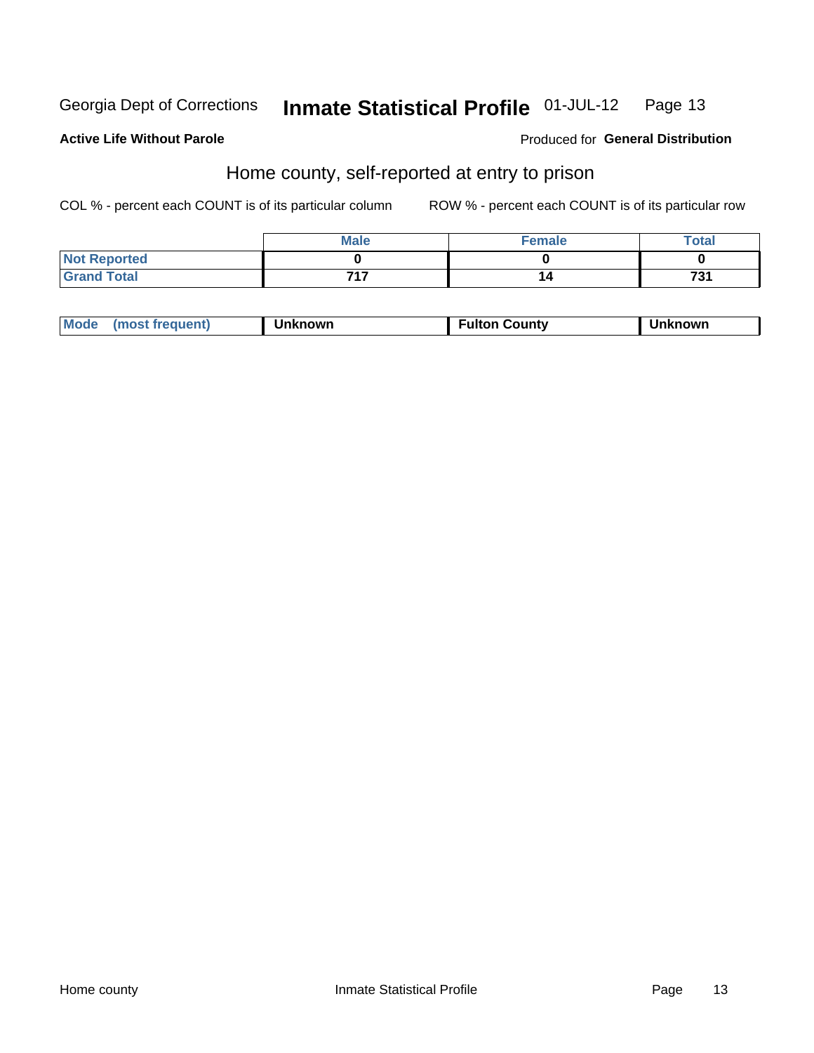Georgia Dept of Corrections **Inmate Statistical Profile** 01-JUL-12

**Active Life Without Parole** Produced for **General Distribution**

## Home county, self-reported at entry to prison

COL % - percent each COUNT is of its particular column ROW % - percent each COUNT is of its particular row

| | Male | Female | Total |
|---|---|---|---|
| Not Reported | 0 | 0 | 0 |
| Grand Total | 717 | 14 | 731 |

| Mode (most frequent) | Unknown | Fulton County | Unknown |
|---|---|---|---|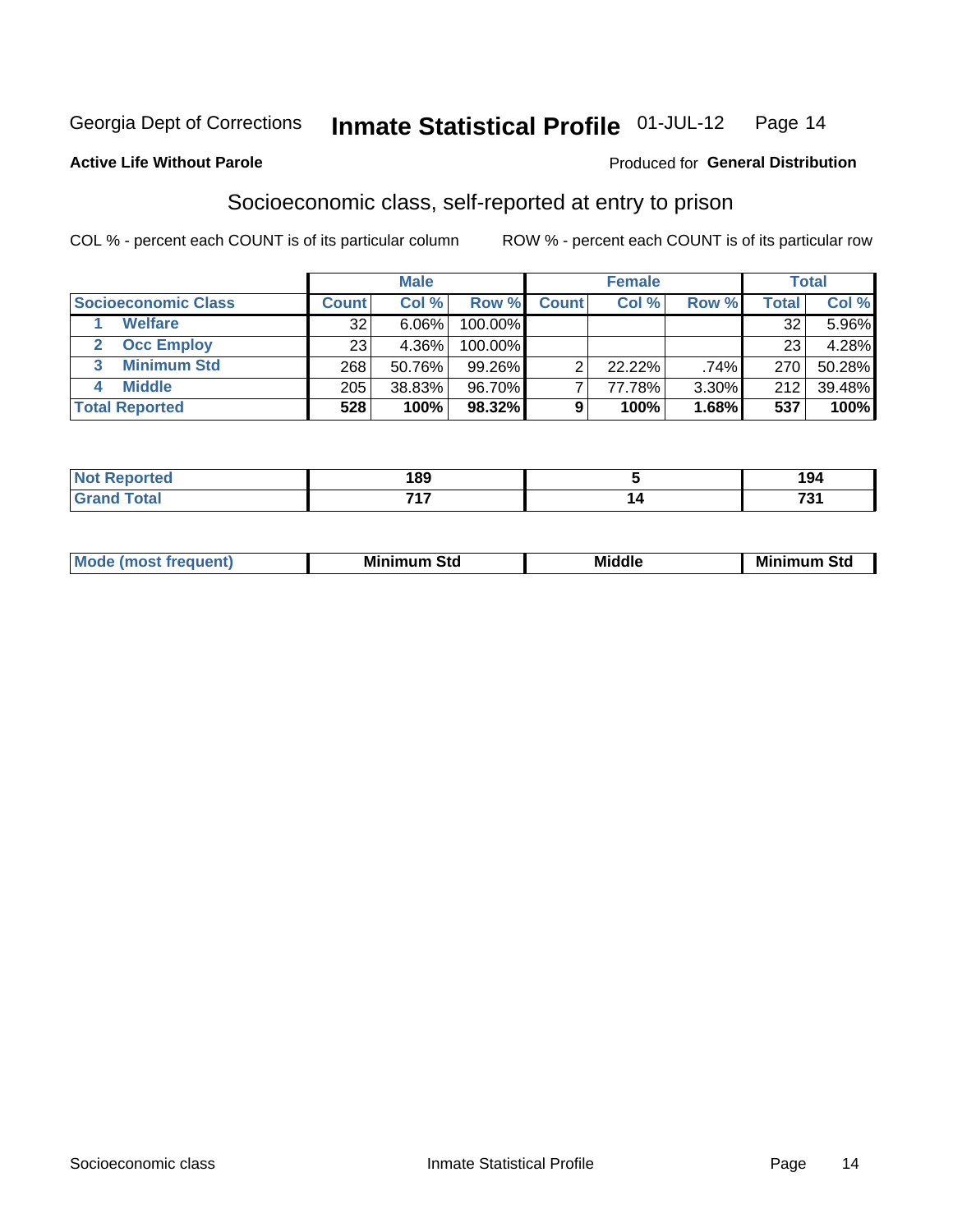Georgia Dept of Corrections **Inmate Statistical Profile** 01-JUL-12

**Active Life Without Parole**

Produced for **General Distribution**

## Socioeconomic class, self-reported at entry to prison

COL % - percent each COUNT is of its particular column ROW % - percent each COUNT is of its particular row

| | Male | | | Female | | | Total | |
|---|---|---|---|---|---|---|---|---|
| **Socioeconomic Class** | **Count** | **Col %** | **Row %** | **Count** | **Col %** | **Row %** | **Total** | **Col %** |
| 1 **Welfare** | 32 | 6.06% | 100.00% | | | | 32 | 5.96% |
| 2 **Occ Employ** | 23 | 4.36% | 100.00% | | | | 23 | 4.28% |
| 3 **Minimum Std** | 268 | 50.76% | 99.26% | 2 | 22.22% | .74% | 270 | 50.28% |
| 4 **Middle** | 205 | 38.83% | 96.70% | 7 | 77.78% | 3.30% | 212 | 39.48% |
| **Total Reported** | **528** | **100%** | **98.32%** | **9** | **100%** | **1.68%** | **537** | **100%** |

| | Male | Female | Total |
|---|---|---|---|
| **Not Reported** | **189** | **5** | **194** |
| **Grand Total** | **717** | **14** | **731** |

| | Male | Female | Total |
|---|---|---|---|
| **Mode (most frequent)** | **Minimum Std** | **Middle** | **Minimum Std** |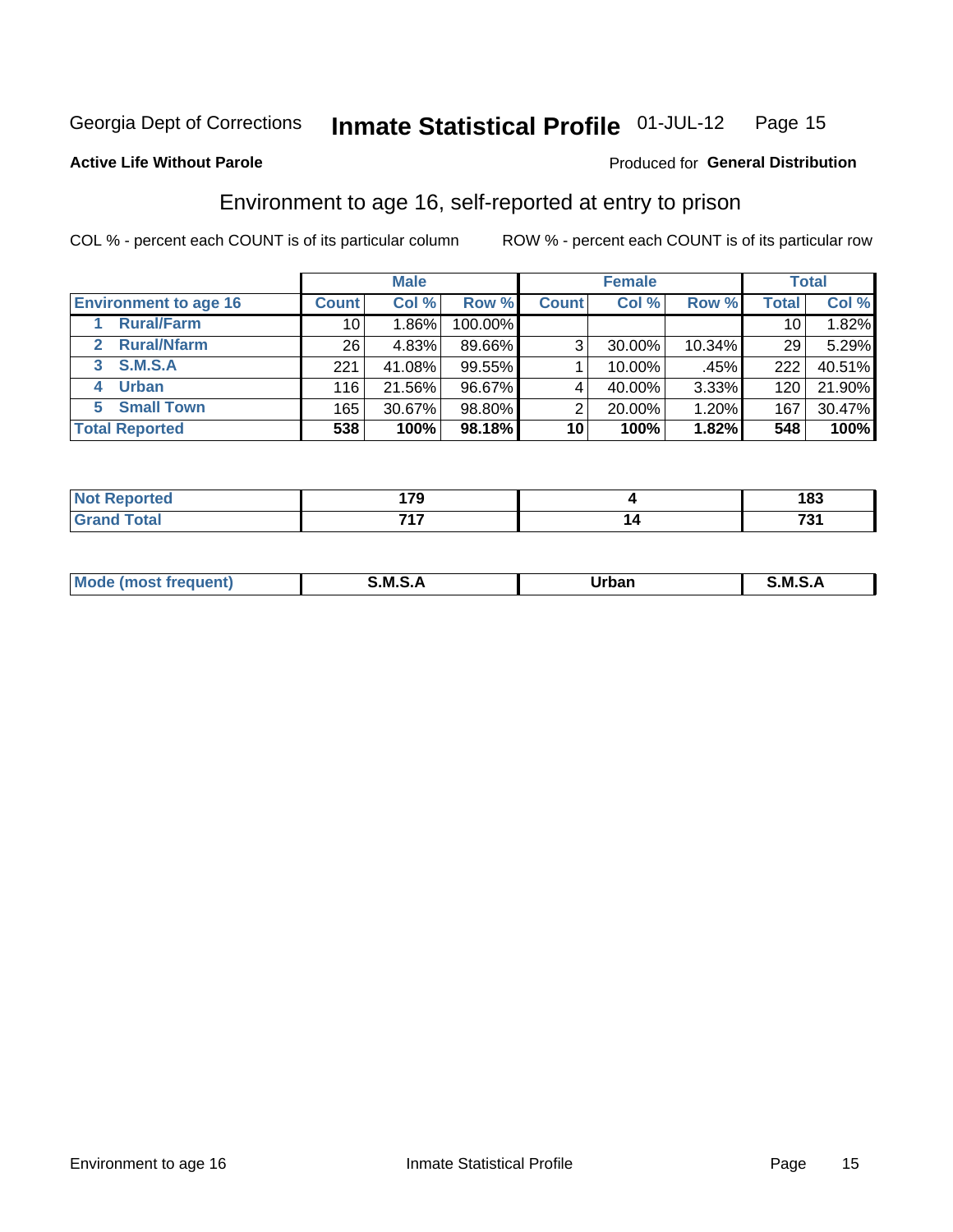Georgia Dept of Corrections **Inmate Statistical Profile** 01-JUL-12

**Active Life Without Parole**

Produced for **General Distribution**

## Environment to age 16, self-reported at entry to prison

COL % - percent each COUNT is of its particular column ROW % - percent each COUNT is of its particular row

| | Male | | | Female | | | Total | |
|---|---|---|---|---|---|---|---|---|
| **Environment to age 16** | **Count** | **Col %** | **Row %** | **Count** | **Col %** | **Row %** | **Total** | **Col %** |
| **1 Rural/Farm** | 10 | 1.86% | 100.00% | | | | 10 | 1.82% |
| **2 Rural/Nfarm** | 26 | 4.83% | 89.66% | 3 | 30.00% | 10.34% | 29 | 5.29% |
| **3 S.M.S.A** | 221 | 41.08% | 99.55% | 1 | 10.00% | .45% | 222 | 40.51% |
| **4 Urban** | 116 | 21.56% | 96.67% | 4 | 40.00% | 3.33% | 120 | 21.90% |
| **5 Small Town** | 165 | 30.67% | 98.80% | 2 | 20.00% | 1.20% | 167 | 30.47% |
| **Total Reported** | **538** | **100%** | **98.18%** | **10** | **100%** | **1.82%** | **548** | **100%** |

| | Male | Female | Total |
|---|---|---|---|
| **Not Reported** | **179** | **4** | **183** |
| **Grand Total** | **717** | **14** | **731** |

| | Male | Female | Total |
|---|---|---|---|
| **Mode (most frequent)** | **S.M.S.A** | **Urban** | **S.M.S.A** |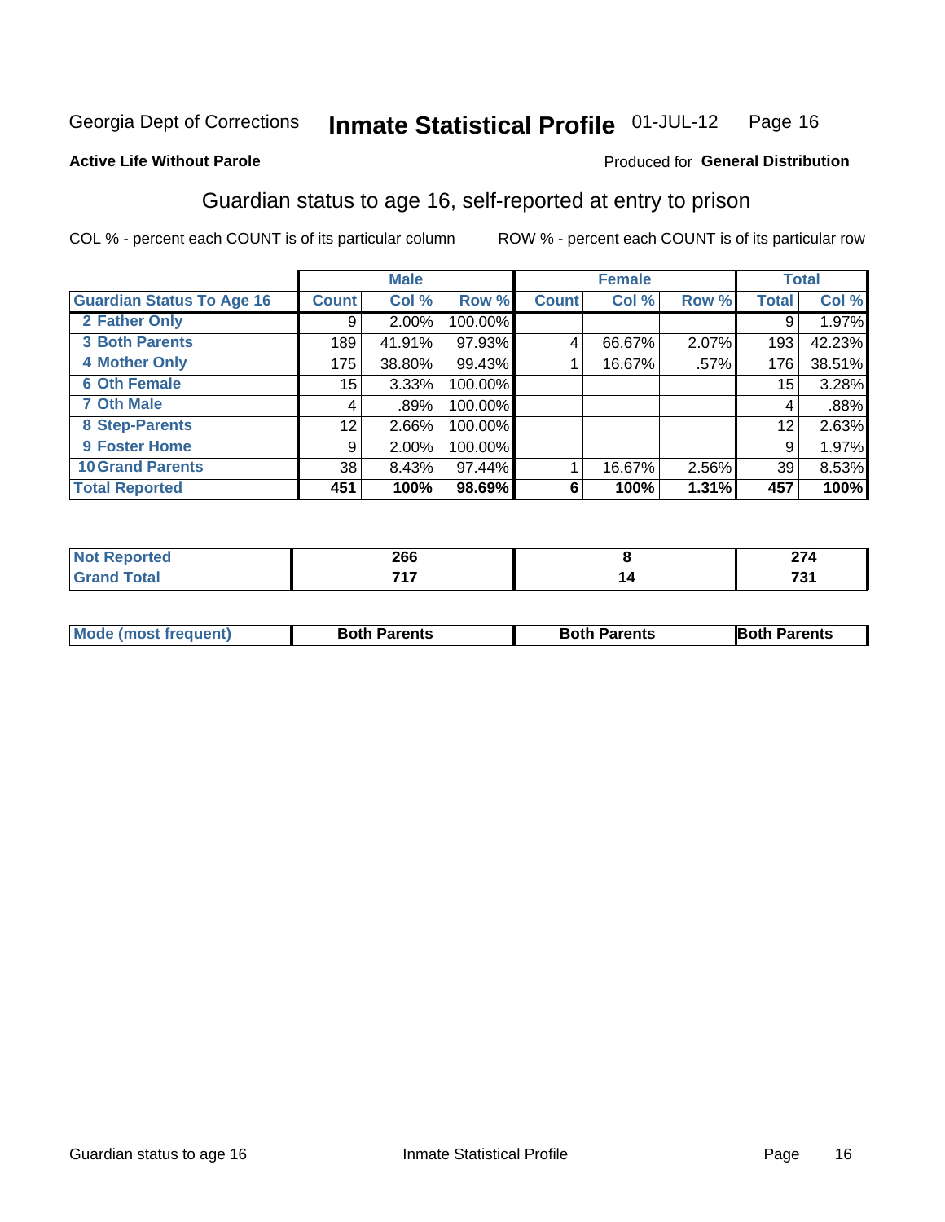Georgia Dept of Corrections **Inmate Statistical Profile** 01-JUL-12

**Active Life Without Parole**

Produced for **General Distribution**

## Guardian status to age 16, self-reported at entry to prison

COL % - percent each COUNT is of its particular column ROW % - percent each COUNT is of its particular row

| | Male | | | Female | | | Total | |
|---|---|---|---|---|---|---|---|---|
| **Guardian Status To Age 16** | **Count** | **Col %** | **Row %** | **Count** | **Col %** | **Row %** | **Total** | **Col %** |
| **2 Father Only** | 9 | 2.00% | 100.00% | | | | 9 | 1.97% |
| **3 Both Parents** | 189 | 41.91% | 97.93% | 4 | 66.67% | 2.07% | 193 | 42.23% |
| **4 Mother Only** | 175 | 38.80% | 99.43% | 1 | 16.67% | .57% | 176 | 38.51% |
| **6 Oth Female** | 15 | 3.33% | 100.00% | | | | 15 | 3.28% |
| **7 Oth Male** | 4 | .89% | 100.00% | | | | 4 | .88% |
| **8 Step-Parents** | 12 | 2.66% | 100.00% | | | | 12 | 2.63% |
| **9 Foster Home** | 9 | 2.00% | 100.00% | | | | 9 | 1.97% |
| **10 Grand Parents** | 38 | 8.43% | 97.44% | 1 | 16.67% | 2.56% | 39 | 8.53% |
| **Total Reported** | **451** | **100%** | **98.69%** | **6** | **100%** | **1.31%** | **457** | **100%** |

| | Male | Female | Total |
|---|---|---|---|
| **Not Reported** | **266** | **8** | **274** |
| **Grand Total** | **717** | **14** | **731** |

| | Male | Female | Total |
|---|---|---|---|
| **Mode (most frequent)** | **Both Parents** | **Both Parents** | **Both Parents** |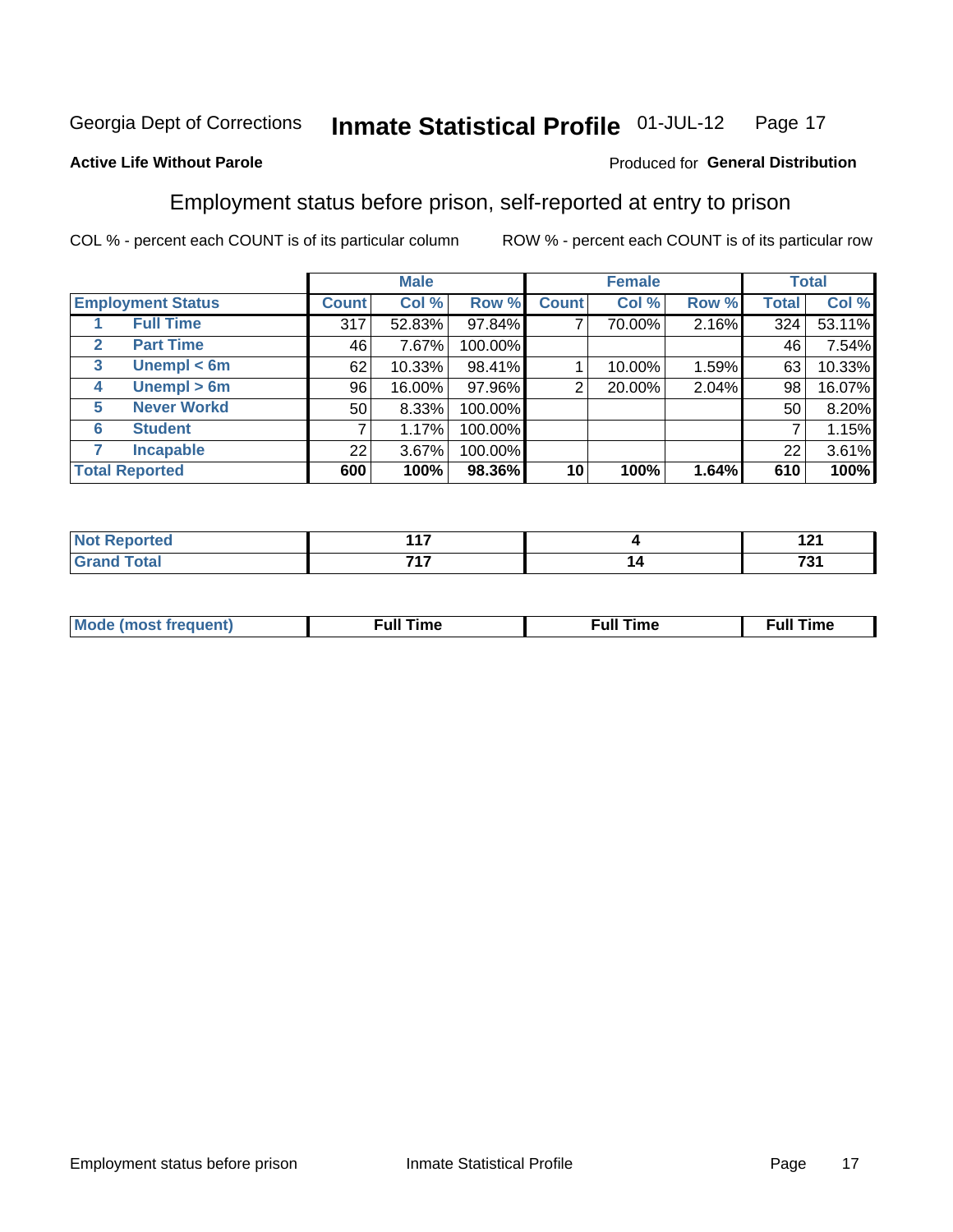Georgia Dept of Corrections **Inmate Statistical Profile** 01-JUL-12

**Active Life Without Parole**

Produced for **General Distribution**

## Employment status before prison, self-reported at entry to prison

COL % - percent each COUNT is of its particular column    ROW % - percent each COUNT is of its particular row

| Employment Status | | Male | | | Female | | | Total | |
|---|---|---|---|---|---|---|---|---|---|
| | | Count | Col % | Row % | Count | Col % | Row % | Total | Col % |
| 1 | Full Time | 317 | 52.83% | 97.84% | 7 | 70.00% | 2.16% | 324 | 53.11% |
| 2 | Part Time | 46 | 7.67% | 100.00% | | | | 46 | 7.54% |
| 3 | Unempl < 6m | 62 | 10.33% | 98.41% | 1 | 10.00% | 1.59% | 63 | 10.33% |
| 4 | Unempl > 6m | 96 | 16.00% | 97.96% | 2 | 20.00% | 2.04% | 98 | 16.07% |
| 5 | Never Workd | 50 | 8.33% | 100.00% | | | | 50 | 8.20% |
| 6 | Student | 7 | 1.17% | 100.00% | | | | 7 | 1.15% |
| 7 | Incapable | 22 | 3.67% | 100.00% | | | | 22 | 3.61% |
| **Total Reported** | | **600** | **100%** | **98.36%** | **10** | **100%** | **1.64%** | **610** | **100%** |

| | Male | Female | Total |
|---|---|---|---|
| Not Reported | 117 | 4 | 121 |
| Grand Total | 717 | 14 | 731 |

| | Male | Female | Total |
|---|---|---|---|
| Mode (most frequent) | Full Time | Full Time | Full Time |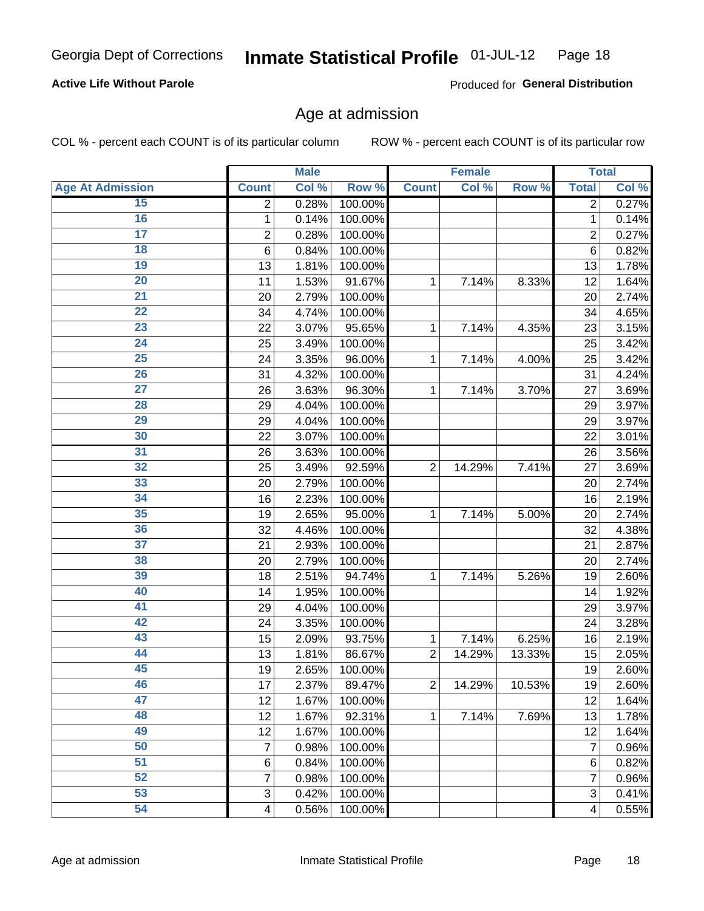**Active Life Without Parole**

Produced for **General Distribution**

## Age at admission

COL % - percent each COUNT is of its particular column

ROW % - percent each COUNT is of its particular row

| | Male | | | Female | | | Total | |
|---|---|---|---|---|---|---|---|---|
| **Age At Admission** | **Count** | **Col %** | **Row %** | **Count** | **Col %** | **Row %** | **Total** | **Col %** |
| 15 | 2 | 0.28% | 100.00% | | | | 2 | 0.27% |
| 16 | 1 | 0.14% | 100.00% | | | | 1 | 0.14% |
| 17 | 2 | 0.28% | 100.00% | | | | 2 | 0.27% |
| 18 | 6 | 0.84% | 100.00% | | | | 6 | 0.82% |
| 19 | 13 | 1.81% | 100.00% | | | | 13 | 1.78% |
| 20 | 11 | 1.53% | 91.67% | 1 | 7.14% | 8.33% | 12 | 1.64% |
| 21 | 20 | 2.79% | 100.00% | | | | 20 | 2.74% |
| 22 | 34 | 4.74% | 100.00% | | | | 34 | 4.65% |
| 23 | 22 | 3.07% | 95.65% | 1 | 7.14% | 4.35% | 23 | 3.15% |
| 24 | 25 | 3.49% | 100.00% | | | | 25 | 3.42% |
| 25 | 24 | 3.35% | 96.00% | 1 | 7.14% | 4.00% | 25 | 3.42% |
| 26 | 31 | 4.32% | 100.00% | | | | 31 | 4.24% |
| 27 | 26 | 3.63% | 96.30% | 1 | 7.14% | 3.70% | 27 | 3.69% |
| 28 | 29 | 4.04% | 100.00% | | | | 29 | 3.97% |
| 29 | 29 | 4.04% | 100.00% | | | | 29 | 3.97% |
| 30 | 22 | 3.07% | 100.00% | | | | 22 | 3.01% |
| 31 | 26 | 3.63% | 100.00% | | | | 26 | 3.56% |
| 32 | 25 | 3.49% | 92.59% | 2 | 14.29% | 7.41% | 27 | 3.69% |
| 33 | 20 | 2.79% | 100.00% | | | | 20 | 2.74% |
| 34 | 16 | 2.23% | 100.00% | | | | 16 | 2.19% |
| 35 | 19 | 2.65% | 95.00% | 1 | 7.14% | 5.00% | 20 | 2.74% |
| 36 | 32 | 4.46% | 100.00% | | | | 32 | 4.38% |
| 37 | 21 | 2.93% | 100.00% | | | | 21 | 2.87% |
| 38 | 20 | 2.79% | 100.00% | | | | 20 | 2.74% |
| 39 | 18 | 2.51% | 94.74% | 1 | 7.14% | 5.26% | 19 | 2.60% |
| 40 | 14 | 1.95% | 100.00% | | | | 14 | 1.92% |
| 41 | 29 | 4.04% | 100.00% | | | | 29 | 3.97% |
| 42 | 24 | 3.35% | 100.00% | | | | 24 | 3.28% |
| 43 | 15 | 2.09% | 93.75% | 1 | 7.14% | 6.25% | 16 | 2.19% |
| 44 | 13 | 1.81% | 86.67% | 2 | 14.29% | 13.33% | 15 | 2.05% |
| 45 | 19 | 2.65% | 100.00% | | | | 19 | 2.60% |
| 46 | 17 | 2.37% | 89.47% | 2 | 14.29% | 10.53% | 19 | 2.60% |
| 47 | 12 | 1.67% | 100.00% | | | | 12 | 1.64% |
| 48 | 12 | 1.67% | 92.31% | 1 | 7.14% | 7.69% | 13 | 1.78% |
| 49 | 12 | 1.67% | 100.00% | | | | 12 | 1.64% |
| 50 | 7 | 0.98% | 100.00% | | | | 7 | 0.96% |
| 51 | 6 | 0.84% | 100.00% | | | | 6 | 0.82% |
| 52 | 7 | 0.98% | 100.00% | | | | 7 | 0.96% |
| 53 | 3 | 0.42% | 100.00% | | | | 3 | 0.41% |
| 54 | 4 | 0.56% | 100.00% | | | | 4 | 0.55% |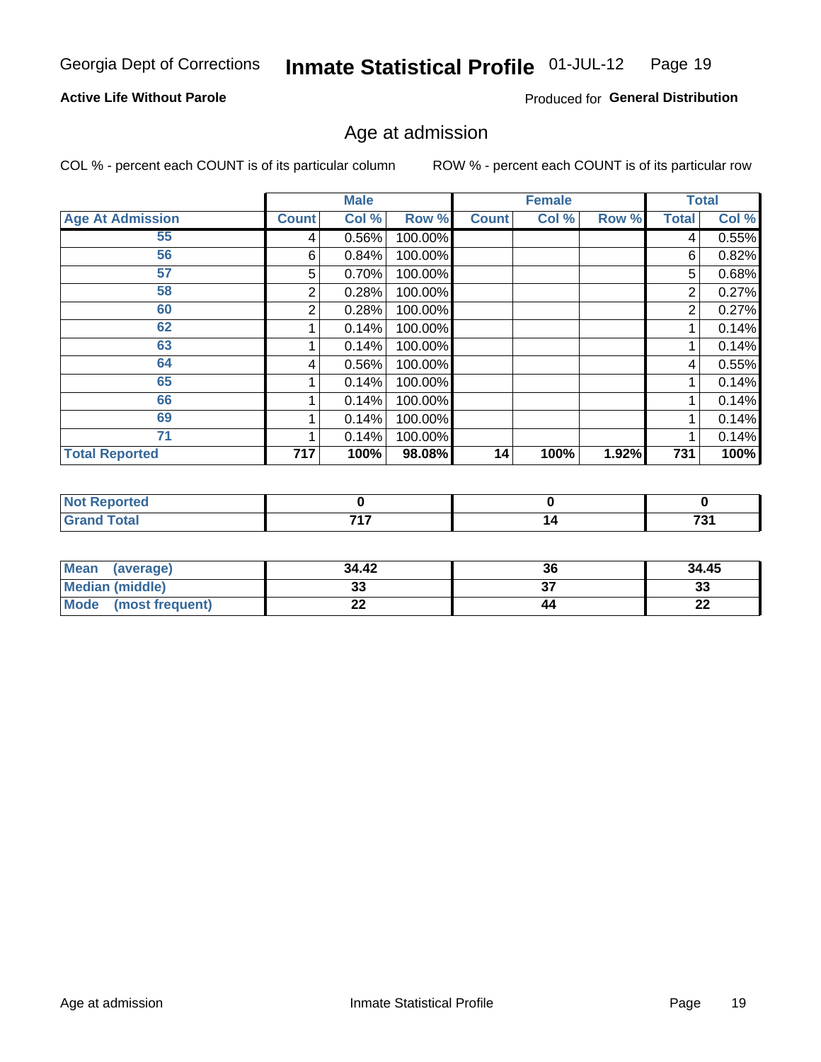Georgia Dept of Corrections **Inmate Statistical Profile** 01-JUL-12

**Active Life Without Parole**

Produced for **General Distribution**

## Age at admission

COL % - percent each COUNT is of its particular column

ROW % - percent each COUNT is of its particular row

| | Male | | | Female | | | Total | |
|---|---|---|---|---|---|---|---|---|
| **Age At Admission** | **Count** | **Col %** | **Row %** | **Count** | **Col %** | **Row %** | **Total** | **Col %** |
| 55 | 4 | 0.56% | 100.00% | | | | 4 | 0.55% |
| 56 | 6 | 0.84% | 100.00% | | | | 6 | 0.82% |
| 57 | 5 | 0.70% | 100.00% | | | | 5 | 0.68% |
| 58 | 2 | 0.28% | 100.00% | | | | 2 | 0.27% |
| 60 | 2 | 0.28% | 100.00% | | | | 2 | 0.27% |
| 62 | 1 | 0.14% | 100.00% | | | | 1 | 0.14% |
| 63 | 1 | 0.14% | 100.00% | | | | 1 | 0.14% |
| 64 | 4 | 0.56% | 100.00% | | | | 4 | 0.55% |
| 65 | 1 | 0.14% | 100.00% | | | | 1 | 0.14% |
| 66 | 1 | 0.14% | 100.00% | | | | 1 | 0.14% |
| 69 | 1 | 0.14% | 100.00% | | | | 1 | 0.14% |
| 71 | 1 | 0.14% | 100.00% | | | | 1 | 0.14% |
| **Total Reported** | **717** | **100%** | **98.08%** | **14** | **100%** | **1.92%** | **731** | **100%** |

| | Male | Female | Total |
|---|---|---|---|
| **Not Reported** | **0** | **0** | **0** |
| **Grand Total** | **717** | **14** | **731** |

| | Male | Female | Total |
|---|---|---|---|
| **Mean (average)** | **34.42** | **36** | **34.45** |
| **Median (middle)** | **33** | **37** | **33** |
| **Mode (most frequent)** | **22** | **44** | **22** |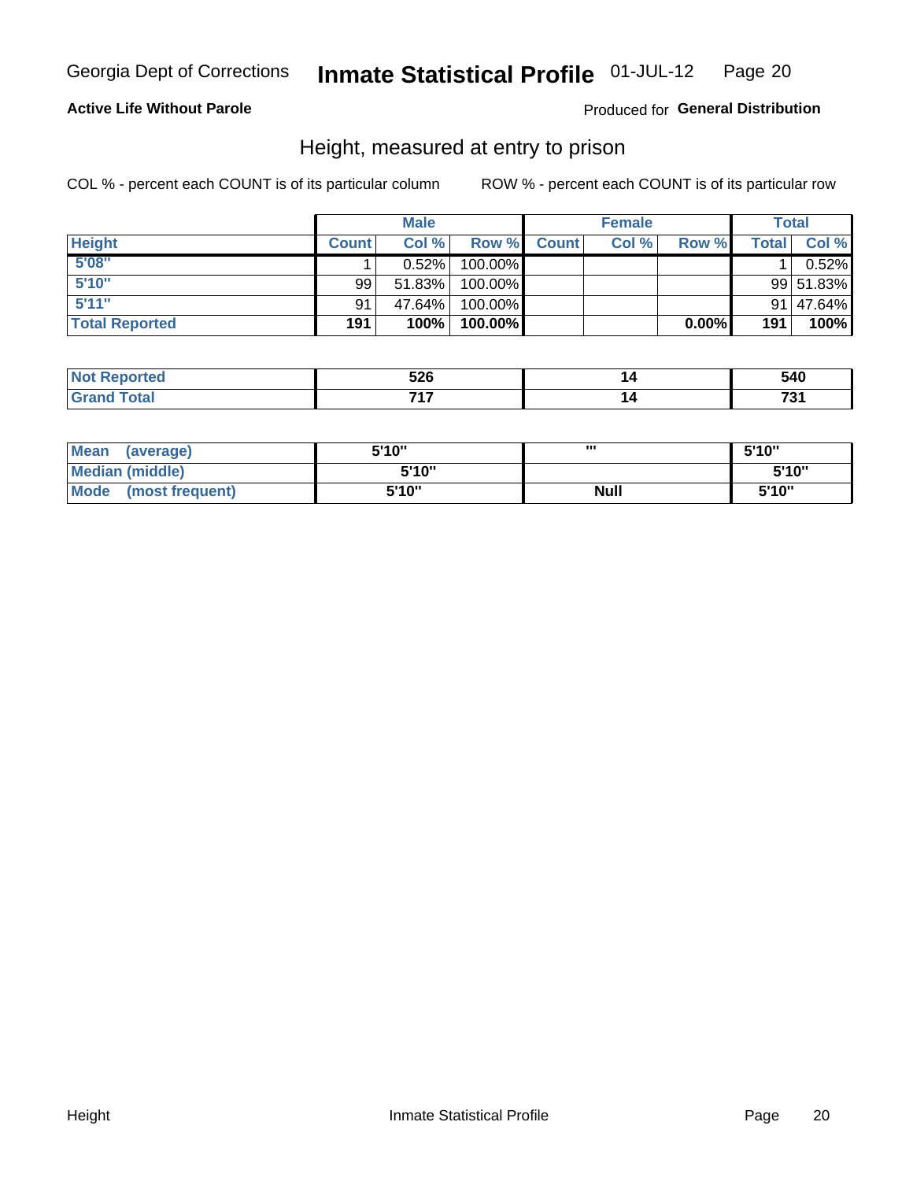Georgia Dept of Corrections **Inmate Statistical Profile** 01-JUL-12

**Active Life Without Parole**

Produced for **General Distribution**

## Height, measured at entry to prison

COL % - percent each COUNT is of its particular column

ROW % - percent each COUNT is of its particular row

| | Male | | | Female | | | Total | |
|---|---|---|---|---|---|---|---|---|
| **Height** | **Count** | **Col %** | **Row %** | **Count** | **Col %** | **Row %** | **Total** | **Col %** |
| **5'08"** | 1 | 0.52% | 100.00% | | | | 1 | 0.52% |
| **5'10"** | 99 | 51.83% | 100.00% | | | | 99 | 51.83% |
| **5'11"** | 91 | 47.64% | 100.00% | | | | 91 | 47.64% |
| **Total Reported** | **191** | **100%** | **100.00%** | | | **0.00%** | **191** | **100%** |

| | Male | Female | Total |
|---|---|---|---|
| **Not Reported** | **526** | **14** | **540** |
| **Grand Total** | **717** | **14** | **731** |

| | Male | Female | Total |
|---|---|---|---|
| **Mean (average)** | **5'10"** | **'''** | **5'10"** |
| **Median (middle)** | **5'10"** | | **5'10"** |
| **Mode (most frequent)** | **5'10"** | **Null** | **5'10"** |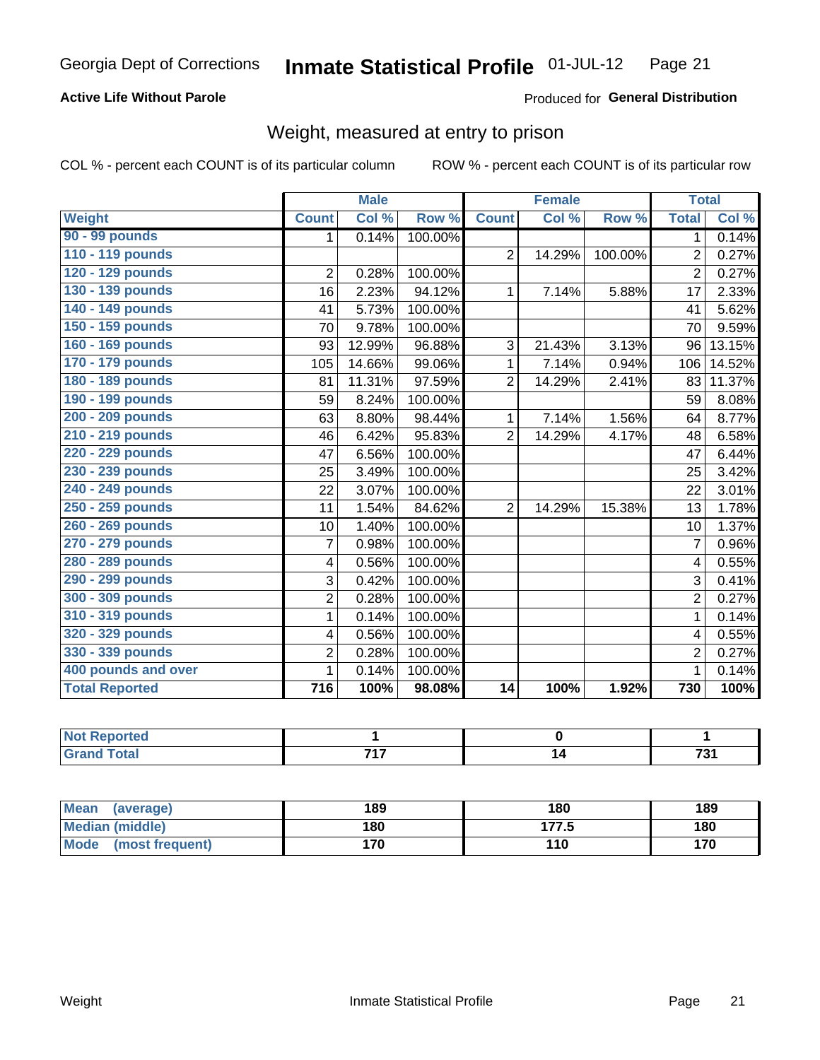Georgia Dept of Corrections **Inmate Statistical Profile** 01-JUL-12

**Active Life Without Parole**

Produced for **General Distribution**

## Weight, measured at entry to prison

COL % - percent each COUNT is of its particular column

ROW % - percent each COUNT is of its particular row

| | Male | | | Female | | | Total | |
|---|---|---|---|---|---|---|---|---|
| **Weight** | **Count** | **Col %** | **Row %** | **Count** | **Col %** | **Row %** | **Total** | **Col %** |
| 90 - 99 pounds | 1 | 0.14% | 100.00% | | | | 1 | 0.14% |
| 110 - 119 pounds | | | | 2 | 14.29% | 100.00% | 2 | 0.27% |
| 120 - 129 pounds | 2 | 0.28% | 100.00% | | | | 2 | 0.27% |
| 130 - 139 pounds | 16 | 2.23% | 94.12% | 1 | 7.14% | 5.88% | 17 | 2.33% |
| 140 - 149 pounds | 41 | 5.73% | 100.00% | | | | 41 | 5.62% |
| 150 - 159 pounds | 70 | 9.78% | 100.00% | | | | 70 | 9.59% |
| 160 - 169 pounds | 93 | 12.99% | 96.88% | 3 | 21.43% | 3.13% | 96 | 13.15% |
| 170 - 179 pounds | 105 | 14.66% | 99.06% | 1 | 7.14% | 0.94% | 106 | 14.52% |
| 180 - 189 pounds | 81 | 11.31% | 97.59% | 2 | 14.29% | 2.41% | 83 | 11.37% |
| 190 - 199 pounds | 59 | 8.24% | 100.00% | | | | 59 | 8.08% |
| 200 - 209 pounds | 63 | 8.80% | 98.44% | 1 | 7.14% | 1.56% | 64 | 8.77% |
| 210 - 219 pounds | 46 | 6.42% | 95.83% | 2 | 14.29% | 4.17% | 48 | 6.58% |
| 220 - 229 pounds | 47 | 6.56% | 100.00% | | | | 47 | 6.44% |
| 230 - 239 pounds | 25 | 3.49% | 100.00% | | | | 25 | 3.42% |
| 240 - 249 pounds | 22 | 3.07% | 100.00% | | | | 22 | 3.01% |
| 250 - 259 pounds | 11 | 1.54% | 84.62% | 2 | 14.29% | 15.38% | 13 | 1.78% |
| 260 - 269 pounds | 10 | 1.40% | 100.00% | | | | 10 | 1.37% |
| 270 - 279 pounds | 7 | 0.98% | 100.00% | | | | 7 | 0.96% |
| 280 - 289 pounds | 4 | 0.56% | 100.00% | | | | 4 | 0.55% |
| 290 - 299 pounds | 3 | 0.42% | 100.00% | | | | 3 | 0.41% |
| 300 - 309 pounds | 2 | 0.28% | 100.00% | | | | 2 | 0.27% |
| 310 - 319 pounds | 1 | 0.14% | 100.00% | | | | 1 | 0.14% |
| 320 - 329 pounds | 4 | 0.56% | 100.00% | | | | 4 | 0.55% |
| 330 - 339 pounds | 2 | 0.28% | 100.00% | | | | 2 | 0.27% |
| 400 pounds and over | 1 | 0.14% | 100.00% | | | | 1 | 0.14% |
| **Total Reported** | **716** | **100%** | **98.08%** | **14** | **100%** | **1.92%** | **730** | **100%** |

| | Male | Female | Total |
|---|---|---|---|
| Not Reported | 1 | 0 | 1 |
| Grand Total | 717 | 14 | 731 |

| | Male | Female | Total |
|---|---|---|---|
| Mean (average) | 189 | 180 | 189 |
| Median (middle) | 180 | 177.5 | 180 |
| Mode (most frequent) | 170 | 110 | 170 |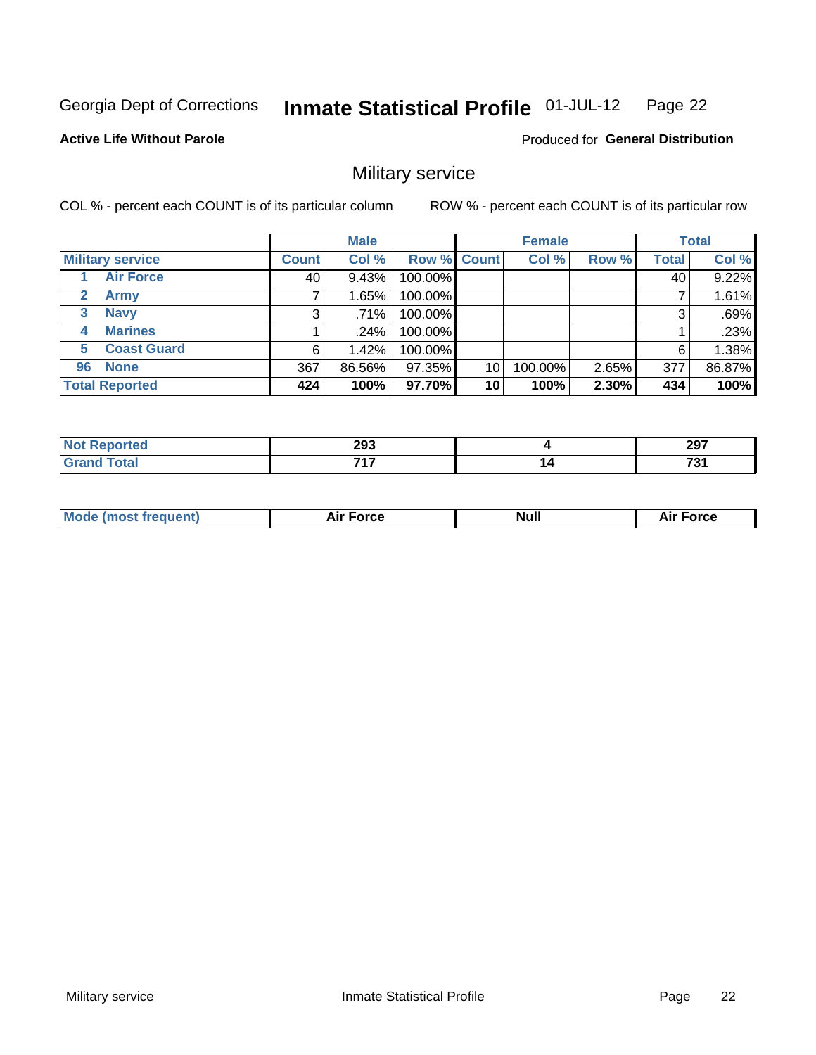Georgia Dept of Corrections **Inmate Statistical Profile** 01-JUL-12

**Active Life Without Parole**

Produced for **General Distribution**

## Military service

COL % - percent each COUNT is of its particular column ROW % - percent each COUNT is of its particular row

| | Male | | | Female | | | Total | |
|---|---|---|---|---|---|---|---|---|
| **Military service** | **Count** | **Col %** | **Row %** | **Count** | **Col %** | **Row %** | **Total** | **Col %** |
| 1 Air Force | 40 | 9.43% | 100.00% | | | | 40 | 9.22% |
| 2 Army | 7 | 1.65% | 100.00% | | | | 7 | 1.61% |
| 3 Navy | 3 | .71% | 100.00% | | | | 3 | .69% |
| 4 Marines | 1 | .24% | 100.00% | | | | 1 | .23% |
| 5 Coast Guard | 6 | 1.42% | 100.00% | | | | 6 | 1.38% |
| 96 None | 367 | 86.56% | 97.35% | 10 | 100.00% | 2.65% | 377 | 86.87% |
| **Total Reported** | **424** | **100%** | **97.70%** | **10** | **100%** | **2.30%** | **434** | **100%** |

| | Male | Female | Total |
|---|---|---|---|
| **Not Reported** | **293** | **4** | **297** |
| **Grand Total** | **717** | **14** | **731** |

| | Male | Female | Total |
|---|---|---|---|
| **Mode (most frequent)** | **Air Force** | **Null** | **Air Force** |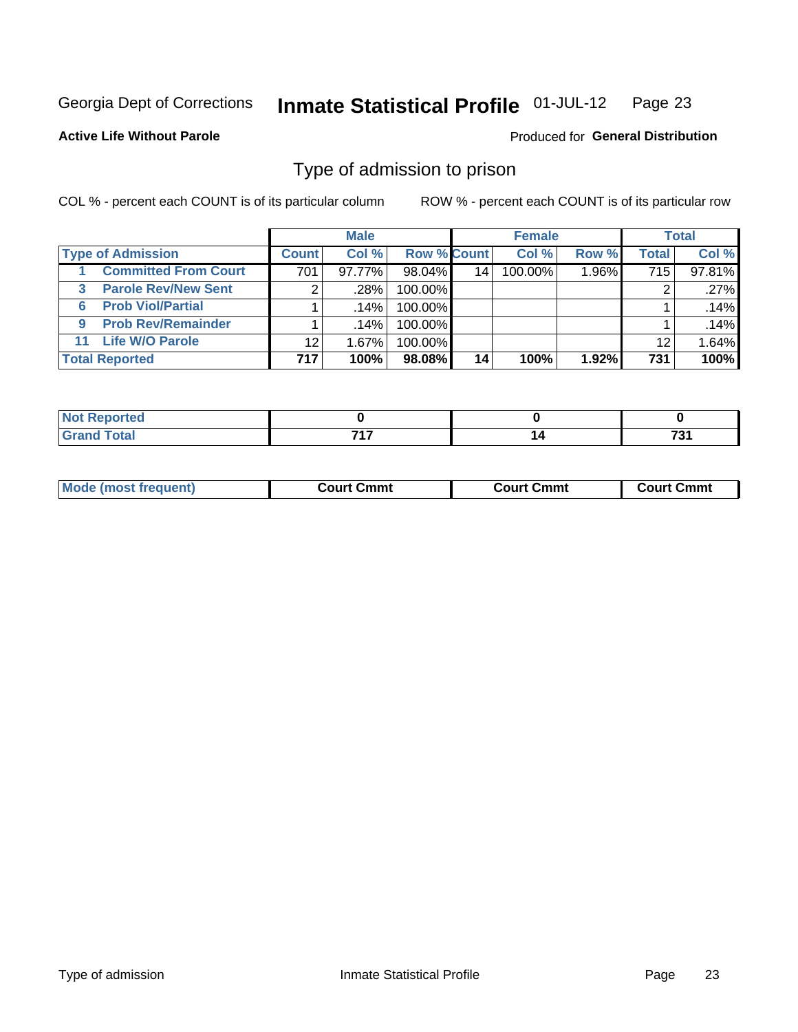Georgia Dept of Corrections **Inmate Statistical Profile** 01-JUL-12

**Active Life Without Parole**

Produced for **General Distribution**

## Type of admission to prison

COL % - percent each COUNT is of its particular column

ROW % - percent each COUNT is of its particular row

| | Male | | | Female | | | Total | |
|---|---|---|---|---|---|---|---|---|
| **Type of Admission** | **Count** | **Col %** | **Row %** | **Count** | **Col %** | **Row %** | **Total** | **Col %** |
| 1 **Committed From Court** | 701 | 97.77% | 98.04% | 14 | 100.00% | 1.96% | 715 | 97.81% |
| 3 **Parole Rev/New Sent** | 2 | .28% | 100.00% | | | | 2 | .27% |
| 6 **Prob Viol/Partial** | 1 | .14% | 100.00% | | | | 1 | .14% |
| 9 **Prob Rev/Remainder** | 1 | .14% | 100.00% | | | | 1 | .14% |
| 11 **Life W/O Parole** | 12 | 1.67% | 100.00% | | | | 12 | 1.64% |
| **Total Reported** | **717** | **100%** | **98.08%** | **14** | **100%** | **1.92%** | **731** | **100%** |

| | Male | Female | Total |
|---|---|---|---|
| **Not Reported** | **0** | **0** | **0** |
| **Grand Total** | **717** | **14** | **731** |

| | Male | Female | Total |
|---|---|---|---|
| **Mode (most frequent)** | **Court Cmmt** | **Court Cmmt** | **Court Cmmt** |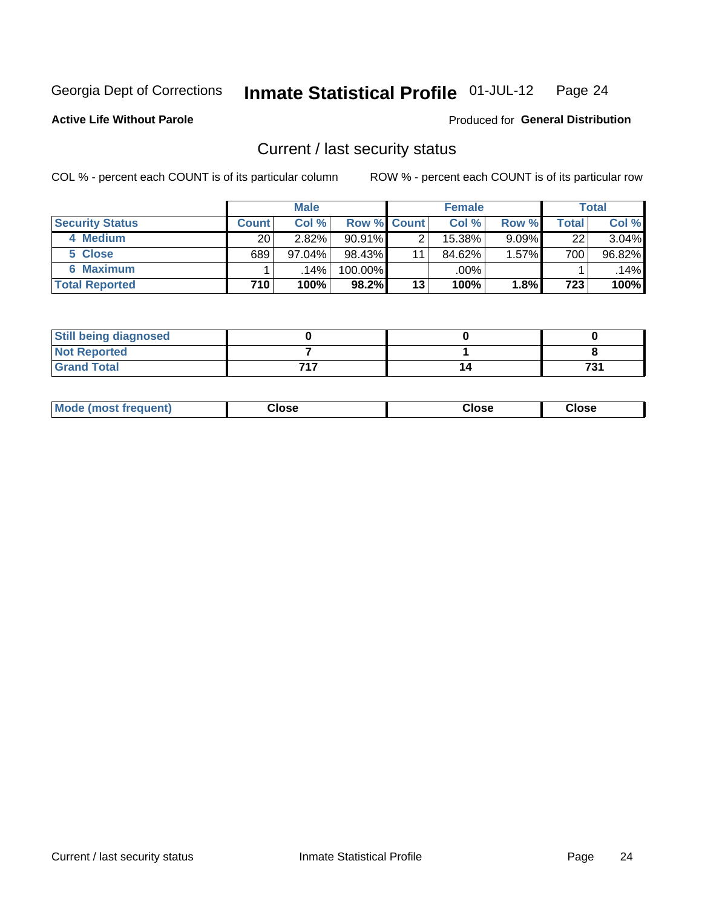Georgia Dept of Corrections **Inmate Statistical Profile** 01-JUL-12

**Active Life Without Parole**

Produced for **General Distribution**

## Current / last security status

COL % - percent each COUNT is of its particular column ROW % - percent each COUNT is of its particular row

| | Male | | | Female | | | Total | |
|---|---|---|---|---|---|---|---|---|
| **Security Status** | **Count** | **Col %** | **Row %** | **Count** | **Col %** | **Row %** | **Total** | **Col %** |
| 4 Medium | 20 | 2.82% | 90.91% | 2 | 15.38% | 9.09% | 22 | 3.04% |
| 5 Close | 689 | 97.04% | 98.43% | 11 | 84.62% | 1.57% | 700 | 96.82% |
| 6 Maximum | 1 | .14% | 100.00% | | .00% | | 1 | .14% |
| **Total Reported** | **710** | **100%** | **98.2%** | **13** | **100%** | **1.8%** | **723** | **100%** |

| | Male | Female | Total |
|---|---|---|---|
| **Still being diagnosed** | **0** | **0** | **0** |
| **Not Reported** | **7** | **1** | **8** |
| **Grand Total** | **717** | **14** | **731** |

| | Male | Female | Total |
|---|---|---|---|
| **Mode (most frequent)** | **Close** | **Close** | **Close** |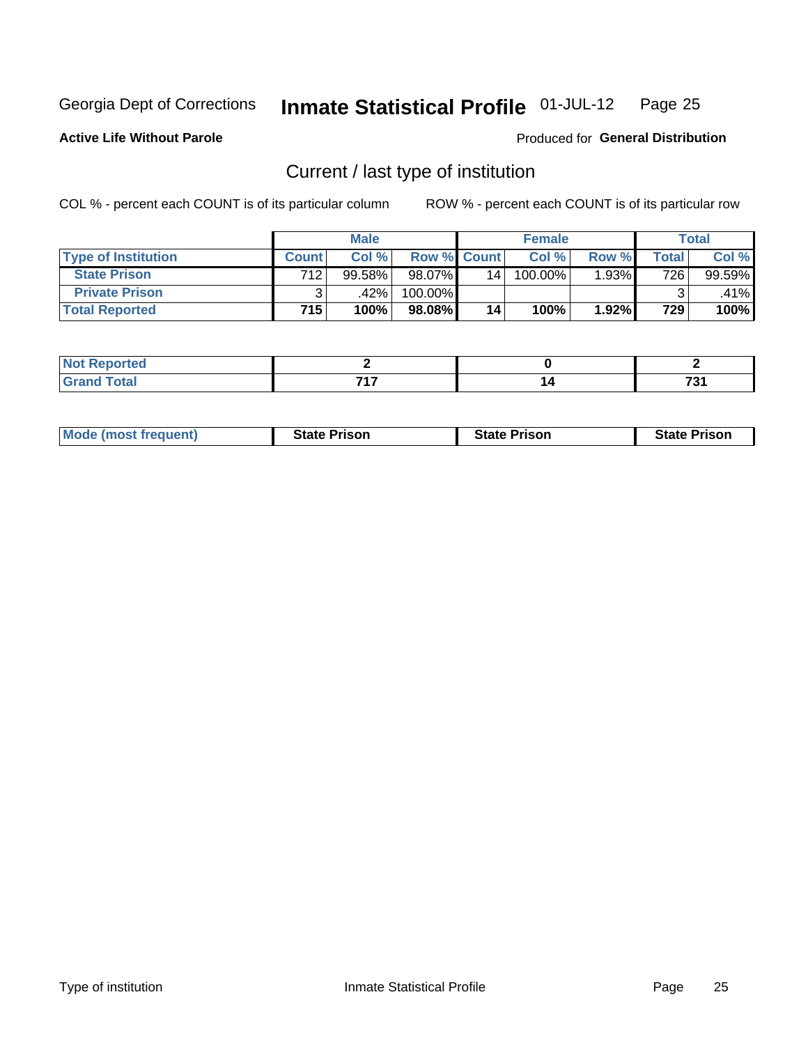Georgia Dept of Corrections **Inmate Statistical Profile** 01-JUL-12

**Active Life Without Parole**

Produced for **General Distribution**

## Current / last type of institution

COL % - percent each COUNT is of its particular column ROW % - percent each COUNT is of its particular row

| | Male | | | Female | | | Total | |
|---|---|---|---|---|---|---|---|---|
| **Type of Institution** | **Count** | **Col %** | **Row %** | **Count** | **Col %** | **Row %** | **Total** | **Col %** |
| **State Prison** | 712 | 99.58% | 98.07% | 14 | 100.00% | 1.93% | 726 | 99.59% |
| **Private Prison** | 3 | .42% | 100.00% | | | | 3 | .41% |
| **Total Reported** | **715** | **100%** | **98.08%** | **14** | **100%** | **1.92%** | **729** | **100%** |

| | Male | Female | Total |
|---|---|---|---|
| **Not Reported** | **2** | **0** | **2** |
| **Grand Total** | **717** | **14** | **731** |

| | Male | Female | Total |
|---|---|---|---|
| **Mode (most frequent)** | **State Prison** | **State Prison** | **State Prison** |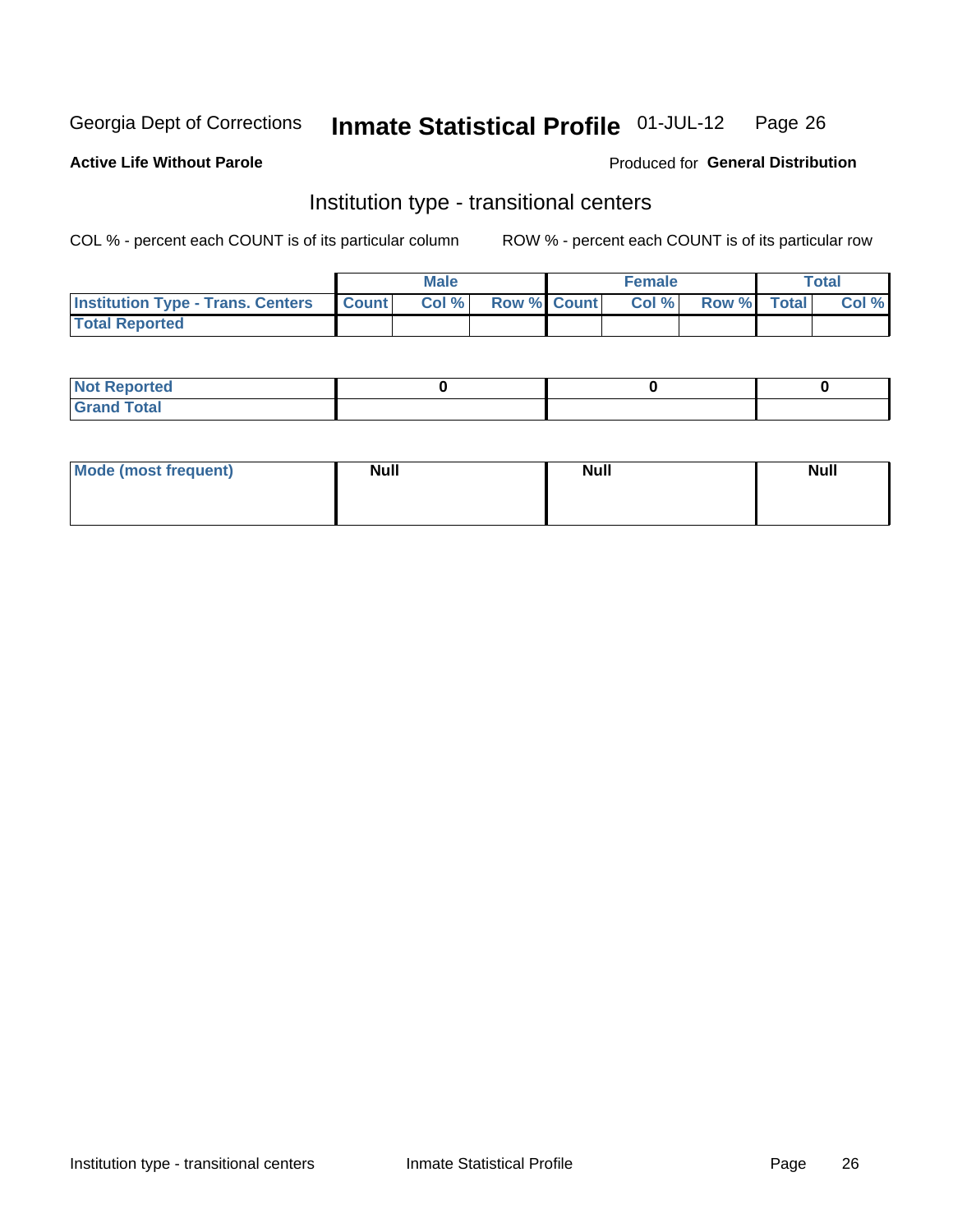Georgia Dept of Corrections **Inmate Statistical Profile** 01-JUL-12 Page 26

**Active Life Without Parole**

Produced for **General Distribution**

## Institution type - transitional centers

COL % - percent each COUNT is of its particular column

ROW % - percent each COUNT is of its particular row

| | Male | | | Female | | | Total | |
|---|---|---|---|---|---|---|---|---|
| **Institution Type - Trans. Centers** | **Count** | **Col %** | **Row %** | **Count** | **Col %** | **Row %** | **Total** | **Col %** |
| **Total Reported** | | | | | | | | |

| | Male | Female | Total |
|---|---|---|---|
| **Not Reported** | 0 | 0 | 0 |
| **Grand Total** | | | |

| | Male | Female | Total |
|---|---|---|---|
| **Mode (most frequent)** | Null | Null | Null |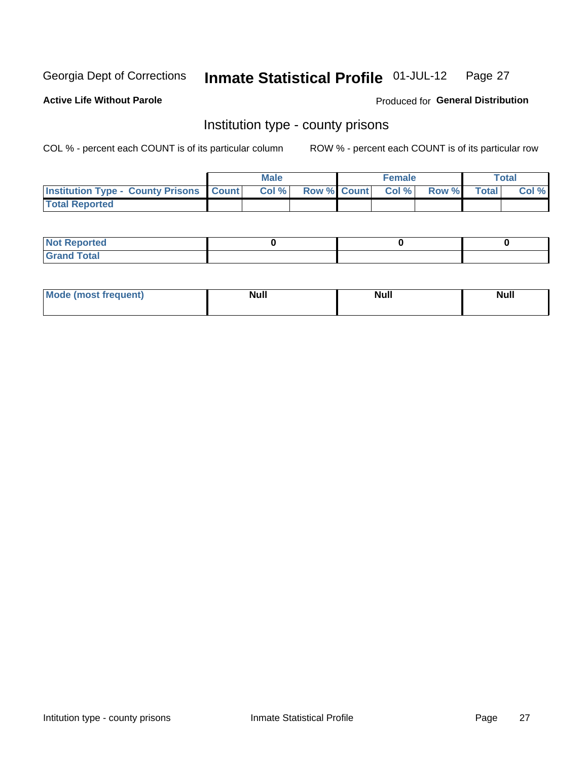Georgia Dept of Corrections **Inmate Statistical Profile** 01-JUL-12

**Active Life Without Parole**

Produced for **General Distribution**

## Institution type - county prisons

COL % - percent each COUNT is of its particular column     ROW % - percent each COUNT is of its particular row

| | Male | | | Female | | | Total | |
|---|---|---|---|---|---|---|---|---|
| **Institution Type - County Prisons** | **Count** | **Col %** | **Row %** | **Count** | **Col %** | **Row %** | **Total** | **Col %** |
| **Total Reported** | | | | | | | | |

| | Male | Female | Total |
|---|---|---|---|
| **Not Reported** | **0** | **0** | **0** |
| **Grand Total** | | | |

| | Male | Female | Total |
|---|---|---|---|
| **Mode (most frequent)** | **Null** | **Null** | **Null** |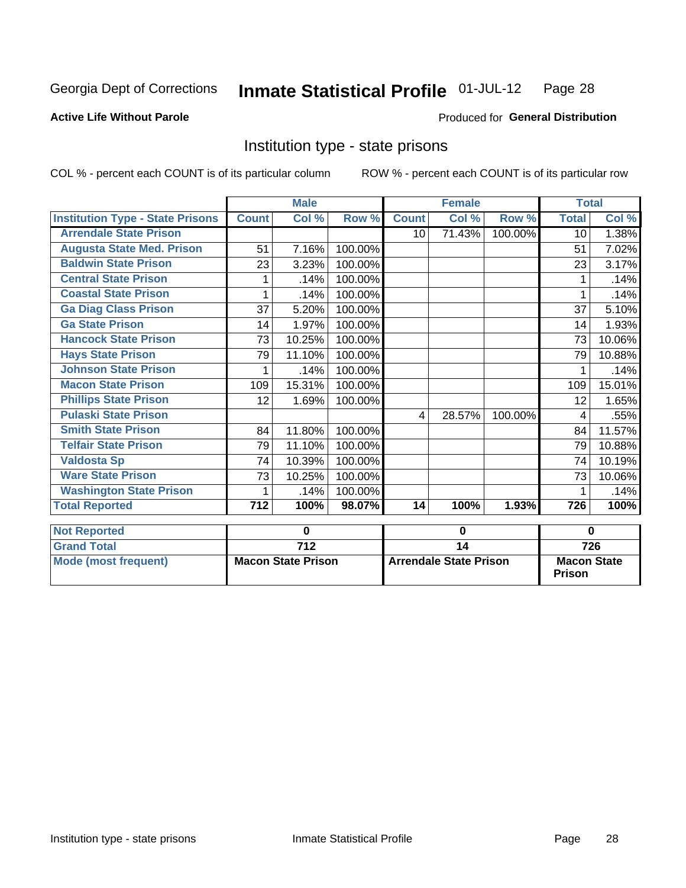Georgia Dept of Corrections **Inmate Statistical Profile** 01-JUL-12 Page 28

**Active Life Without Parole**

Produced for **General Distribution**

## Institution type - state prisons

COL % - percent each COUNT is of its particular column

ROW % - percent each COUNT is of its particular row

| | Male | | | Female | | | Total | |
|---|---|---|---|---|---|---|---|---|
| **Institution Type - State Prisons** | **Count** | **Col %** | **Row %** | **Count** | **Col %** | **Row %** | **Total** | **Col %** |
| **Arrendale State Prison** | | | | 10 | 71.43% | 100.00% | 10 | 1.38% |
| **Augusta State Med. Prison** | 51 | 7.16% | 100.00% | | | | 51 | 7.02% |
| **Baldwin State Prison** | 23 | 3.23% | 100.00% | | | | 23 | 3.17% |
| **Central State Prison** | 1 | .14% | 100.00% | | | | 1 | .14% |
| **Coastal State Prison** | 1 | .14% | 100.00% | | | | 1 | .14% |
| **Ga Diag Class Prison** | 37 | 5.20% | 100.00% | | | | 37 | 5.10% |
| **Ga State Prison** | 14 | 1.97% | 100.00% | | | | 14 | 1.93% |
| **Hancock State Prison** | 73 | 10.25% | 100.00% | | | | 73 | 10.06% |
| **Hays State Prison** | 79 | 11.10% | 100.00% | | | | 79 | 10.88% |
| **Johnson State Prison** | 1 | .14% | 100.00% | | | | 1 | .14% |
| **Macon State Prison** | 109 | 15.31% | 100.00% | | | | 109 | 15.01% |
| **Phillips State Prison** | 12 | 1.69% | 100.00% | | | | 12 | 1.65% |
| **Pulaski State Prison** | | | | 4 | 28.57% | 100.00% | 4 | .55% |
| **Smith State Prison** | 84 | 11.80% | 100.00% | | | | 84 | 11.57% |
| **Telfair State Prison** | 79 | 11.10% | 100.00% | | | | 79 | 10.88% |
| **Valdosta Sp** | 74 | 10.39% | 100.00% | | | | 74 | 10.19% |
| **Ware State Prison** | 73 | 10.25% | 100.00% | | | | 73 | 10.06% |
| **Washington State Prison** | 1 | .14% | 100.00% | | | | 1 | .14% |
| **Total Reported** | **712** | **100%** | **98.07%** | **14** | **100%** | **1.93%** | **726** | **100%** |

| | Male | Female | Total |
|---|---|---|---|
| **Not Reported** | **0** | **0** | **0** |
| **Grand Total** | **712** | **14** | **726** |
| **Mode (most frequent)** | **Macon State Prison** | **Arrendale State Prison** | **Macon State Prison** |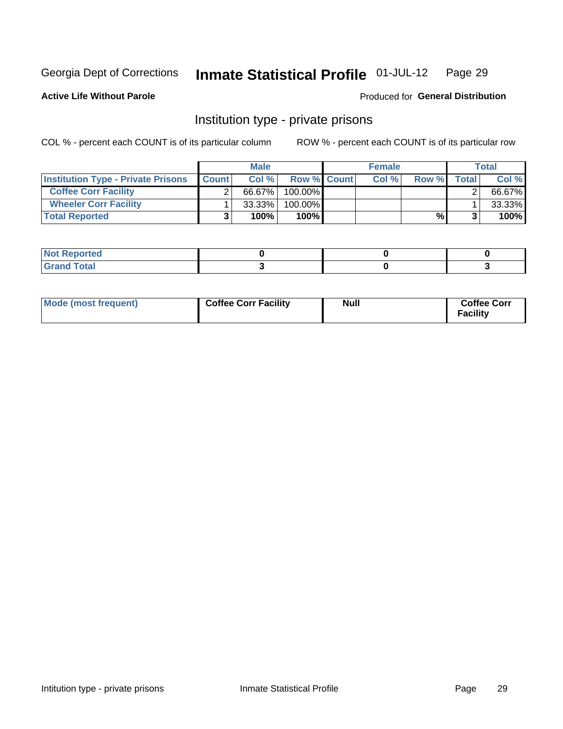Georgia Dept of Corrections **Inmate Statistical Profile** 01-JUL-12 Page 29

**Active Life Without Parole**

Produced for **General Distribution**

## Institution type - private prisons

COL % - percent each COUNT is of its particular column

ROW % - percent each COUNT is of its particular row

| | Male | | | Female | | | Total | |
|---|---|---|---|---|---|---|---|---|
| **Institution Type - Private Prisons** | **Count** | **Col %** | **Row %** | **Count** | **Col %** | **Row %** | **Total** | **Col %** |
| **Coffee Corr Facility** | 2 | 66.67% | 100.00% | | | | 2 | 66.67% |
| **Wheeler Corr Facility** | 1 | 33.33% | 100.00% | | | | 1 | 33.33% |
| **Total Reported** | **3** | **100%** | **100%** | | | **%** | **3** | **100%** |

| | | | |
|---|---|---|---|
| **Not Reported** | **0** | **0** | **0** |
| **Grand Total** | **3** | **0** | **3** |

| | | | |
|---|---|---|---|
| **Mode (most frequent)** | **Coffee Corr Facility** | **Null** | **Coffee Corr Facility** |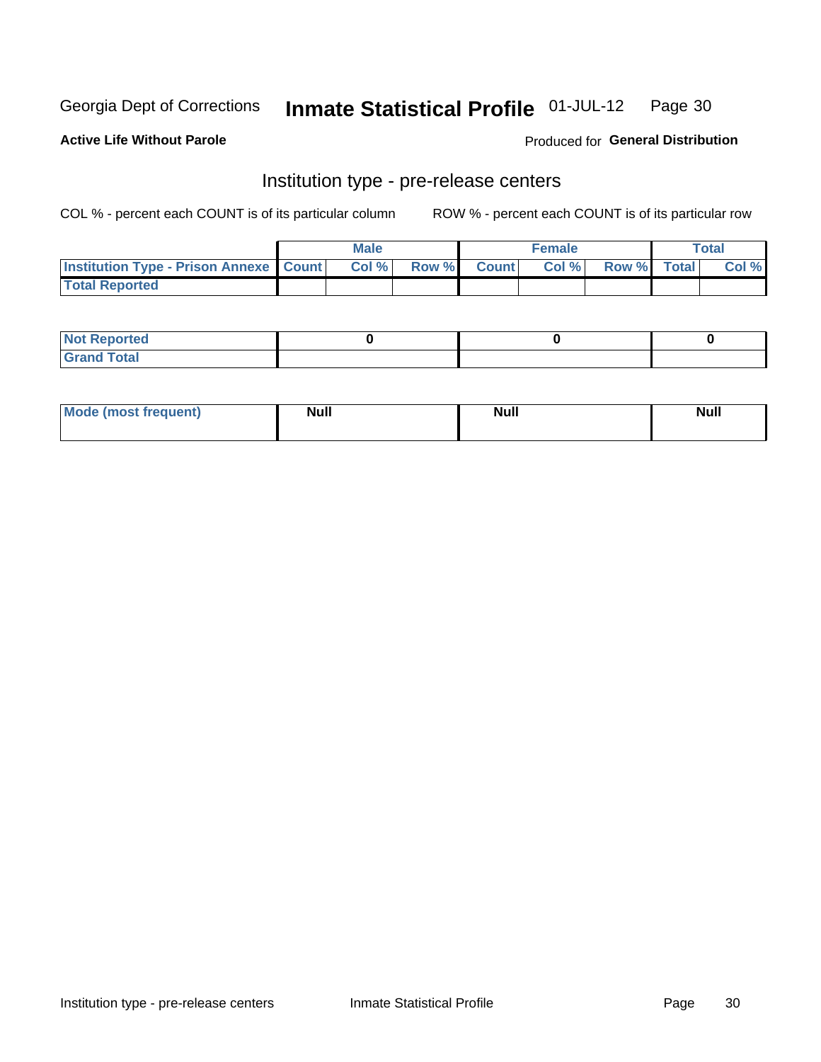Georgia Dept of Corrections **Inmate Statistical Profile** 01-JUL-12

**Active Life Without Parole**

Produced for **General Distribution**

## Institution type - pre-release centers

COL % - percent each COUNT is of its particular column

ROW % - percent each COUNT is of its particular row

| | Male | | | Female | | | Total | |
|---|---|---|---|---|---|---|---|---|
| **Institution Type - Prison Annexe** | **Count** | **Col %** | **Row %** | **Count** | **Col %** | **Row %** | **Total** | **Col %** |
| **Total Reported** | | | | | | | | |

| | Male | Female | Total |
|---|---|---|---|
| **Not Reported** | 0 | 0 | 0 |
| **Grand Total** | | | |

| | Male | Female | Total |
|---|---|---|---|
| **Mode (most frequent)** | Null | Null | Null |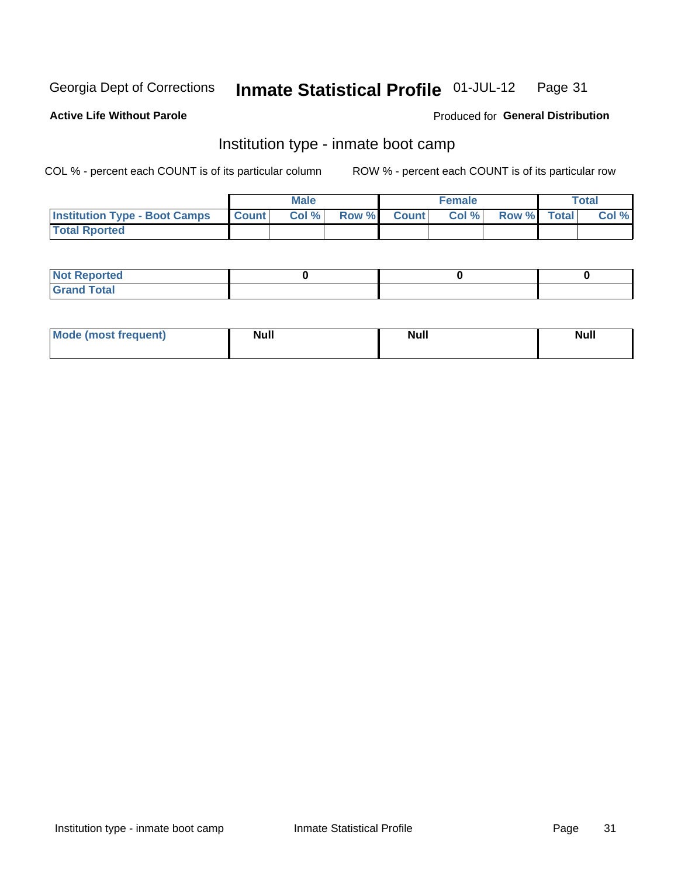Georgia Dept of Corrections **Inmate Statistical Profile** 01-JUL-12

**Active Life Without Parole**

Produced for **General Distribution**

## Institution type - inmate boot camp

COL % - percent each COUNT is of its particular column

ROW % - percent each COUNT is of its particular row

| | Male | | | Female | | | Total | |
|---|---|---|---|---|---|---|---|---|
| **Institution Type - Boot Camps** | **Count** | **Col %** | **Row %** | **Count** | **Col %** | **Row %** | **Total** | **Col %** |
| **Total Rported** | | | | | | | | |

| | Male | Female | Total |
|---|---|---|---|
| **Not Reported** | 0 | 0 | 0 |
| **Grand Total** | | | |

| | Male | Female | Total |
|---|---|---|---|
| **Mode (most frequent)** | Null | Null | Null |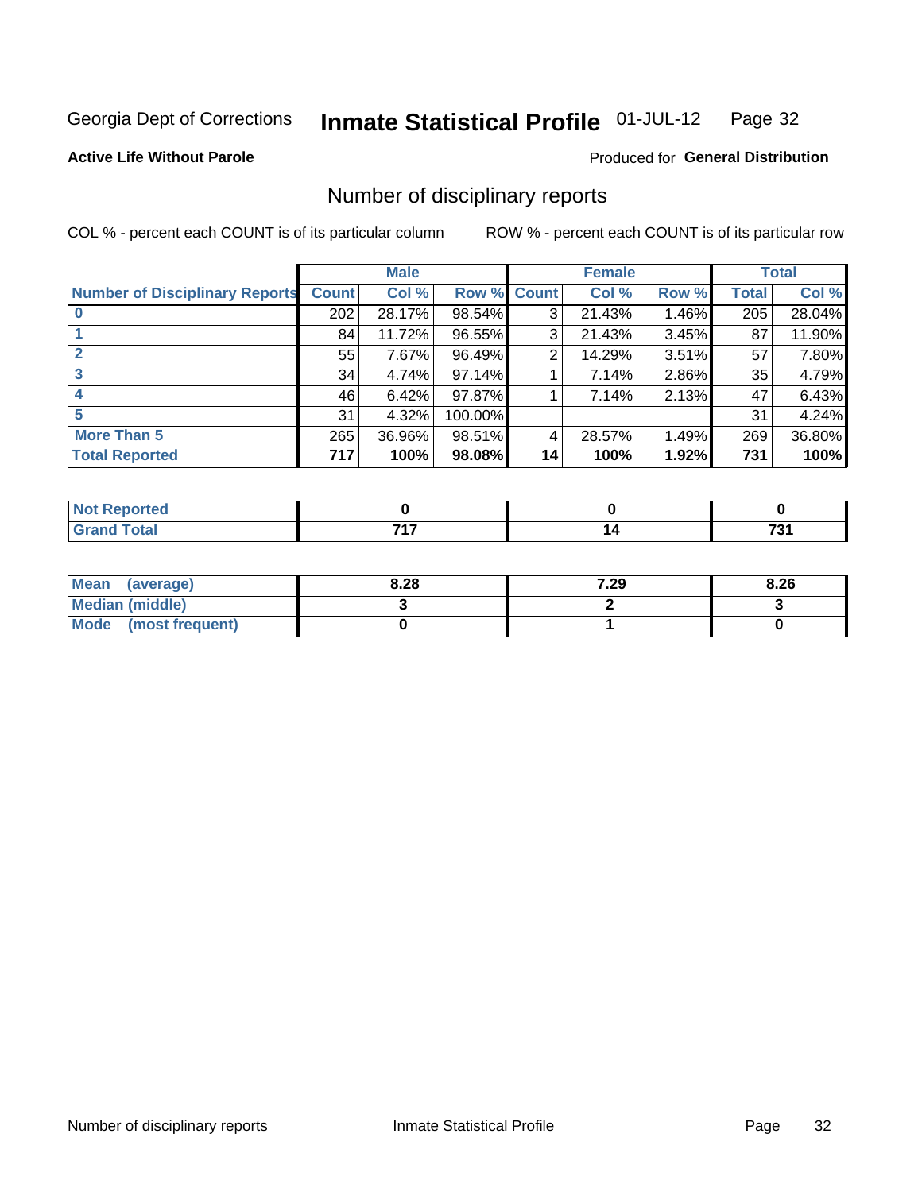Georgia Dept of Corrections **Inmate Statistical Profile** 01-JUL-12

**Active Life Without Parole**

Produced for **General Distribution**

## Number of disciplinary reports

COL % - percent each COUNT is of its particular column ROW % - percent each COUNT is of its particular row

| | Male | | | Female | | | Total | |
|---|---|---|---|---|---|---|---|---|
| **Number of Disciplinary Reports** | **Count** | **Col %** | **Row %** | **Count** | **Col %** | **Row %** | **Total** | **Col %** |
| **0** | 202 | 28.17% | 98.54% | 3 | 21.43% | 1.46% | 205 | 28.04% |
| **1** | 84 | 11.72% | 96.55% | 3 | 21.43% | 3.45% | 87 | 11.90% |
| **2** | 55 | 7.67% | 96.49% | 2 | 14.29% | 3.51% | 57 | 7.80% |
| **3** | 34 | 4.74% | 97.14% | 1 | 7.14% | 2.86% | 35 | 4.79% |
| **4** | 46 | 6.42% | 97.87% | 1 | 7.14% | 2.13% | 47 | 6.43% |
| **5** | 31 | 4.32% | 100.00% | | | | 31 | 4.24% |
| **More Than 5** | 265 | 36.96% | 98.51% | 4 | 28.57% | 1.49% | 269 | 36.80% |
| **Total Reported** | **717** | **100%** | **98.08%** | **14** | **100%** | **1.92%** | **731** | **100%** |

| | Male | Female | Total |
|---|---|---|---|
| **Not Reported** | **0** | **0** | **0** |
| **Grand Total** | **717** | **14** | **731** |

| | Male | Female | Total |
|---|---|---|---|
| **Mean (average)** | **8.28** | **7.29** | **8.26** |
| **Median (middle)** | **3** | **2** | **3** |
| **Mode (most frequent)** | **0** | **1** | **0** |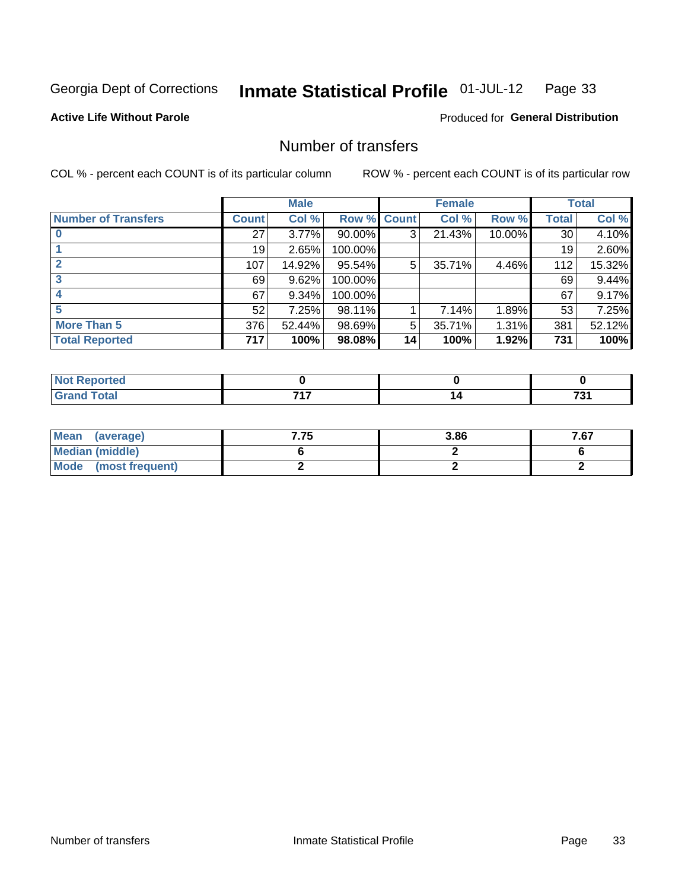Georgia Dept of Corrections **Inmate Statistical Profile** 01-JUL-12

**Active Life Without Parole** Produced for **General Distribution**

## Number of transfers

COL % - percent each COUNT is of its particular column ROW % - percent each COUNT is of its particular row

| | Male | | | Female | | | Total | |
|---|---|---|---|---|---|---|---|---|
| **Number of Transfers** | **Count** | **Col %** | **Row %** | **Count** | **Col %** | **Row %** | **Total** | **Col %** |
| **0** | 27 | 3.77% | 90.00% | 3 | 21.43% | 10.00% | 30 | 4.10% |
| **1** | 19 | 2.65% | 100.00% | | | | 19 | 2.60% |
| **2** | 107 | 14.92% | 95.54% | 5 | 35.71% | 4.46% | 112 | 15.32% |
| **3** | 69 | 9.62% | 100.00% | | | | 69 | 9.44% |
| **4** | 67 | 9.34% | 100.00% | | | | 67 | 9.17% |
| **5** | 52 | 7.25% | 98.11% | 1 | 7.14% | 1.89% | 53 | 7.25% |
| **More Than 5** | 376 | 52.44% | 98.69% | 5 | 35.71% | 1.31% | 381 | 52.12% |
| **Total Reported** | **717** | **100%** | **98.08%** | **14** | **100%** | **1.92%** | **731** | **100%** |

| | Male | Female | Total |
|---|---|---|---|
| **Not Reported** | **0** | **0** | **0** |
| **Grand Total** | **717** | **14** | **731** |

| | Male | Female | Total |
|---|---|---|---|
| **Mean (average)** | **7.75** | **3.86** | **7.67** |
| **Median (middle)** | **6** | **2** | **6** |
| **Mode (most frequent)** | **2** | **2** | **2** |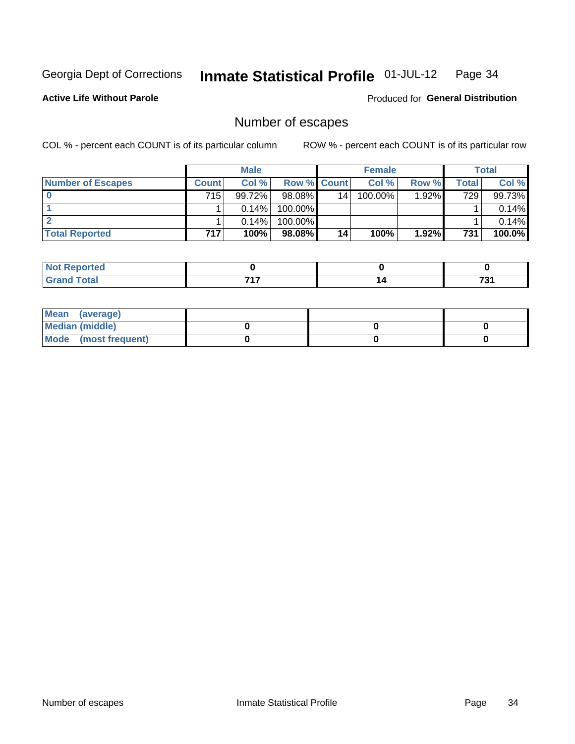Georgia Dept of Corrections **Inmate Statistical Profile** 01-JUL-12

**Active Life Without Parole**

Produced for **General Distribution**

## Number of escapes

COL % - percent each COUNT is of its particular column

ROW % - percent each COUNT is of its particular row

| | Male | | | Female | | | Total | |
|---|---|---|---|---|---|---|---|---|
| **Number of Escapes** | **Count** | **Col %** | **Row %** | **Count** | **Col %** | **Row %** | **Total** | **Col %** |
| **0** | 715 | 99.72% | 98.08% | 14 | 100.00% | 1.92% | 729 | 99.73% |
| **1** | 1 | 0.14% | 100.00% | | | | 1 | 0.14% |
| **2** | 1 | 0.14% | 100.00% | | | | 1 | 0.14% |
| **Total Reported** | **717** | **100%** | **98.08%** | **14** | **100%** | **1.92%** | **731** | **100.0%** |

| | Male | Female | Total |
|---|---|---|---|
| **Not Reported** | **0** | **0** | **0** |
| **Grand Total** | **717** | **14** | **731** |

| | Male | Female | Total |
|---|---|---|---|
| **Mean (average)** | | | |
| **Median (middle)** | **0** | **0** | **0** |
| **Mode (most frequent)** | **0** | **0** | **0** |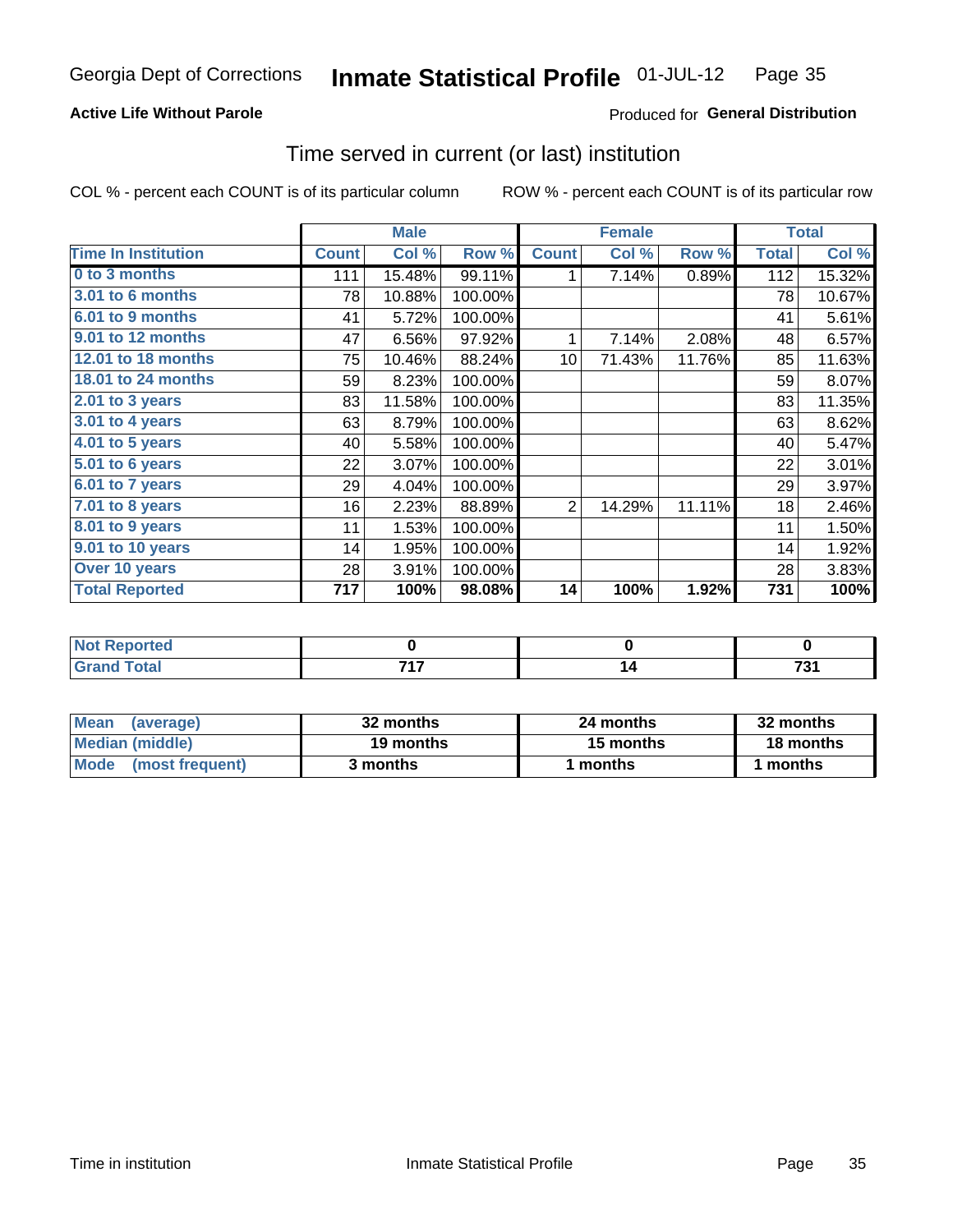Georgia Dept of Corrections **Inmate Statistical Profile** 01-JUL-12

**Active Life Without Parole**

Produced for **General Distribution**

## Time served in current (or last) institution

COL % - percent each COUNT is of its particular column ROW % - percent each COUNT is of its particular row

| | Male | | | Female | | | Total | |
|---|---|---|---|---|---|---|---|---|
| Time In Institution | Count | Col % | Row % | Count | Col % | Row % | Total | Col % |
| 0 to 3 months | 111 | 15.48% | 99.11% | 1 | 7.14% | 0.89% | 112 | 15.32% |
| 3.01 to 6 months | 78 | 10.88% | 100.00% | | | | 78 | 10.67% |
| 6.01 to 9 months | 41 | 5.72% | 100.00% | | | | 41 | 5.61% |
| 9.01 to 12 months | 47 | 6.56% | 97.92% | 1 | 7.14% | 2.08% | 48 | 6.57% |
| 12.01 to 18 months | 75 | 10.46% | 88.24% | 10 | 71.43% | 11.76% | 85 | 11.63% |
| 18.01 to 24 months | 59 | 8.23% | 100.00% | | | | 59 | 8.07% |
| 2.01 to 3 years | 83 | 11.58% | 100.00% | | | | 83 | 11.35% |
| 3.01 to 4 years | 63 | 8.79% | 100.00% | | | | 63 | 8.62% |
| 4.01 to 5 years | 40 | 5.58% | 100.00% | | | | 40 | 5.47% |
| 5.01 to 6 years | 22 | 3.07% | 100.00% | | | | 22 | 3.01% |
| 6.01 to 7 years | 29 | 4.04% | 100.00% | | | | 29 | 3.97% |
| 7.01 to 8 years | 16 | 2.23% | 88.89% | 2 | 14.29% | 11.11% | 18 | 2.46% |
| 8.01 to 9 years | 11 | 1.53% | 100.00% | | | | 11 | 1.50% |
| 9.01 to 10 years | 14 | 1.95% | 100.00% | | | | 14 | 1.92% |
| Over 10 years | 28 | 3.91% | 100.00% | | | | 28 | 3.83% |
| **Total Reported** | **717** | **100%** | **98.08%** | **14** | **100%** | **1.92%** | **731** | **100%** |

| | Male | Female | Total |
|---|---|---|---|
| Not Reported | 0 | 0 | 0 |
| Grand Total | 717 | 14 | 731 |

| | Male | Female | Total |
|---|---|---|---|
| Mean (average) | 32 months | 24 months | 32 months |
| Median (middle) | 19 months | 15 months | 18 months |
| Mode (most frequent) | 3 months | 1 months | 1 months |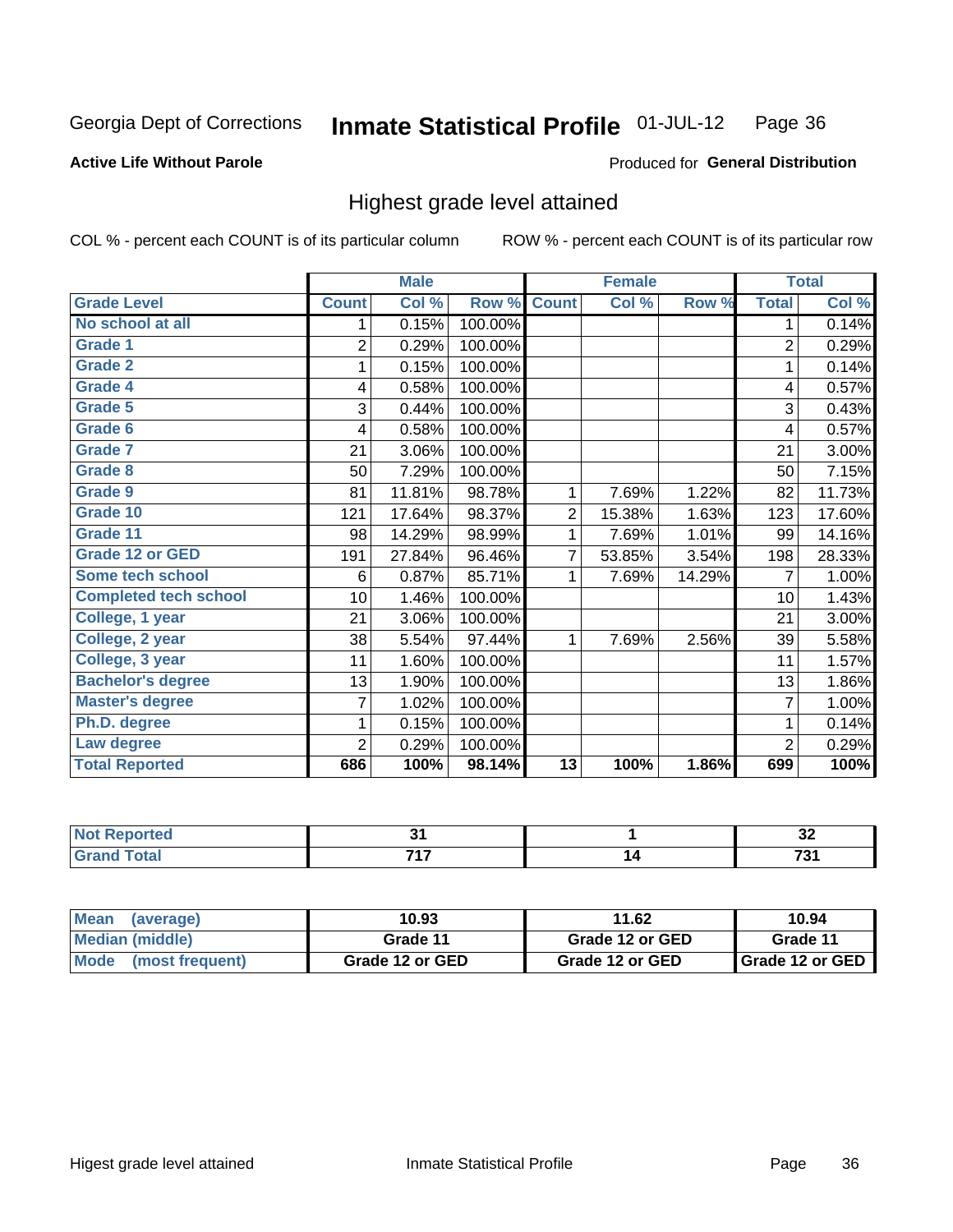Georgia Dept of Corrections **Inmate Statistical Profile** 01-JUL-12

**Active Life Without Parole**

Produced for **General Distribution**

## Highest grade level attained

COL % - percent each COUNT is of its particular column ROW % - percent each COUNT is of its particular row

| | Male | | | Female | | | Total | |
|---|---|---|---|---|---|---|---|---|
| **Grade Level** | **Count** | **Col %** | **Row %** | **Count** | **Col %** | **Row %** | **Total** | **Col %** |
| No school at all | 1 | 0.15% | 100.00% | | | | 1 | 0.14% |
| Grade 1 | 2 | 0.29% | 100.00% | | | | 2 | 0.29% |
| Grade 2 | 1 | 0.15% | 100.00% | | | | 1 | 0.14% |
| Grade 4 | 4 | 0.58% | 100.00% | | | | 4 | 0.57% |
| Grade 5 | 3 | 0.44% | 100.00% | | | | 3 | 0.43% |
| Grade 6 | 4 | 0.58% | 100.00% | | | | 4 | 0.57% |
| Grade 7 | 21 | 3.06% | 100.00% | | | | 21 | 3.00% |
| Grade 8 | 50 | 7.29% | 100.00% | | | | 50 | 7.15% |
| Grade 9 | 81 | 11.81% | 98.78% | 1 | 7.69% | 1.22% | 82 | 11.73% |
| Grade 10 | 121 | 17.64% | 98.37% | 2 | 15.38% | 1.63% | 123 | 17.60% |
| Grade 11 | 98 | 14.29% | 98.99% | 1 | 7.69% | 1.01% | 99 | 14.16% |
| Grade 12 or GED | 191 | 27.84% | 96.46% | 7 | 53.85% | 3.54% | 198 | 28.33% |
| Some tech school | 6 | 0.87% | 85.71% | 1 | 7.69% | 14.29% | 7 | 1.00% |
| Completed tech school | 10 | 1.46% | 100.00% | | | | 10 | 1.43% |
| College, 1 year | 21 | 3.06% | 100.00% | | | | 21 | 3.00% |
| College, 2 year | 38 | 5.54% | 97.44% | 1 | 7.69% | 2.56% | 39 | 5.58% |
| College, 3 year | 11 | 1.60% | 100.00% | | | | 11 | 1.57% |
| Bachelor's degree | 13 | 1.90% | 100.00% | | | | 13 | 1.86% |
| Master's degree | 7 | 1.02% | 100.00% | | | | 7 | 1.00% |
| Ph.D. degree | 1 | 0.15% | 100.00% | | | | 1 | 0.14% |
| Law degree | 2 | 0.29% | 100.00% | | | | 2 | 0.29% |
| **Total Reported** | **686** | **100%** | **98.14%** | **13** | **100%** | **1.86%** | **699** | **100%** |

| | Male | Female | Total |
|---|---|---|---|
| Not Reported | 31 | 1 | 32 |
| Grand Total | 717 | 14 | 731 |

| | Male | Female | Total |
|---|---|---|---|
| Mean (average) | 10.93 | 11.62 | 10.94 |
| Median (middle) | Grade 11 | Grade 12 or GED | Grade 11 |
| Mode (most frequent) | Grade 12 or GED | Grade 12 or GED | Grade 12 or GED |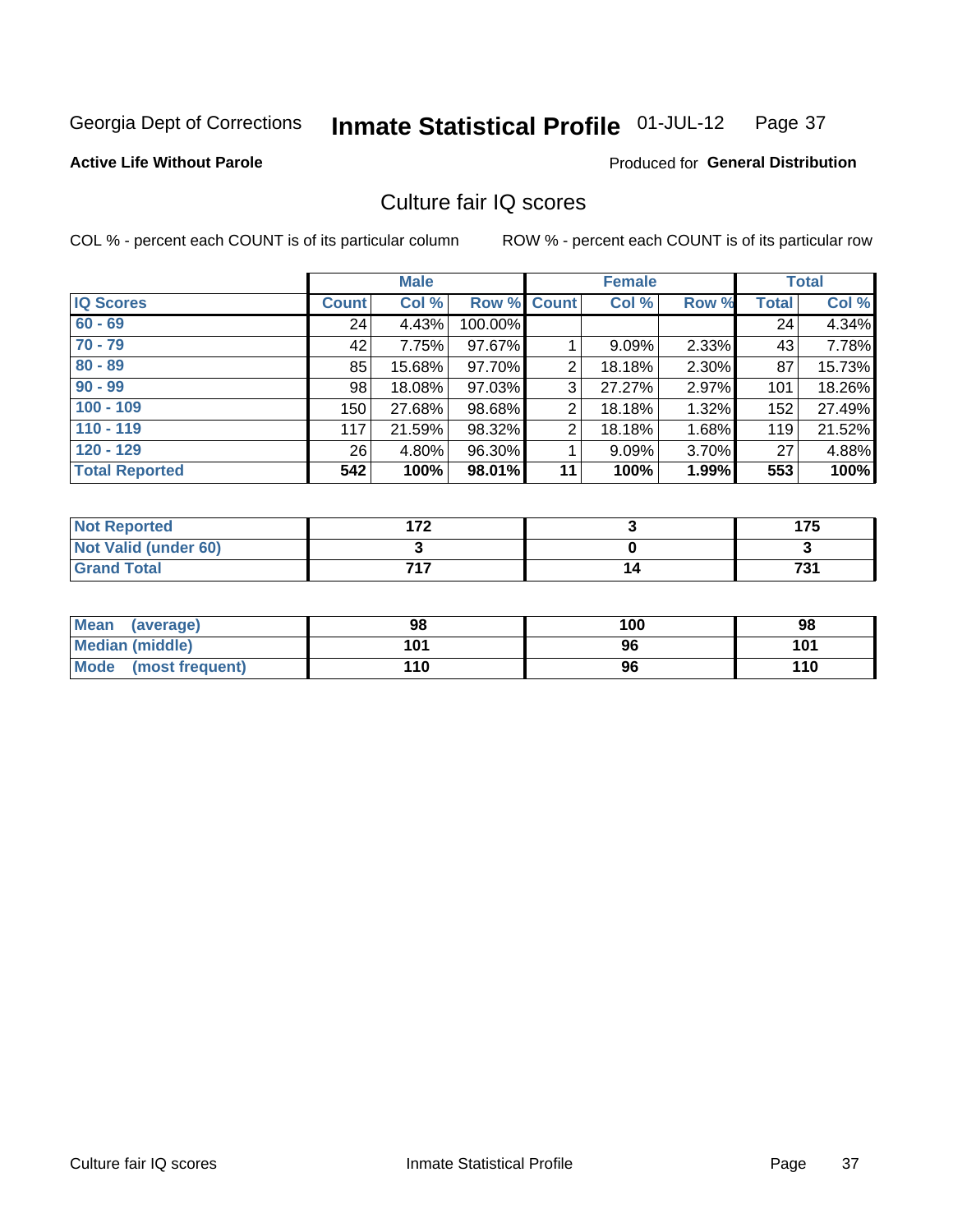Georgia Dept of Corrections **Inmate Statistical Profile** 01-JUL-12

**Active Life Without Parole**

Produced for **General Distribution**

## Culture fair IQ scores

COL % - percent each COUNT is of its particular column

ROW % - percent each COUNT is of its particular row

| | Male | | | Female | | | Total | |
|---|---|---|---|---|---|---|---|---|
| **IQ Scores** | **Count** | **Col %** | **Row %** | **Count** | **Col %** | **Row %** | **Total** | **Col %** |
| 60 - 69 | 24 | 4.43% | 100.00% | | | | 24 | 4.34% |
| 70 - 79 | 42 | 7.75% | 97.67% | 1 | 9.09% | 2.33% | 43 | 7.78% |
| 80 - 89 | 85 | 15.68% | 97.70% | 2 | 18.18% | 2.30% | 87 | 15.73% |
| 90 - 99 | 98 | 18.08% | 97.03% | 3 | 27.27% | 2.97% | 101 | 18.26% |
| 100 - 109 | 150 | 27.68% | 98.68% | 2 | 18.18% | 1.32% | 152 | 27.49% |
| 110 - 119 | 117 | 21.59% | 98.32% | 2 | 18.18% | 1.68% | 119 | 21.52% |
| 120 - 129 | 26 | 4.80% | 96.30% | 1 | 9.09% | 3.70% | 27 | 4.88% |
| **Total Reported** | **542** | **100%** | **98.01%** | **11** | **100%** | **1.99%** | **553** | **100%** |

| | Male | Female | Total |
|---|---|---|---|
| Not Reported | 172 | 3 | 175 |
| Not Valid (under 60) | 3 | 0 | 3 |
| Grand Total | 717 | 14 | 731 |

| | Male | Female | Total |
|---|---|---|---|
| Mean (average) | 98 | 100 | 98 |
| Median (middle) | 101 | 96 | 101 |
| Mode (most frequent) | 110 | 96 | 110 |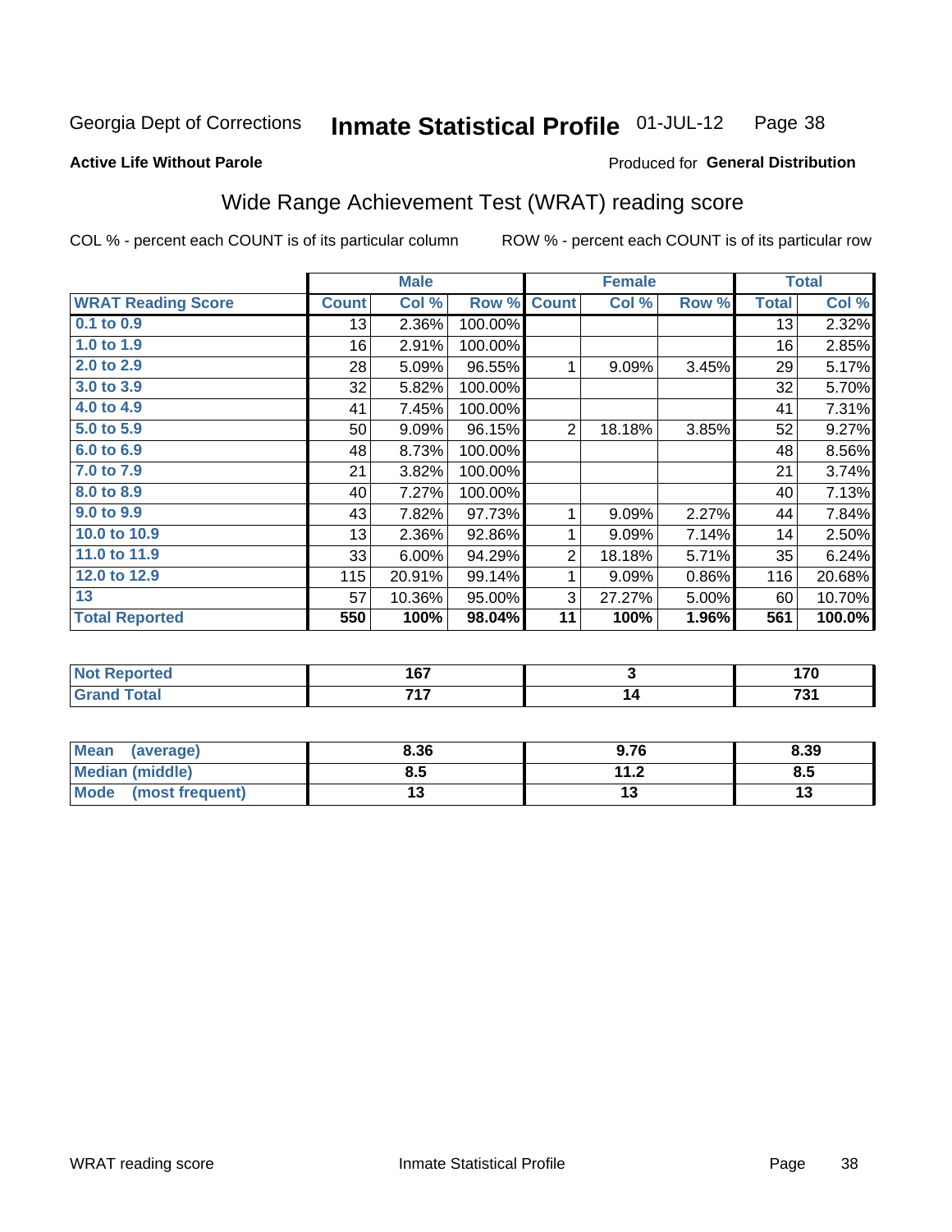Georgia Dept of Corrections **Inmate Statistical Profile** 01-JUL-12 Page 38

**Active Life Without Parole**

Produced for **General Distribution**

## Wide Range Achievement Test (WRAT) reading score

COL % - percent each COUNT is of its particular column ROW % - percent each COUNT is of its particular row

| | Male | | | Female | | | Total | |
|---|---|---|---|---|---|---|---|---|
| **WRAT Reading Score** | **Count** | **Col %** | **Row %** | **Count** | **Col %** | **Row %** | **Total** | **Col %** |
| **0.1 to 0.9** | 13 | 2.36% | 100.00% | | | | 13 | 2.32% |
| **1.0 to 1.9** | 16 | 2.91% | 100.00% | | | | 16 | 2.85% |
| **2.0 to 2.9** | 28 | 5.09% | 96.55% | 1 | 9.09% | 3.45% | 29 | 5.17% |
| **3.0 to 3.9** | 32 | 5.82% | 100.00% | | | | 32 | 5.70% |
| **4.0 to 4.9** | 41 | 7.45% | 100.00% | | | | 41 | 7.31% |
| **5.0 to 5.9** | 50 | 9.09% | 96.15% | 2 | 18.18% | 3.85% | 52 | 9.27% |
| **6.0 to 6.9** | 48 | 8.73% | 100.00% | | | | 48 | 8.56% |
| **7.0 to 7.9** | 21 | 3.82% | 100.00% | | | | 21 | 3.74% |
| **8.0 to 8.9** | 40 | 7.27% | 100.00% | | | | 40 | 7.13% |
| **9.0 to 9.9** | 43 | 7.82% | 97.73% | 1 | 9.09% | 2.27% | 44 | 7.84% |
| **10.0 to 10.9** | 13 | 2.36% | 92.86% | 1 | 9.09% | 7.14% | 14 | 2.50% |
| **11.0 to 11.9** | 33 | 6.00% | 94.29% | 2 | 18.18% | 5.71% | 35 | 6.24% |
| **12.0 to 12.9** | 115 | 20.91% | 99.14% | 1 | 9.09% | 0.86% | 116 | 20.68% |
| **13** | 57 | 10.36% | 95.00% | 3 | 27.27% | 5.00% | 60 | 10.70% |
| **Total Reported** | **550** | **100%** | **98.04%** | **11** | **100%** | **1.96%** | **561** | **100.0%** |

| | Male | Female | Total |
|---|---|---|---|
| **Not Reported** | **167** | **3** | **170** |
| **Grand Total** | **717** | **14** | **731** |

| | Male | Female | Total |
|---|---|---|---|
| **Mean (average)** | **8.36** | **9.76** | **8.39** |
| **Median (middle)** | **8.5** | **11.2** | **8.5** |
| **Mode (most frequent)** | **13** | **13** | **13** |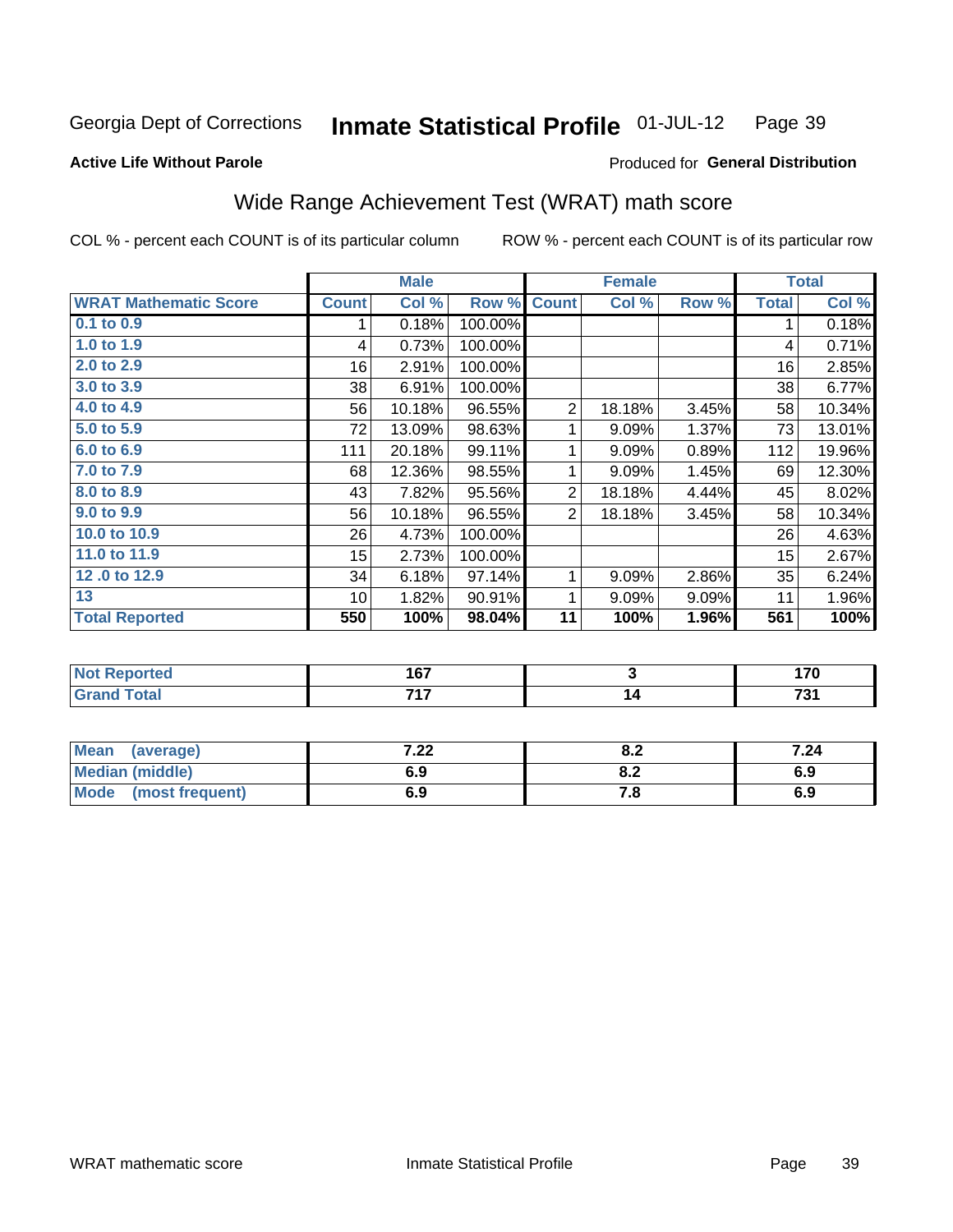Georgia Dept of Corrections **Inmate Statistical Profile** 01-JUL-12

**Active Life Without Parole**

Produced for **General Distribution**

## Wide Range Achievement Test (WRAT) math score

COL % - percent each COUNT is of its particular column     ROW % - percent each COUNT is of its particular row

| | Male | | | Female | | | Total | |
|---|---|---|---|---|---|---|---|---|
| **WRAT Mathematic Score** | **Count** | **Col %** | **Row %** | **Count** | **Col %** | **Row %** | **Total** | **Col %** |
| **0.1 to 0.9** | 1 | 0.18% | 100.00% | | | | 1 | 0.18% |
| **1.0 to 1.9** | 4 | 0.73% | 100.00% | | | | 4 | 0.71% |
| **2.0 to 2.9** | 16 | 2.91% | 100.00% | | | | 16 | 2.85% |
| **3.0 to 3.9** | 38 | 6.91% | 100.00% | | | | 38 | 6.77% |
| **4.0 to 4.9** | 56 | 10.18% | 96.55% | 2 | 18.18% | 3.45% | 58 | 10.34% |
| **5.0 to 5.9** | 72 | 13.09% | 98.63% | 1 | 9.09% | 1.37% | 73 | 13.01% |
| **6.0 to 6.9** | 111 | 20.18% | 99.11% | 1 | 9.09% | 0.89% | 112 | 19.96% |
| **7.0 to 7.9** | 68 | 12.36% | 98.55% | 1 | 9.09% | 1.45% | 69 | 12.30% |
| **8.0 to 8.9** | 43 | 7.82% | 95.56% | 2 | 18.18% | 4.44% | 45 | 8.02% |
| **9.0 to 9.9** | 56 | 10.18% | 96.55% | 2 | 18.18% | 3.45% | 58 | 10.34% |
| **10.0 to 10.9** | 26 | 4.73% | 100.00% | | | | 26 | 4.63% |
| **11.0 to 11.9** | 15 | 2.73% | 100.00% | | | | 15 | 2.67% |
| **12 .0 to 12.9** | 34 | 6.18% | 97.14% | 1 | 9.09% | 2.86% | 35 | 6.24% |
| **13** | 10 | 1.82% | 90.91% | 1 | 9.09% | 9.09% | 11 | 1.96% |
| **Total Reported** | **550** | **100%** | **98.04%** | **11** | **100%** | **1.96%** | **561** | **100%** |

| | Male | Female | Total |
|---|---|---|---|
| **Not Reported** | **167** | **3** | **170** |
| **Grand Total** | **717** | **14** | **731** |

| | Male | Female | Total |
|---|---|---|---|
| **Mean (average)** | **7.22** | **8.2** | **7.24** |
| **Median (middle)** | **6.9** | **8.2** | **6.9** |
| **Mode (most frequent)** | **6.9** | **7.8** | **6.9** |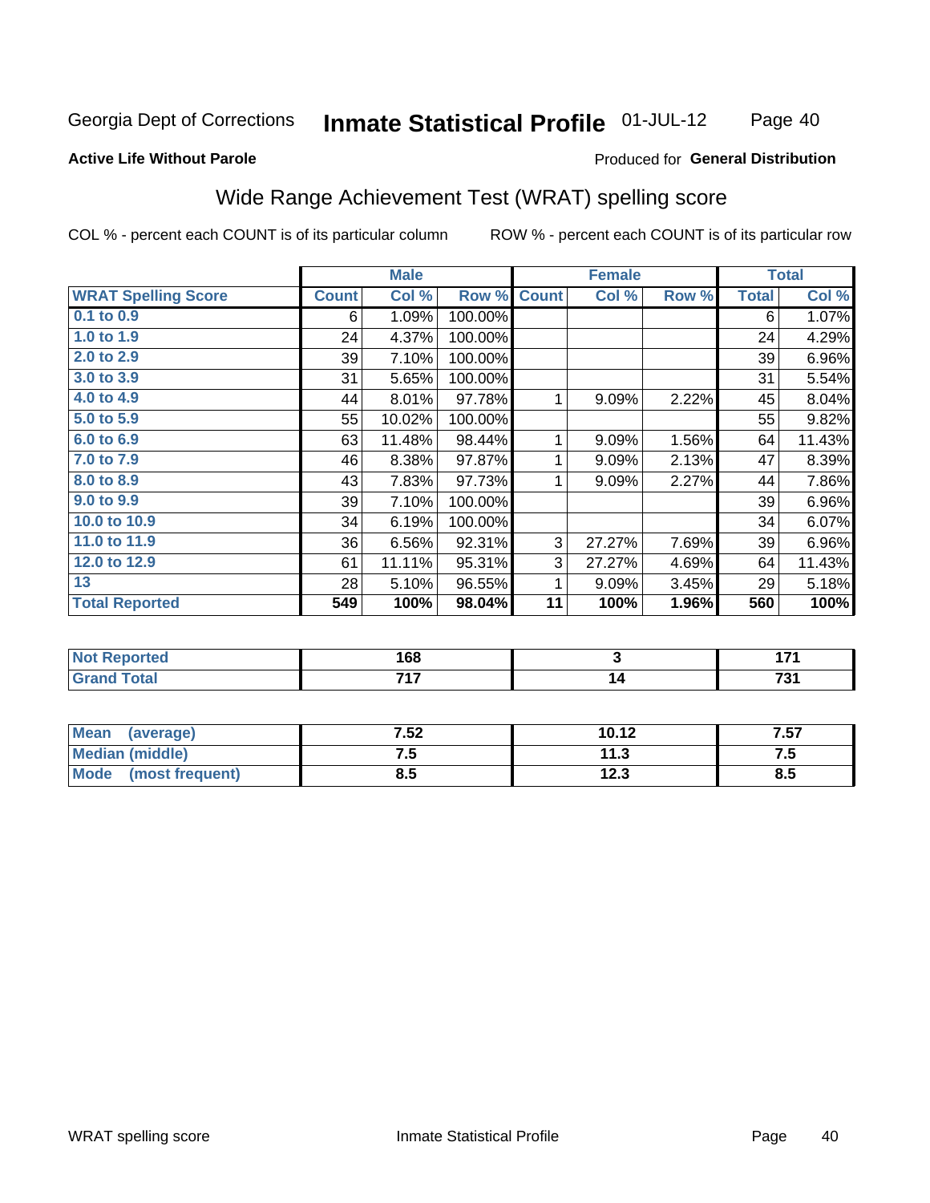Georgia Dept of Corrections **Inmate Statistical Profile** 01-JUL-12

**Active Life Without Parole**

Produced for **General Distribution**

## Wide Range Achievement Test (WRAT) spelling score

COL % - percent each COUNT is of its particular column ROW % - percent each COUNT is of its particular row

| | Male | | | Female | | | Total | |
|---|---|---|---|---|---|---|---|---|
| **WRAT Spelling Score** | **Count** | **Col %** | **Row %** | **Count** | **Col %** | **Row %** | **Total** | **Col %** |
| 0.1 to 0.9 | 6 | 1.09% | 100.00% | | | | 6 | 1.07% |
| 1.0 to 1.9 | 24 | 4.37% | 100.00% | | | | 24 | 4.29% |
| 2.0 to 2.9 | 39 | 7.10% | 100.00% | | | | 39 | 6.96% |
| 3.0 to 3.9 | 31 | 5.65% | 100.00% | | | | 31 | 5.54% |
| 4.0 to 4.9 | 44 | 8.01% | 97.78% | 1 | 9.09% | 2.22% | 45 | 8.04% |
| 5.0 to 5.9 | 55 | 10.02% | 100.00% | | | | 55 | 9.82% |
| 6.0 to 6.9 | 63 | 11.48% | 98.44% | 1 | 9.09% | 1.56% | 64 | 11.43% |
| 7.0 to 7.9 | 46 | 8.38% | 97.87% | 1 | 9.09% | 2.13% | 47 | 8.39% |
| 8.0 to 8.9 | 43 | 7.83% | 97.73% | 1 | 9.09% | 2.27% | 44 | 7.86% |
| 9.0 to 9.9 | 39 | 7.10% | 100.00% | | | | 39 | 6.96% |
| 10.0 to 10.9 | 34 | 6.19% | 100.00% | | | | 34 | 6.07% |
| 11.0 to 11.9 | 36 | 6.56% | 92.31% | 3 | 27.27% | 7.69% | 39 | 6.96% |
| 12.0 to 12.9 | 61 | 11.11% | 95.31% | 3 | 27.27% | 4.69% | 64 | 11.43% |
| 13 | 28 | 5.10% | 96.55% | 1 | 9.09% | 3.45% | 29 | 5.18% |
| **Total Reported** | **549** | **100%** | **98.04%** | **11** | **100%** | **1.96%** | **560** | **100%** |

| | Male | Female | Total |
|---|---|---|---|
| Not Reported | 168 | 3 | 171 |
| Grand Total | 717 | 14 | 731 |

| | Male | Female | Total |
|---|---|---|---|
| Mean (average) | 7.52 | 10.12 | 7.57 |
| Median (middle) | 7.5 | 11.3 | 7.5 |
| Mode (most frequent) | 8.5 | 12.3 | 8.5 |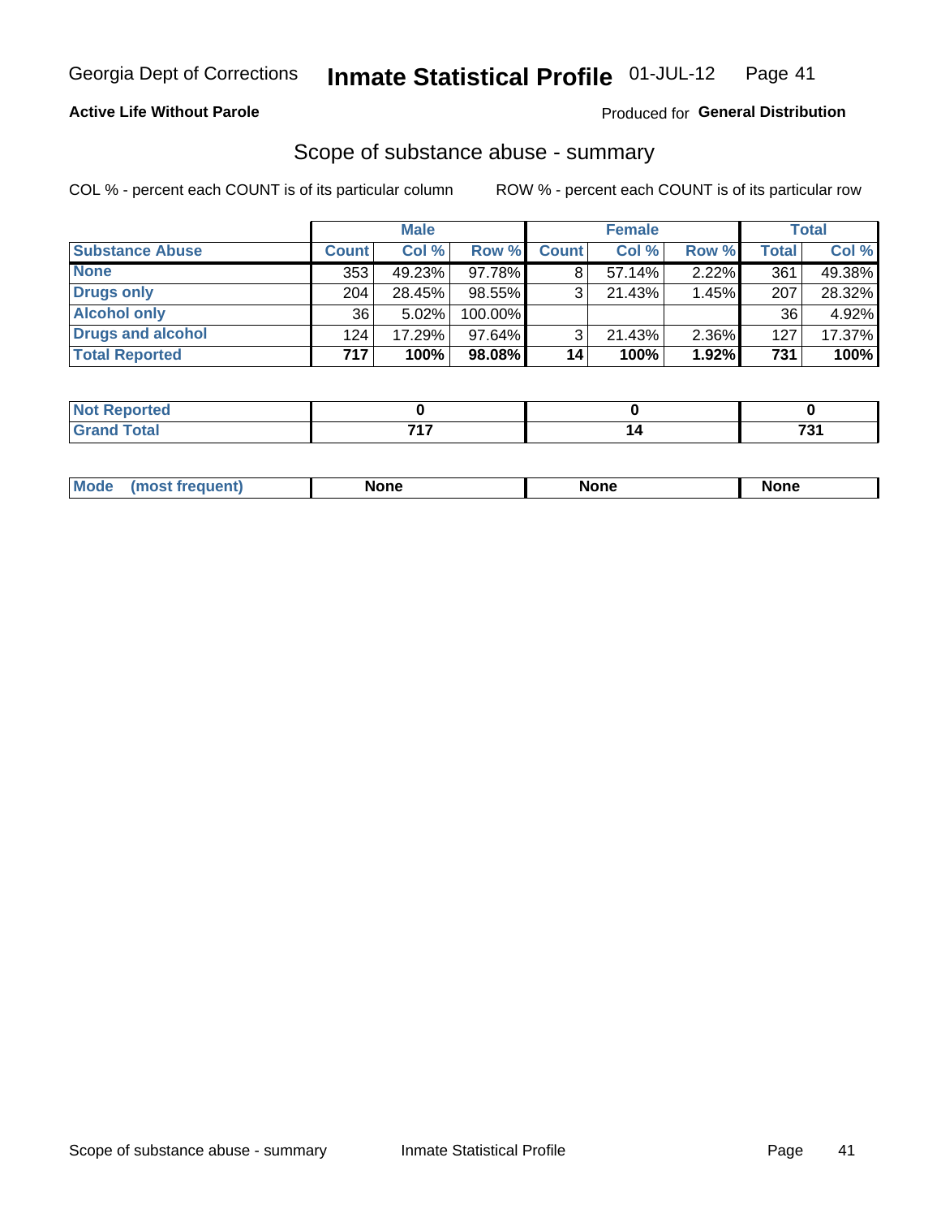Georgia Dept of Corrections **Inmate Statistical Profile** 01-JUL-12

**Active Life Without Parole**

Produced for **General Distribution**

## Scope of substance abuse - summary

COL % - percent each COUNT is of its particular column

ROW % - percent each COUNT is of its particular row

| | Male | | | Female | | | Total | |
|---|---|---|---|---|---|---|---|---|
| **Substance Abuse** | **Count** | **Col %** | **Row %** | **Count** | **Col %** | **Row %** | **Total** | **Col %** |
| **None** | 353 | 49.23% | 97.78% | 8 | 57.14% | 2.22% | 361 | 49.38% |
| **Drugs only** | 204 | 28.45% | 98.55% | 3 | 21.43% | 1.45% | 207 | 28.32% |
| **Alcohol only** | 36 | 5.02% | 100.00% | | | | 36 | 4.92% |
| **Drugs and alcohol** | 124 | 17.29% | 97.64% | 3 | 21.43% | 2.36% | 127 | 17.37% |
| **Total Reported** | **717** | **100%** | **98.08%** | **14** | **100%** | **1.92%** | **731** | **100%** |

| | Male | Female | Total |
|---|---|---|---|
| **Not Reported** | **0** | **0** | **0** |
| **Grand Total** | **717** | **14** | **731** |

| | Male | Female | Total |
|---|---|---|---|
| **Mode (most frequent)** | **None** | **None** | **None** |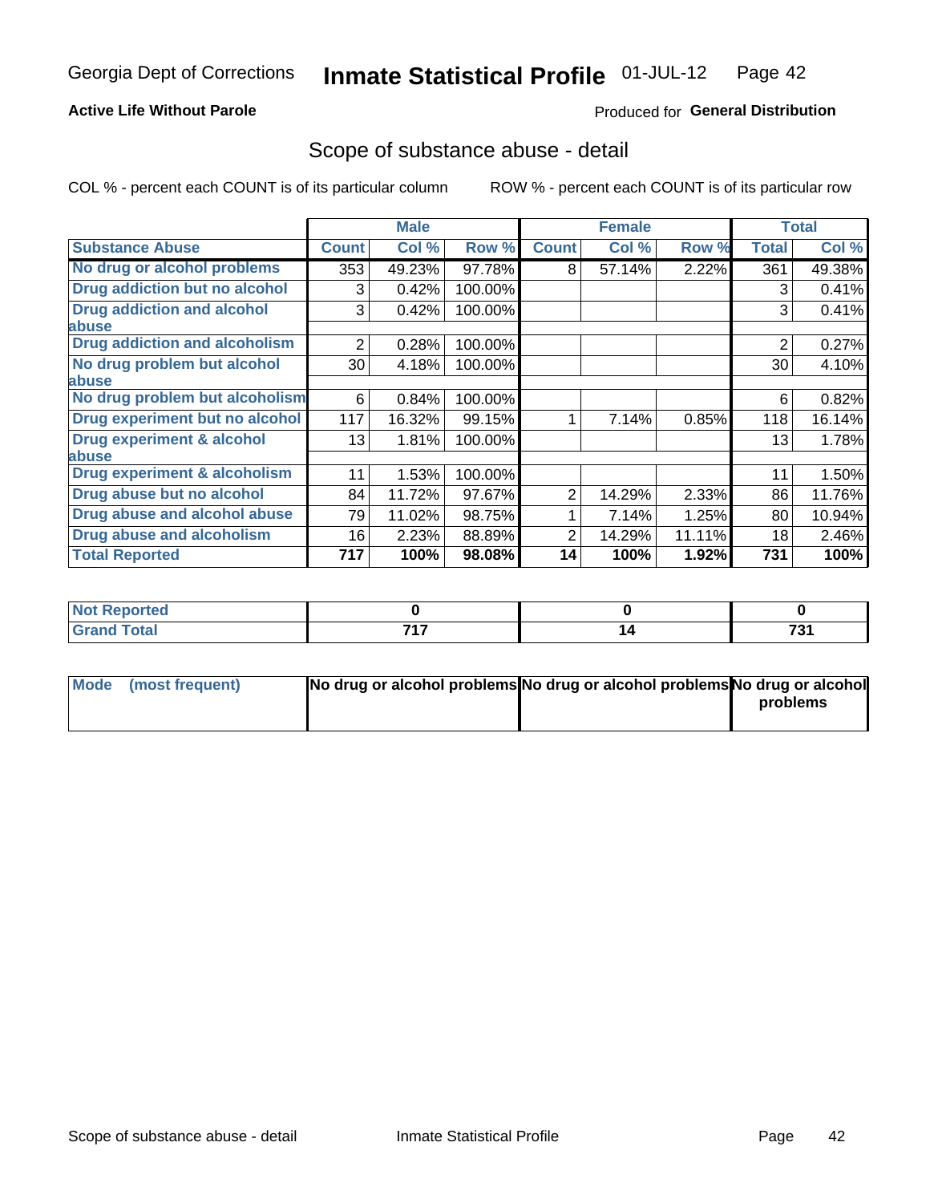Georgia Dept of Corrections **Inmate Statistical Profile** 01-JUL-12

**Active Life Without Parole**

Produced for **General Distribution**

## Scope of substance abuse - detail

COL % - percent each COUNT is of its particular column ROW % - percent each COUNT is of its particular row

| | Male | | | Female | | | Total | |
|---|---|---|---|---|---|---|---|---|
| **Substance Abuse** | **Count** | **Col %** | **Row %** | **Count** | **Col %** | **Row %** | **Total** | **Col %** |
| **No drug or alcohol problems** | 353 | 49.23% | 97.78% | 8 | 57.14% | 2.22% | 361 | 49.38% |
| **Drug addiction but no alcohol** | 3 | 0.42% | 100.00% | | | | 3 | 0.41% |
| **Drug addiction and alcohol abuse** | 3 | 0.42% | 100.00% | | | | 3 | 0.41% |
| **Drug addiction and alcoholism** | 2 | 0.28% | 100.00% | | | | 2 | 0.27% |
| **No drug problem but alcohol abuse** | 30 | 4.18% | 100.00% | | | | 30 | 4.10% |
| **No drug problem but alcoholism** | 6 | 0.84% | 100.00% | | | | 6 | 0.82% |
| **Drug experiment but no alcohol** | 117 | 16.32% | 99.15% | 1 | 7.14% | 0.85% | 118 | 16.14% |
| **Drug experiment & alcohol abuse** | 13 | 1.81% | 100.00% | | | | 13 | 1.78% |
| **Drug experiment & alcoholism** | 11 | 1.53% | 100.00% | | | | 11 | 1.50% |
| **Drug abuse but no alcohol** | 84 | 11.72% | 97.67% | 2 | 14.29% | 2.33% | 86 | 11.76% |
| **Drug abuse and alcohol abuse** | 79 | 11.02% | 98.75% | 1 | 7.14% | 1.25% | 80 | 10.94% |
| **Drug abuse and alcoholism** | 16 | 2.23% | 88.89% | 2 | 14.29% | 11.11% | 18 | 2.46% |
| **Total Reported** | **717** | **100%** | **98.08%** | **14** | **100%** | **1.92%** | **731** | **100%** |

| | Male | Female | Total |
|---|---|---|---|
| **Not Reported** | **0** | **0** | **0** |
| **Grand Total** | **717** | **14** | **731** |

| | Male | Female | Total |
|---|---|---|---|
| **Mode (most frequent)** | **No drug or alcohol problems** | **No drug or alcohol problems** | **No drug or alcohol problems** |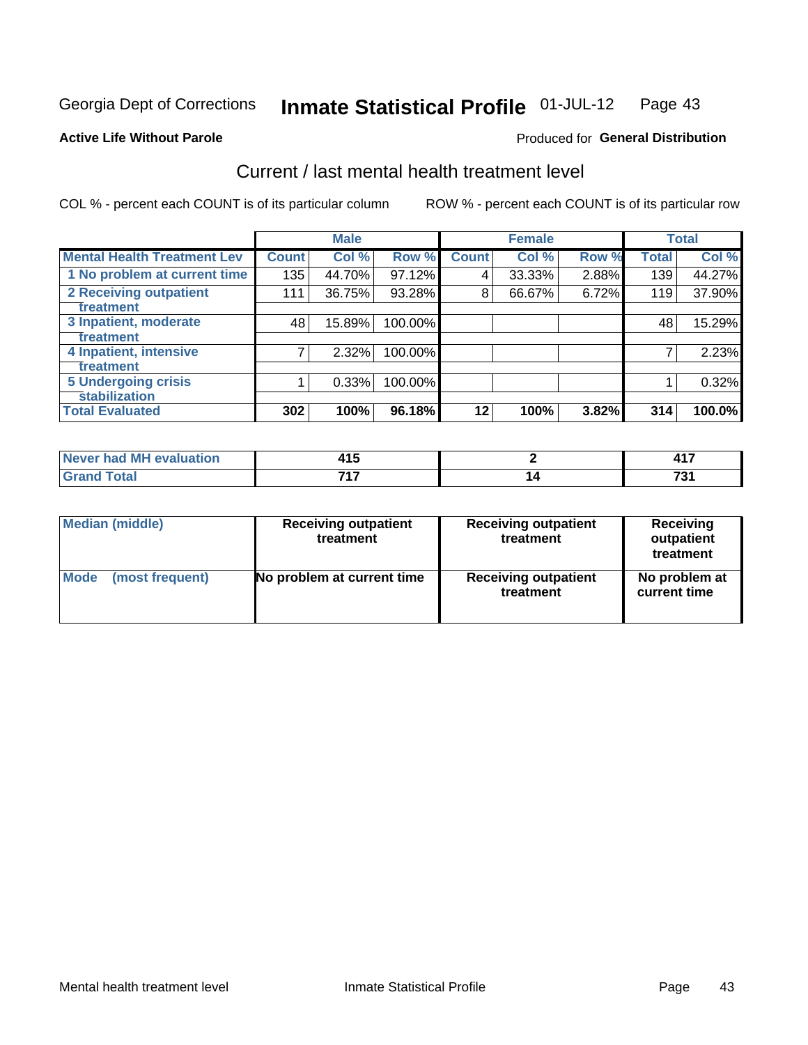Georgia Dept of Corrections **Inmate Statistical Profile** 01-JUL-12

**Active Life Without Parole**

Produced for **General Distribution**

## Current / last mental health treatment level

COL % - percent each COUNT is of its particular column ROW % - percent each COUNT is of its particular row

| | Male | | | Female | | | Total | |
|---|---|---|---|---|---|---|---|---|
| **Mental Health Treatment Lev** | **Count** | **Col %** | **Row %** | **Count** | **Col %** | **Row %** | **Total** | **Col %** |
| 1 No problem at current time | 135 | 44.70% | 97.12% | 4 | 33.33% | 2.88% | 139 | 44.27% |
| 2 Receiving outpatient treatment | 111 | 36.75% | 93.28% | 8 | 66.67% | 6.72% | 119 | 37.90% |
| 3 Inpatient, moderate treatment | 48 | 15.89% | 100.00% | | | | 48 | 15.29% |
| 4 Inpatient, intensive treatment | 7 | 2.32% | 100.00% | | | | 7 | 2.23% |
| 5 Undergoing crisis stabilization | 1 | 0.33% | 100.00% | | | | 1 | 0.32% |
| **Total Evaluated** | **302** | **100%** | **96.18%** | **12** | **100%** | **3.82%** | **314** | **100.0%** |

| | Male | Female | Total |
|---|---|---|---|
| Never had MH evaluation | 415 | 2 | 417 |
| Grand Total | 717 | 14 | 731 |

| | Male | Female | Total |
|---|---|---|---|
| Median (middle) | Receiving outpatient treatment | Receiving outpatient treatment | Receiving outpatient treatment |
| Mode (most frequent) | No problem at current time | Receiving outpatient treatment | No problem at current time |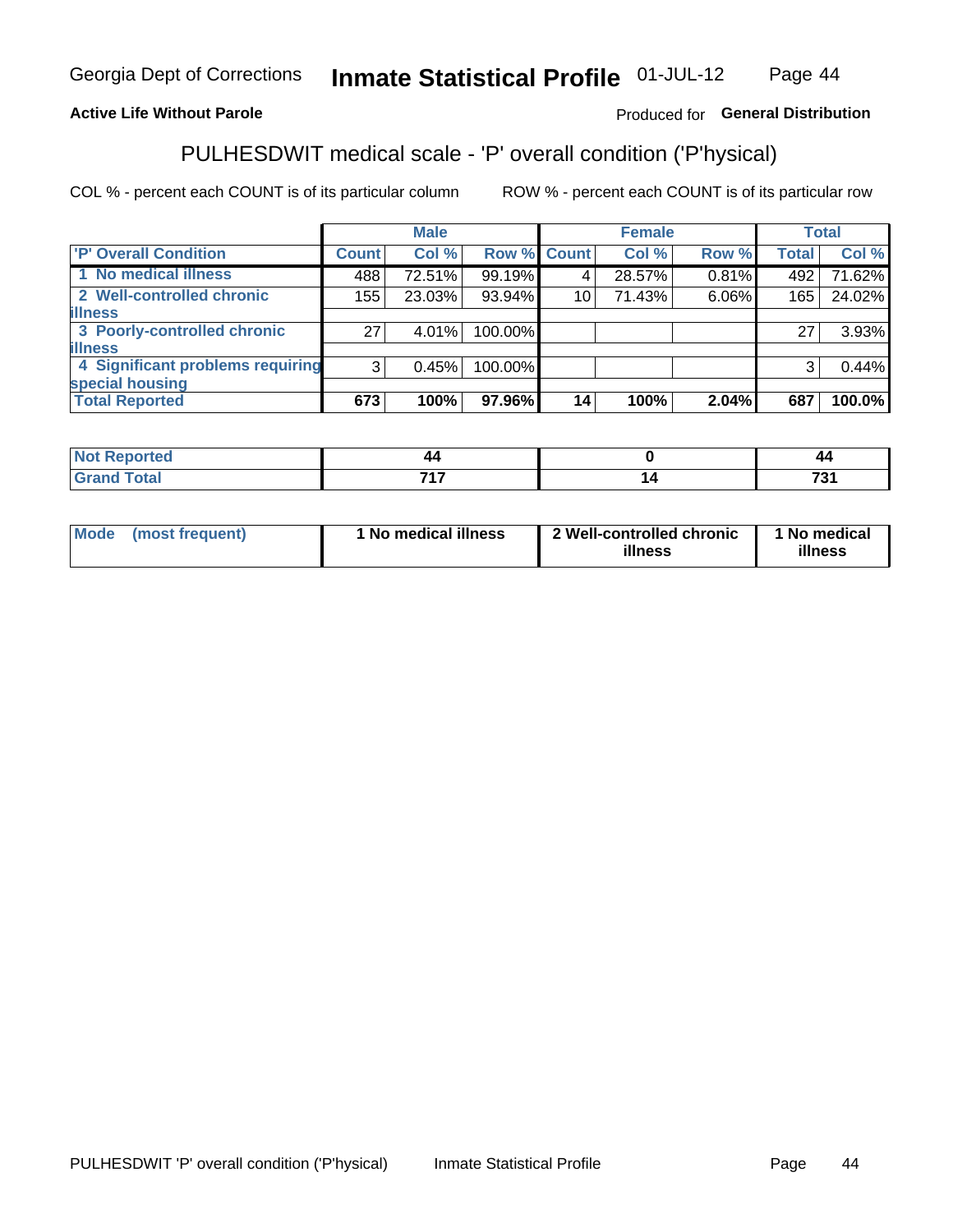**Active Life Without Parole**

Produced for **General Distribution**

## PULHESDWIT medical scale - 'P' overall condition ('P'hysical)

COL % - percent each COUNT is of its particular column

ROW % - percent each COUNT is of its particular row

| | Male | | | Female | | | Total | |
|---|---|---|---|---|---|---|---|---|
| 'P' Overall Condition | Count | Col % | Row % | Count | Col % | Row % | Total | Col % |
| 1 No medical illness | 488 | 72.51% | 99.19% | 4 | 28.57% | 0.81% | 492 | 71.62% |
| 2 Well-controlled chronic illness | 155 | 23.03% | 93.94% | 10 | 71.43% | 6.06% | 165 | 24.02% |
| 3 Poorly-controlled chronic illness | 27 | 4.01% | 100.00% | | | | 27 | 3.93% |
| 4 Significant problems requiring special housing | 3 | 0.45% | 100.00% | | | | 3 | 0.44% |
| **Total Reported** | **673** | **100%** | **97.96%** | **14** | **100%** | **2.04%** | **687** | **100.0%** |

| | Male | Female | Total |
|---|---|---|---|
| Not Reported | 44 | 0 | 44 |
| Grand Total | 717 | 14 | 731 |

| | Male | Female | Total |
|---|---|---|---|
| Mode (most frequent) | 1 No medical illness | 2 Well-controlled chronic illness | 1 No medical illness |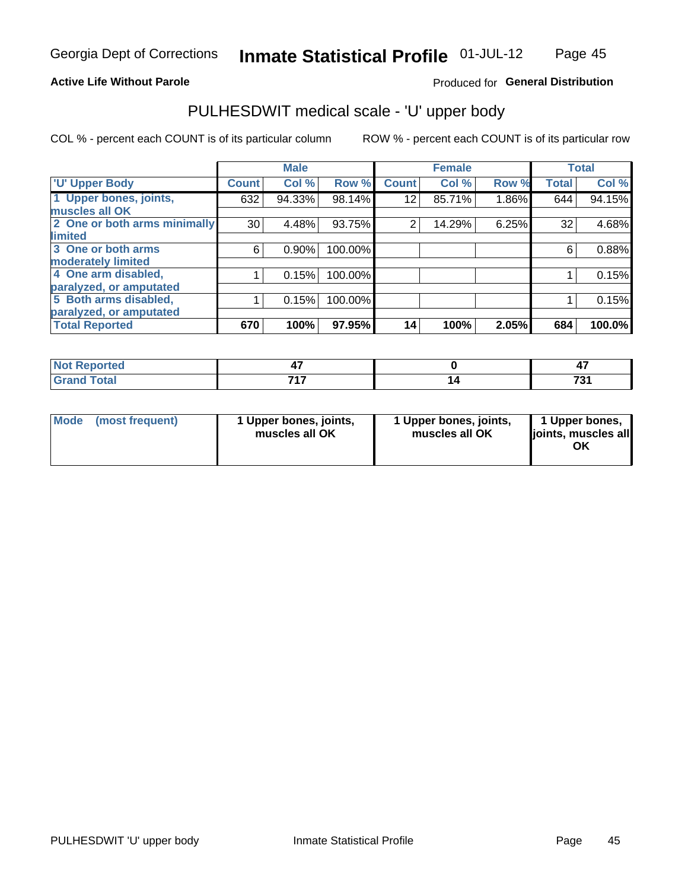Georgia Dept of Corrections **Inmate Statistical Profile** 01-JUL-12

**Active Life Without Parole**

Produced for **General Distribution**

## PULHESDWIT medical scale - 'U' upper body

COL % - percent each COUNT is of its particular column

ROW % - percent each COUNT is of its particular row

| | Male | | | Female | | | Total | |
|---|---|---|---|---|---|---|---|---|
| 'U' Upper Body | Count | Col % | Row % | Count | Col % | Row % | Total | Col % |
| 1 Upper bones, joints, muscles all OK | 632 | 94.33% | 98.14% | 12 | 85.71% | 1.86% | 644 | 94.15% |
| 2 One or both arms minimally limited | 30 | 4.48% | 93.75% | 2 | 14.29% | 6.25% | 32 | 4.68% |
| 3 One or both arms moderately limited | 6 | 0.90% | 100.00% | | | | 6 | 0.88% |
| 4 One arm disabled, paralyzed, or amputated | 1 | 0.15% | 100.00% | | | | 1 | 0.15% |
| 5 Both arms disabled, paralyzed, or amputated | 1 | 0.15% | 100.00% | | | | 1 | 0.15% |
| **Total Reported** | **670** | **100%** | **97.95%** | **14** | **100%** | **2.05%** | **684** | **100.0%** |

| | Male | Female | Total |
|---|---|---|---|
| Not Reported | 47 | 0 | 47 |
| Grand Total | 717 | 14 | 731 |

| | Male | Female | Total |
|---|---|---|---|
| Mode (most frequent) | 1 Upper bones, joints, muscles all OK | 1 Upper bones, joints, muscles all OK | 1 Upper bones, joints, muscles all OK |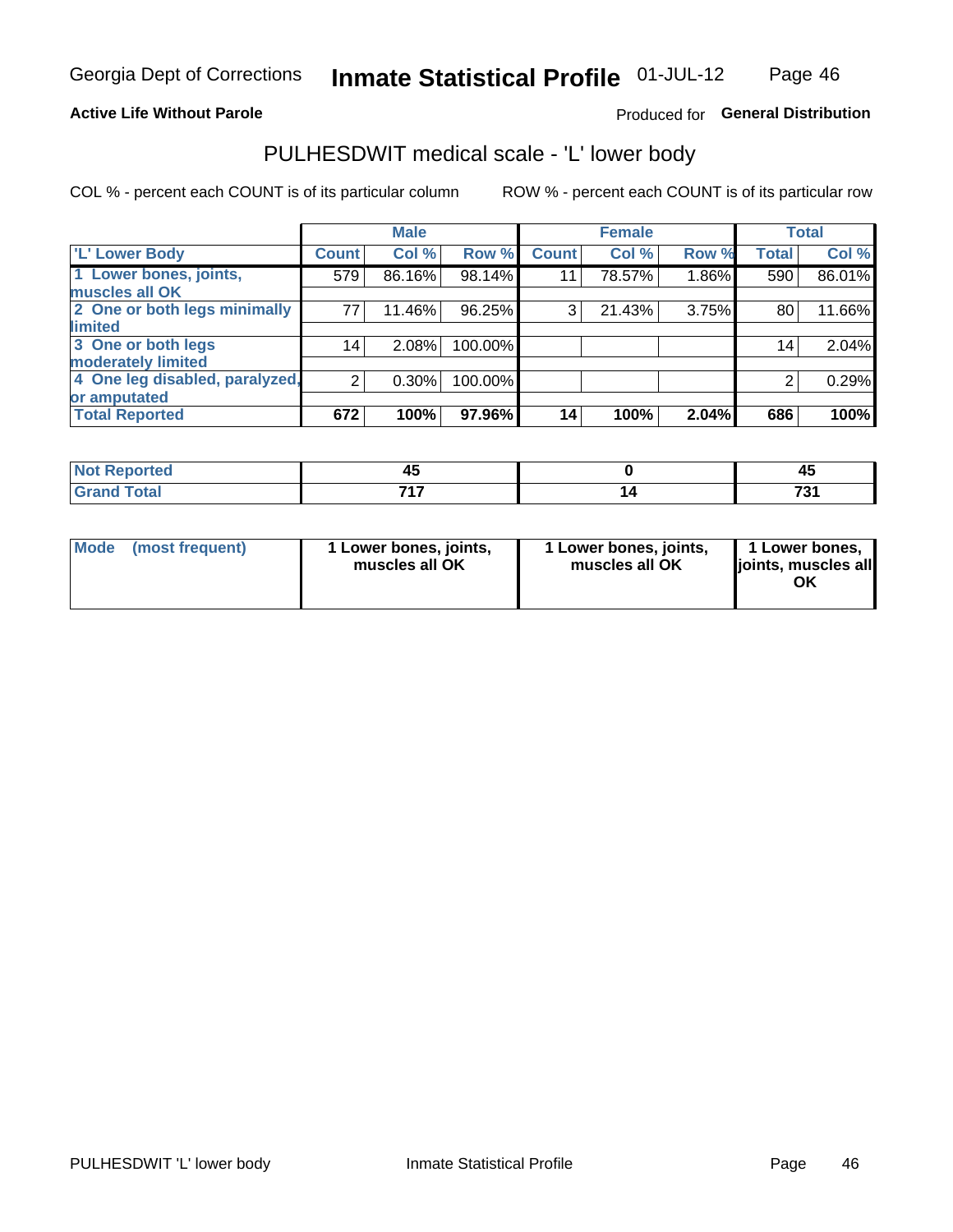# Georgia Dept of Corrections — Inmate Statistical Profile 01-JUL-12

**Active Life Without Parole**

Produced for **General Distribution**

## PULHESDWIT medical scale - 'L' lower body

COL % - percent each COUNT is of its particular column

ROW % - percent each COUNT is of its particular row

| 'L' Lower Body | Male | | | Female | | | Total | |
|---|---|---|---|---|---|---|---|---|
| | Count | Col % | Row % | Count | Col % | Row % | Total | Col % |
| 1 Lower bones, joints, muscles all OK | 579 | 86.16% | 98.14% | 11 | 78.57% | 1.86% | 590 | 86.01% |
| 2 One or both legs minimally limited | 77 | 11.46% | 96.25% | 3 | 21.43% | 3.75% | 80 | 11.66% |
| 3 One or both legs moderately limited | 14 | 2.08% | 100.00% | | | | 14 | 2.04% |
| 4 One leg disabled, paralyzed, or amputated | 2 | 0.30% | 100.00% | | | | 2 | 0.29% |
| **Total Reported** | **672** | **100%** | **97.96%** | **14** | **100%** | **2.04%** | **686** | **100%** |

| | Male | Female | Total |
|---|---|---|---|
| Not Reported | 45 | 0 | 45 |
| Grand Total | 717 | 14 | 731 |

| | Male | Female | Total |
|---|---|---|---|
| Mode (most frequent) | 1 Lower bones, joints, muscles all OK | 1 Lower bones, joints, muscles all OK | 1 Lower bones, joints, muscles all OK |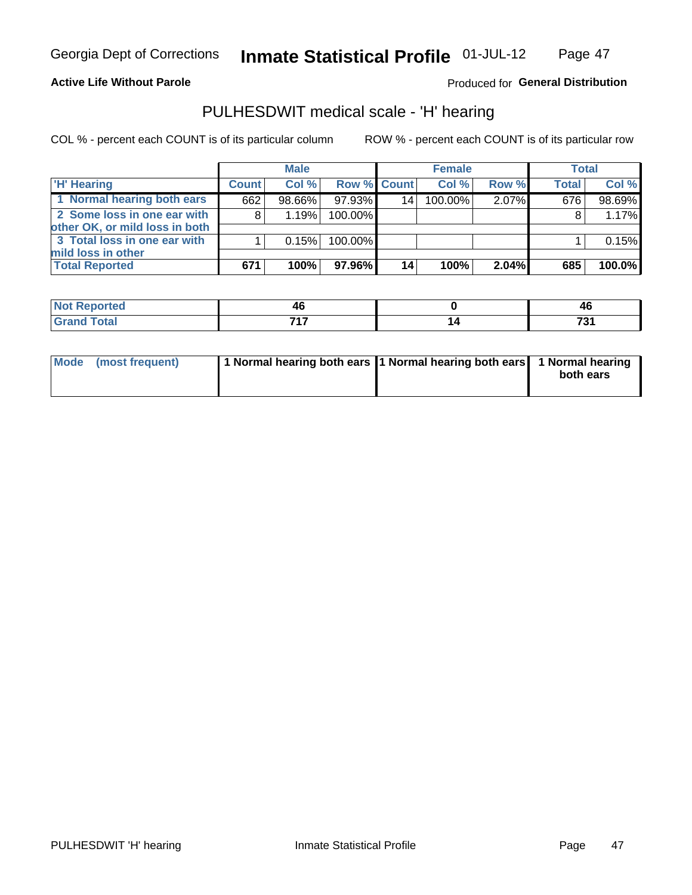Georgia Dept of Corrections **Inmate Statistical Profile** 01-JUL-12

**Active Life Without Parole**

Produced for **General Distribution**

## PULHESDWIT medical scale - 'H' hearing

COL % - percent each COUNT is of its particular column

ROW % - percent each COUNT is of its particular row

| | Male | | | Female | | | Total | |
|---|---|---|---|---|---|---|---|---|
| 'H' Hearing | Count | Col % | Row % | Count | Col % | Row % | Total | Col % |
| 1 Normal hearing both ears | 662 | 98.66% | 97.93% | 14 | 100.00% | 2.07% | 676 | 98.69% |
| 2 Some loss in one ear with other OK, or mild loss in both | 8 | 1.19% | 100.00% | | | | 8 | 1.17% |
| 3 Total loss in one ear with mild loss in other | 1 | 0.15% | 100.00% | | | | 1 | 0.15% |
| **Total Reported** | **671** | **100%** | **97.96%** | **14** | **100%** | **2.04%** | **685** | **100.0%** |

| | Male | Female | Total |
|---|---|---|---|
| Not Reported | 46 | 0 | 46 |
| Grand Total | 717 | 14 | 731 |

| | Male | Female | Total |
|---|---|---|---|
| Mode (most frequent) | 1 Normal hearing both ears | 1 Normal hearing both ears | 1 Normal hearing both ears |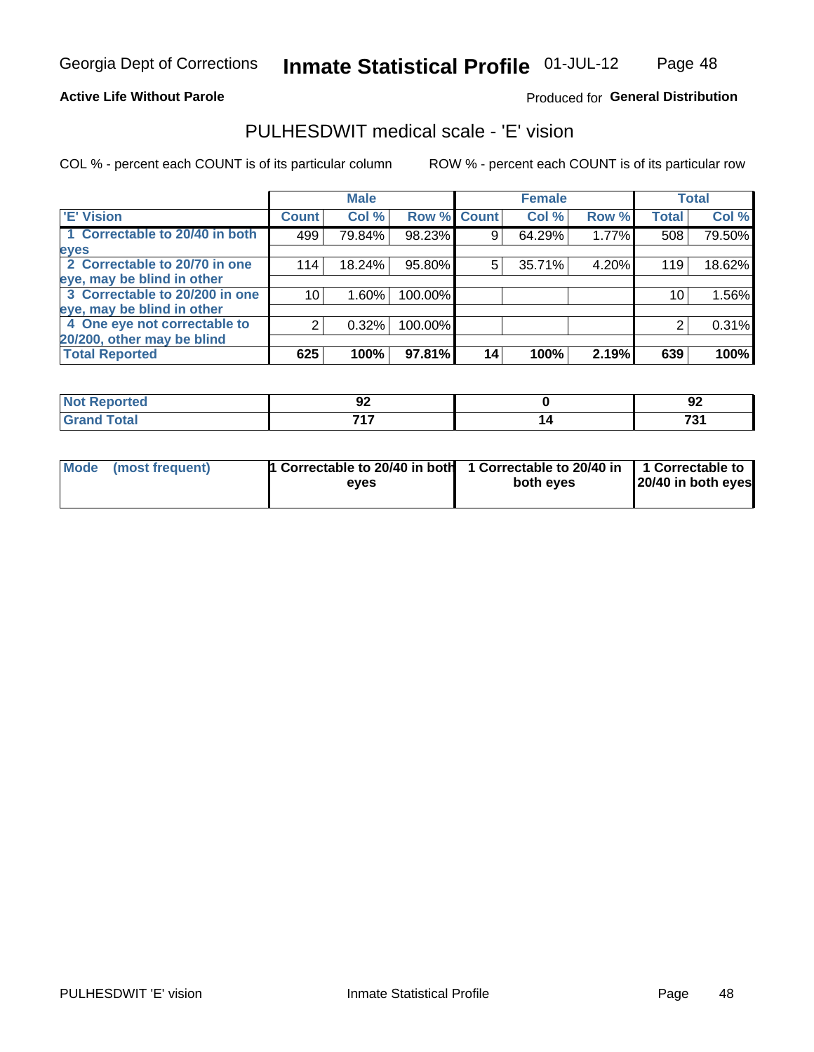Georgia Dept of Corrections **Inmate Statistical Profile** 01-JUL-12

**Active Life Without Parole**

Produced for **General Distribution**

## PULHESDWIT medical scale - 'E' vision

COL % - percent each COUNT is of its particular column ROW % - percent each COUNT is of its particular row

| | Male | | | Female | | | Total | |
|---|---|---|---|---|---|---|---|---|
| 'E' Vision | Count | Col % | Row % | Count | Col % | Row % | Total | Col % |
| 1 Correctable to 20/40 in both eyes | 499 | 79.84% | 98.23% | 9 | 64.29% | 1.77% | 508 | 79.50% |
| 2 Correctable to 20/70 in one eye, may be blind in other | 114 | 18.24% | 95.80% | 5 | 35.71% | 4.20% | 119 | 18.62% |
| 3 Correctable to 20/200 in one eye, may be blind in other | 10 | 1.60% | 100.00% | | | | 10 | 1.56% |
| 4 One eye not correctable to 20/200, other may be blind | 2 | 0.32% | 100.00% | | | | 2 | 0.31% |
| **Total Reported** | **625** | **100%** | **97.81%** | **14** | **100%** | **2.19%** | **639** | **100%** |

| | Male | Female | Total |
|---|---|---|---|
| Not Reported | 92 | 0 | 92 |
| Grand Total | 717 | 14 | 731 |

| | Male | Female | Total |
|---|---|---|---|
| Mode (most frequent) | 1 Correctable to 20/40 in both eyes | 1 Correctable to 20/40 in both eyes | 1 Correctable to 20/40 in both eyes |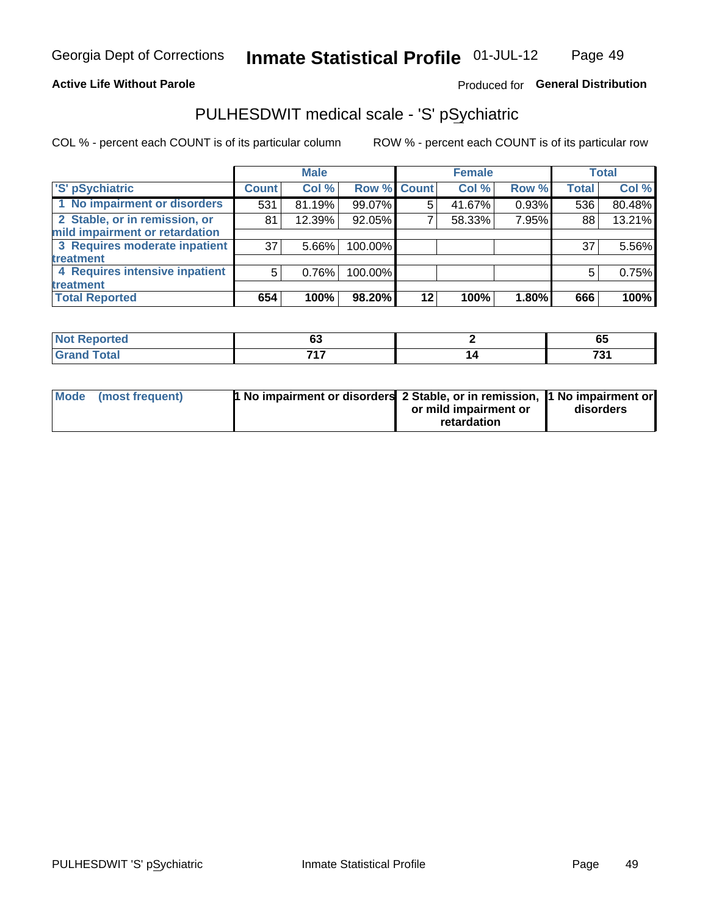Georgia Dept of Corrections **Inmate Statistical Profile** 01-JUL-12

**Active Life Without Parole**

Produced for **General Distribution**

## PULHESDWIT medical scale - 'S' pSychiatric

COL % - percent each COUNT is of its particular column ROW % - percent each COUNT is of its particular row

| | Male | | | Female | | | Total | |
|---|---|---|---|---|---|---|---|---|
| 'S' pSychiatric | Count | Col % | Row % | Count | Col % | Row % | Total | Col % |
| 1 No impairment or disorders | 531 | 81.19% | 99.07% | 5 | 41.67% | 0.93% | 536 | 80.48% |
| 2 Stable, or in remission, or mild impairment or retardation | 81 | 12.39% | 92.05% | 7 | 58.33% | 7.95% | 88 | 13.21% |
| 3 Requires moderate inpatient treatment | 37 | 5.66% | 100.00% | | | | 37 | 5.56% |
| 4 Requires intensive inpatient treatment | 5 | 0.76% | 100.00% | | | | 5 | 0.75% |
| **Total Reported** | **654** | **100%** | **98.20%** | **12** | **100%** | **1.80%** | **666** | **100%** |

| | Male | Female | Total |
|---|---|---|---|
| **Not Reported** | **63** | **2** | **65** |
| **Grand Total** | **717** | **14** | **731** |

| | Male | Female | Total |
|---|---|---|---|
| **Mode (most frequent)** | **1 No impairment or disorders** | **2 Stable, or in remission, or mild impairment or retardation** | **1 No impairment or disorders** |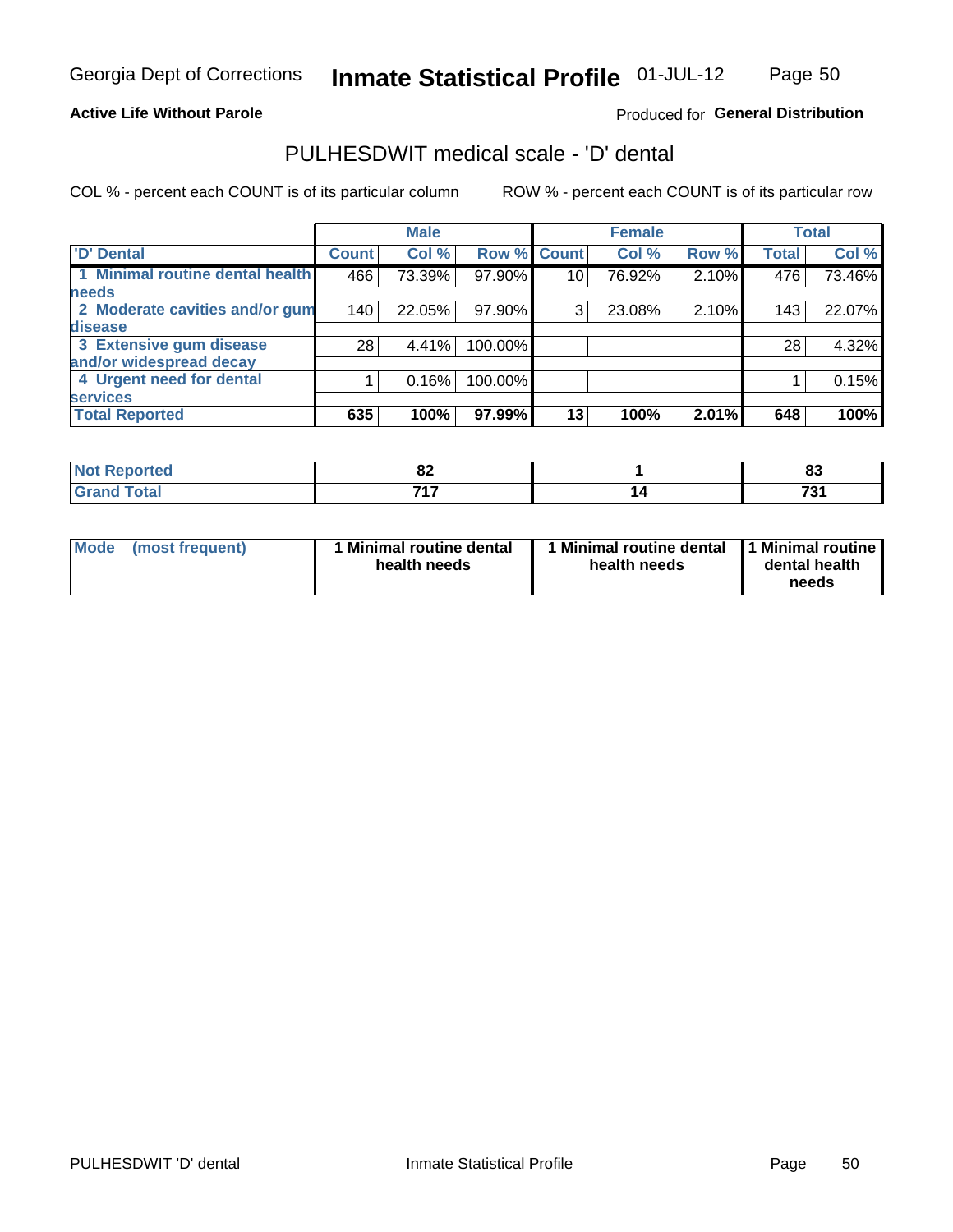Georgia Dept of Corrections **Inmate Statistical Profile** 01-JUL-12

**Active Life Without Parole**

Produced for **General Distribution**

## PULHESDWIT medical scale - 'D' dental

COL % - percent each COUNT is of its particular column

ROW % - percent each COUNT is of its particular row

| | Male | | | Female | | | Total | |
|---|---|---|---|---|---|---|---|---|
| 'D' Dental | Count | Col % | Row % | Count | Col % | Row % | Total | Col % |
| 1 Minimal routine dental health needs | 466 | 73.39% | 97.90% | 10 | 76.92% | 2.10% | 476 | 73.46% |
| 2 Moderate cavities and/or gum disease | 140 | 22.05% | 97.90% | 3 | 23.08% | 2.10% | 143 | 22.07% |
| 3 Extensive gum disease and/or widespread decay | 28 | 4.41% | 100.00% | | | | 28 | 4.32% |
| 4 Urgent need for dental services | 1 | 0.16% | 100.00% | | | | 1 | 0.15% |
| **Total Reported** | **635** | **100%** | **97.99%** | **13** | **100%** | **2.01%** | **648** | **100%** |

| | Male | Female | Total |
|---|---|---|---|
| Not Reported | 82 | 1 | 83 |
| Grand Total | 717 | 14 | 731 |

| | Male | Female | Total |
|---|---|---|---|
| Mode (most frequent) | 1 Minimal routine dental health needs | 1 Minimal routine dental health needs | 1 Minimal routine dental health needs |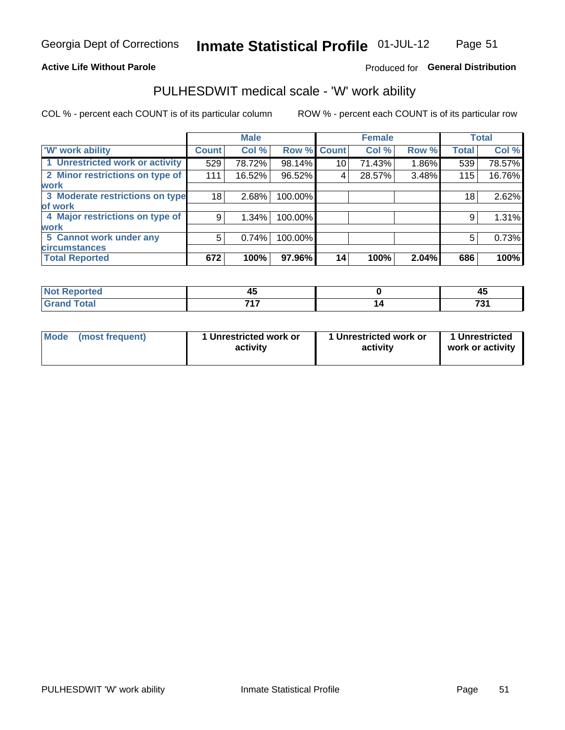**Active Life Without Parole**

Produced for **General Distribution**

## PULHESDWIT medical scale - 'W' work ability

COL % - percent each COUNT is of its particular column

ROW % - percent each COUNT is of its particular row

| | Male | | | Female | | | Total | |
|---|---|---|---|---|---|---|---|---|
| 'W' work ability | Count | Col % | Row % | Count | Col % | Row % | Total | Col % |
| 1 Unrestricted work or activity | 529 | 78.72% | 98.14% | 10 | 71.43% | 1.86% | 539 | 78.57% |
| 2 Minor restrictions on type of work | 111 | 16.52% | 96.52% | 4 | 28.57% | 3.48% | 115 | 16.76% |
| 3 Moderate restrictions on type of work | 18 | 2.68% | 100.00% | | | | 18 | 2.62% |
| 4 Major restrictions on type of work | 9 | 1.34% | 100.00% | | | | 9 | 1.31% |
| 5 Cannot work under any circumstances | 5 | 0.74% | 100.00% | | | | 5 | 0.73% |
| **Total Reported** | **672** | **100%** | **97.96%** | **14** | **100%** | **2.04%** | **686** | **100%** |

| | Male | Female | Total |
|---|---|---|---|
| Not Reported | 45 | 0 | 45 |
| Grand Total | 717 | 14 | 731 |

| | Male | Female | Total |
|---|---|---|---|
| Mode (most frequent) | 1 Unrestricted work or activity | 1 Unrestricted work or activity | 1 Unrestricted work or activity |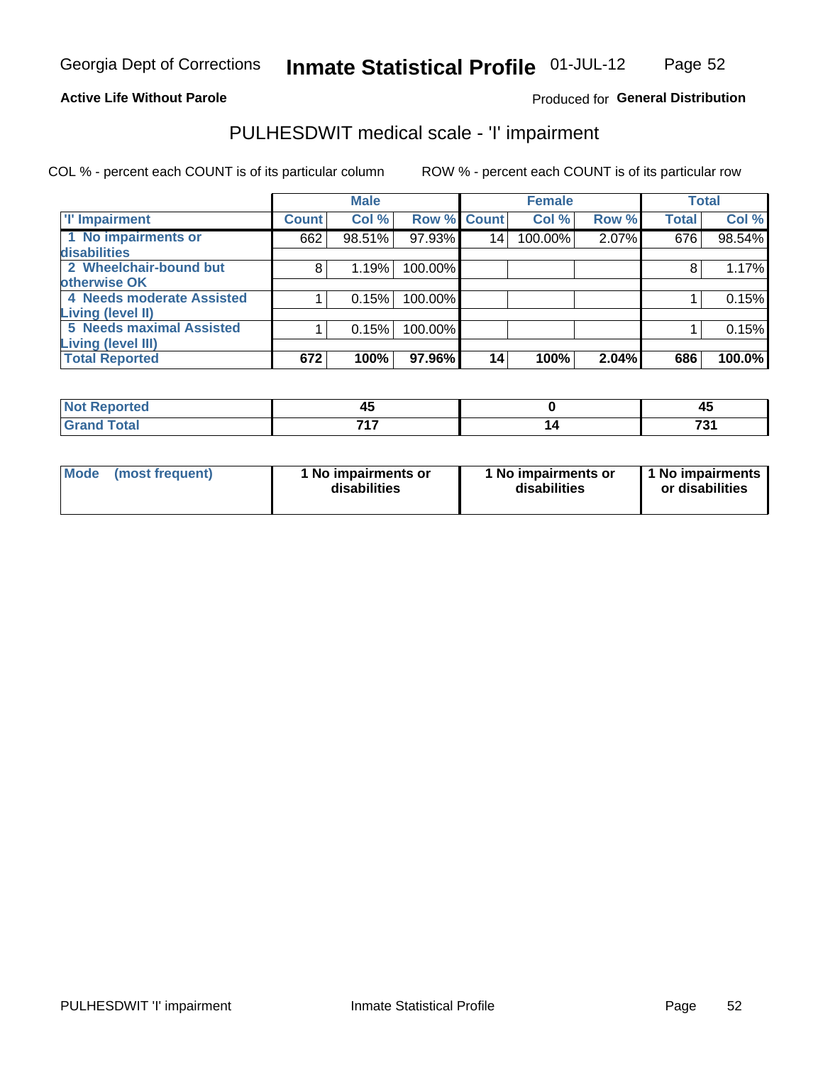Georgia Dept of Corrections **Inmate Statistical Profile** 01-JUL-12

**Active Life Without Parole**

Produced for **General Distribution**

## PULHESDWIT medical scale - 'I' impairment

COL % - percent each COUNT is of its particular column ROW % - percent each COUNT is of its particular row

| | Male | | | Female | | | Total | |
|---|---|---|---|---|---|---|---|---|
| 'I' Impairment | Count | Col % | Row % | Count | Col % | Row % | Total | Col % |
| 1 No impairments or disabilities | 662 | 98.51% | 97.93% | 14 | 100.00% | 2.07% | 676 | 98.54% |
| 2 Wheelchair-bound but otherwise OK | 8 | 1.19% | 100.00% | | | | 8 | 1.17% |
| 4 Needs moderate Assisted Living (level II) | 1 | 0.15% | 100.00% | | | | 1 | 0.15% |
| 5 Needs maximal Assisted Living (level III) | 1 | 0.15% | 100.00% | | | | 1 | 0.15% |
| **Total Reported** | **672** | **100%** | **97.96%** | **14** | **100%** | **2.04%** | **686** | **100.0%** |

| | Male | Female | Total |
|---|---|---|---|
| Not Reported | 45 | 0 | 45 |
| Grand Total | 717 | 14 | 731 |

| | Male | Female | Total |
|---|---|---|---|
| Mode (most frequent) | 1 No impairments or disabilities | 1 No impairments or disabilities | 1 No impairments or disabilities |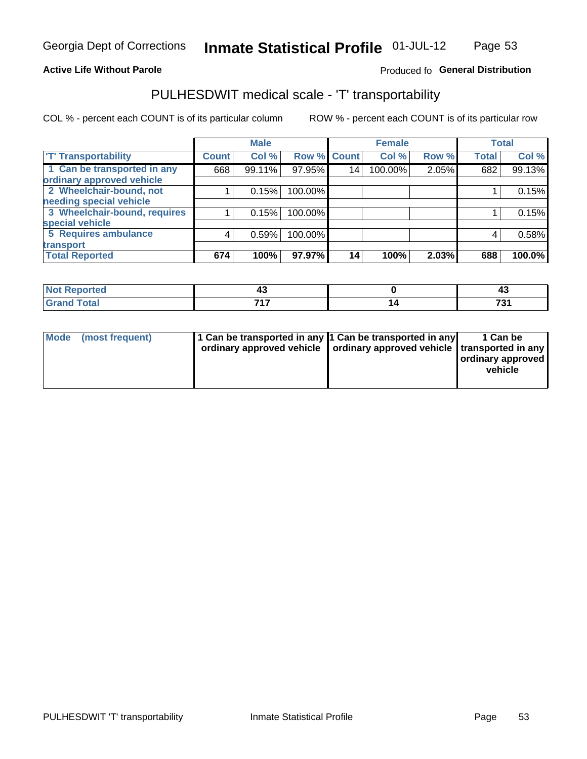Georgia Dept of Corrections **Inmate Statistical Profile** 01-JUL-12

**Active Life Without Parole**

Produced fo **General Distribution**

## PULHESDWIT medical scale - 'T' transportability

COL % - percent each COUNT is of its particular column

ROW % - percent each COUNT is of its particular row

| | Male | | | Female | | | Total | |
|---|---|---|---|---|---|---|---|---|
| 'T' Transportability | Count | Col % | Row % | Count | Col % | Row % | Total | Col % |
| 1 Can be transported in any ordinary approved vehicle | 668 | 99.11% | 97.95% | 14 | 100.00% | 2.05% | 682 | 99.13% |
| 2 Wheelchair-bound, not needing special vehicle | 1 | 0.15% | 100.00% | | | | 1 | 0.15% |
| 3 Wheelchair-bound, requires special vehicle | 1 | 0.15% | 100.00% | | | | 1 | 0.15% |
| 5 Requires ambulance transport | 4 | 0.59% | 100.00% | | | | 4 | 0.58% |
| **Total Reported** | **674** | **100%** | **97.97%** | **14** | **100%** | **2.03%** | **688** | **100.0%** |

| | Male | Female | Total |
|---|---|---|---|
| **Not Reported** | **43** | **0** | **43** |
| **Grand Total** | **717** | **14** | **731** |

| | Male | Female | Total |
|---|---|---|---|
| **Mode (most frequent)** | **1 Can be transported in any ordinary approved vehicle** | **1 Can be transported in any ordinary approved vehicle** | **1 Can be transported in any ordinary approved vehicle** |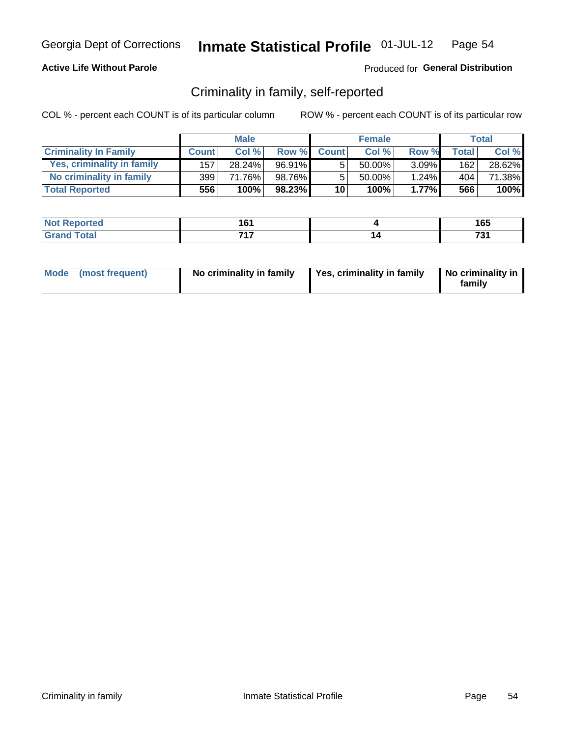Georgia Dept of Corrections **Inmate Statistical Profile** 01-JUL-12

**Active Life Without Parole**

Produced for **General Distribution**

## Criminality in family, self-reported

COL % - percent each COUNT is of its particular column

ROW % - percent each COUNT is of its particular row

| | Male | | | Female | | | Total | |
|---|---|---|---|---|---|---|---|---|
| **Criminality In Family** | **Count** | **Col %** | **Row %** | **Count** | **Col %** | **Row %** | **Total** | **Col %** |
| **Yes, criminality in family** | 157 | 28.24% | 96.91% | 5 | 50.00% | 3.09% | 162 | 28.62% |
| **No criminality in family** | 399 | 71.76% | 98.76% | 5 | 50.00% | 1.24% | 404 | 71.38% |
| **Total Reported** | **556** | **100%** | **98.23%** | **10** | **100%** | **1.77%** | **566** | **100%** |

| | Male | Female | Total |
|---|---|---|---|
| **Not Reported** | **161** | **4** | **165** |
| **Grand Total** | **717** | **14** | **731** |

| | Male | Female | Total |
|---|---|---|---|
| **Mode (most frequent)** | **No criminality in family** | **Yes, criminality in family** | **No criminality in family** |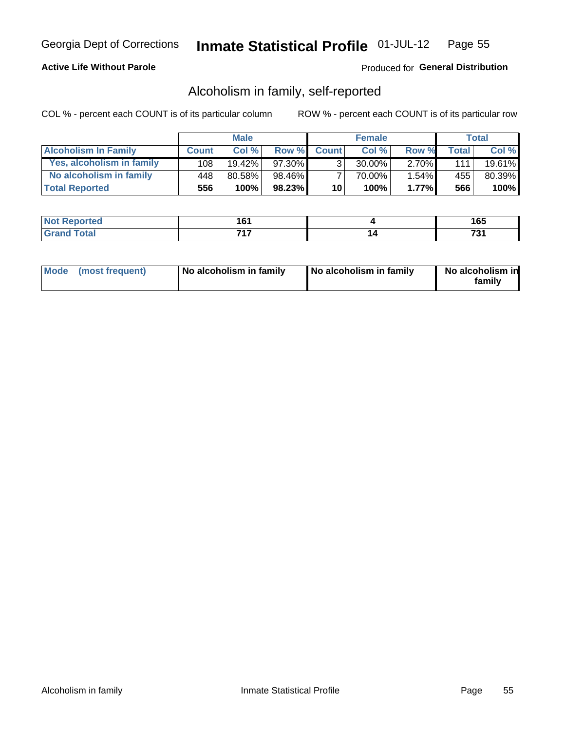Georgia Dept of Corrections **Inmate Statistical Profile** 01-JUL-12

**Active Life Without Parole**

Produced for **General Distribution**

## Alcoholism in family, self-reported

COL % - percent each COUNT is of its particular column

ROW % - percent each COUNT is of its particular row

| | Male | | | Female | | | Total | |
|---|---|---|---|---|---|---|---|---|
| **Alcoholism In Family** | **Count** | **Col %** | **Row %** | **Count** | **Col %** | **Row %** | **Total** | **Col %** |
| **Yes, alcoholism in family** | 108 | 19.42% | 97.30% | 3 | 30.00% | 2.70% | 111 | 19.61% |
| **No alcoholism in family** | 448 | 80.58% | 98.46% | 7 | 70.00% | 1.54% | 455 | 80.39% |
| **Total Reported** | **556** | **100%** | **98.23%** | **10** | **100%** | **1.77%** | **566** | **100%** |

| | Male | Female | Total |
|---|---|---|---|
| **Not Reported** | **161** | **4** | **165** |
| **Grand Total** | **717** | **14** | **731** |

| | Male | Female | Total |
|---|---|---|---|
| **Mode (most frequent)** | **No alcoholism in family** | **No alcoholism in family** | **No alcoholism in family** |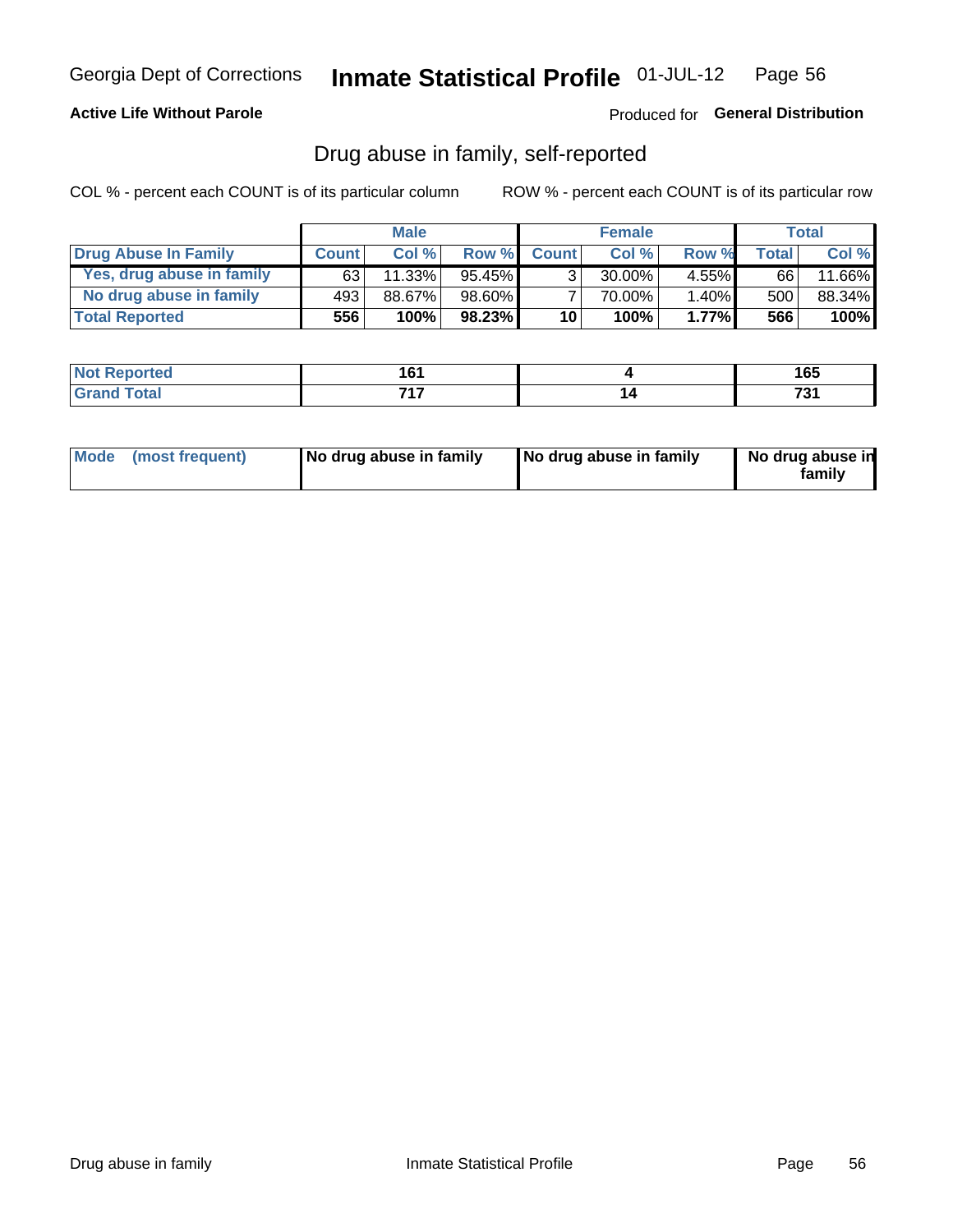Georgia Dept of Corrections **Inmate Statistical Profile** 01-JUL-12

**Active Life Without Parole**

Produced for **General Distribution**

## Drug abuse in family, self-reported

COL % - percent each COUNT is of its particular column

ROW % - percent each COUNT is of its particular row

| | Male | | | Female | | | Total | |
|---|---|---|---|---|---|---|---|---|
| **Drug Abuse In Family** | **Count** | **Col %** | **Row %** | **Count** | **Col %** | **Row %** | **Total** | **Col %** |
| Yes, drug abuse in family | 63 | 11.33% | 95.45% | 3 | 30.00% | 4.55% | 66 | 11.66% |
| No drug abuse in family | 493 | 88.67% | 98.60% | 7 | 70.00% | 1.40% | 500 | 88.34% |
| **Total Reported** | **556** | **100%** | **98.23%** | **10** | **100%** | **1.77%** | **566** | **100%** |

| | Male | Female | Total |
|---|---|---|---|
| **Not Reported** | **161** | **4** | **165** |
| **Grand Total** | **717** | **14** | **731** |

| | Male | Female | Total |
|---|---|---|---|
| **Mode (most frequent)** | **No drug abuse in family** | **No drug abuse in family** | **No drug abuse in family** |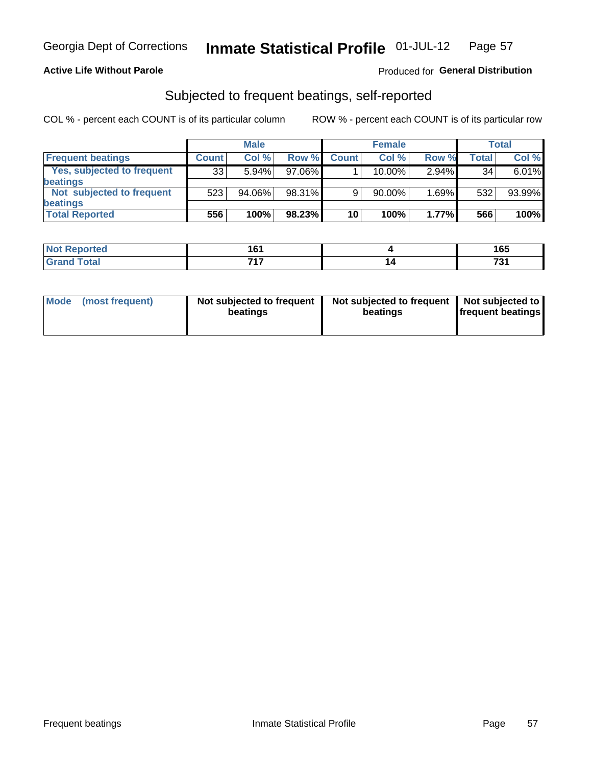Georgia Dept of Corrections **Inmate Statistical Profile** 01-JUL-12

**Active Life Without Parole**

Produced for **General Distribution**

## Subjected to frequent beatings, self-reported

COL % - percent each COUNT is of its particular column    ROW % - percent each COUNT is of its particular row

| | Male | | | Female | | | Total | |
|---|---|---|---|---|---|---|---|---|
| **Frequent beatings** | **Count** | **Col %** | **Row %** | **Count** | **Col %** | **Row %** | **Total** | **Col %** |
| Yes, subjected to frequent beatings | 33 | 5.94% | 97.06% | 1 | 10.00% | 2.94% | 34 | 6.01% |
| Not subjected to frequent beatings | 523 | 94.06% | 98.31% | 9 | 90.00% | 1.69% | 532 | 93.99% |
| **Total Reported** | **556** | **100%** | **98.23%** | **10** | **100%** | **1.77%** | **566** | **100%** |

| | Male | Female | Total |
|---|---|---|---|
| **Not Reported** | **161** | **4** | **165** |
| **Grand Total** | **717** | **14** | **731** |

| | Male | Female | Total |
|---|---|---|---|
| **Mode (most frequent)** | **Not subjected to frequent beatings** | **Not subjected to frequent beatings** | **Not subjected to frequent beatings** |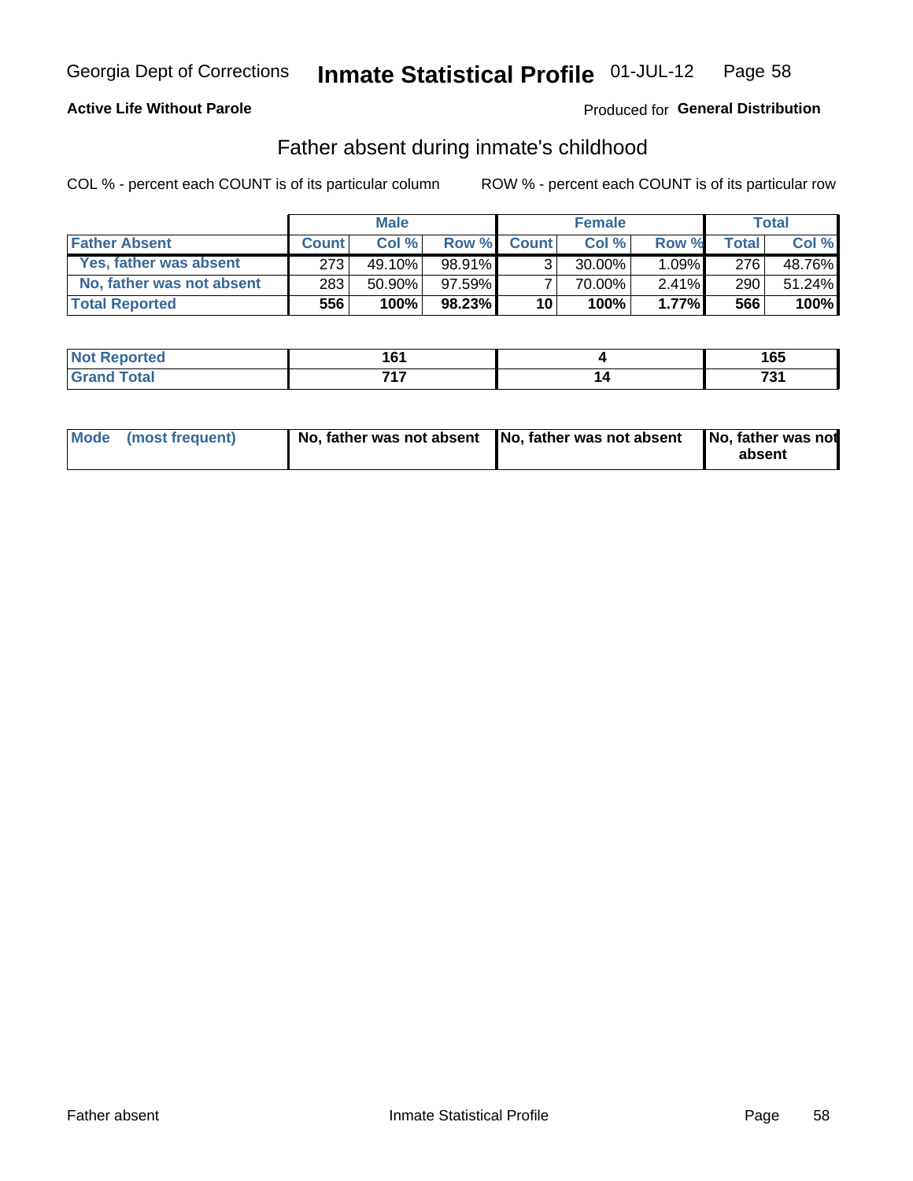Georgia Dept of Corrections **Inmate Statistical Profile** 01-JUL-12

**Active Life Without Parole**

Produced for **General Distribution**

## Father absent during inmate's childhood

COL % - percent each COUNT is of its particular column

ROW % - percent each COUNT is of its particular row

| | Male | | | Female | | | Total | |
|---|---|---|---|---|---|---|---|---|
| **Father Absent** | **Count** | **Col %** | **Row %** | **Count** | **Col %** | **Row %** | **Total** | **Col %** |
| **Yes, father was absent** | 273 | 49.10% | 98.91% | 3 | 30.00% | 1.09% | 276 | 48.76% |
| **No, father was not absent** | 283 | 50.90% | 97.59% | 7 | 70.00% | 2.41% | 290 | 51.24% |
| **Total Reported** | **556** | **100%** | **98.23%** | **10** | **100%** | **1.77%** | **566** | **100%** |

| | Male | Female | Total |
|---|---|---|---|
| **Not Reported** | **161** | **4** | **165** |
| **Grand Total** | **717** | **14** | **731** |

| | Male | Female | Total |
|---|---|---|---|
| **Mode (most frequent)** | **No, father was not absent** | **No, father was not absent** | **No, father was not absent** |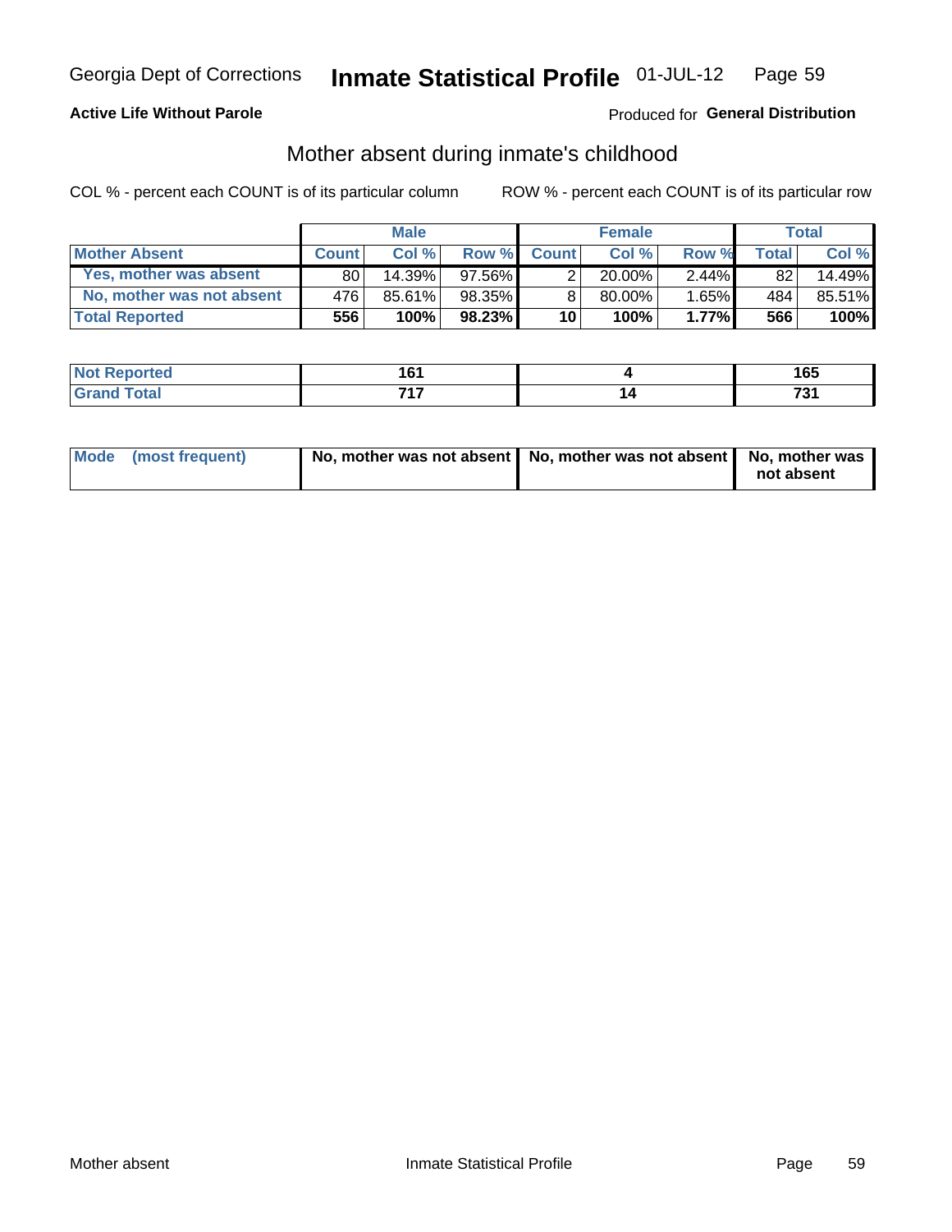Georgia Dept of Corrections **Inmate Statistical Profile** 01-JUL-12

**Active Life Without Parole**

Produced for **General Distribution**

## Mother absent during inmate's childhood

COL % - percent each COUNT is of its particular column

ROW % - percent each COUNT is of its particular row

| | Male | | | Female | | | Total | |
|---|---|---|---|---|---|---|---|---|
| **Mother Absent** | **Count** | **Col %** | **Row %** | **Count** | **Col %** | **Row %** | **Total** | **Col %** |
| Yes, mother was absent | 80 | 14.39% | 97.56% | 2 | 20.00% | 2.44% | 82 | 14.49% |
| No, mother was not absent | 476 | 85.61% | 98.35% | 8 | 80.00% | 1.65% | 484 | 85.51% |
| **Total Reported** | **556** | **100%** | **98.23%** | **10** | **100%** | **1.77%** | **566** | **100%** |

| | Male | Female | Total |
|---|---|---|---|
| **Not Reported** | **161** | **4** | **165** |
| **Grand Total** | **717** | **14** | **731** |

| | Male | Female | Total |
|---|---|---|---|
| **Mode (most frequent)** | **No, mother was not absent** | **No, mother was not absent** | **No, mother was not absent** |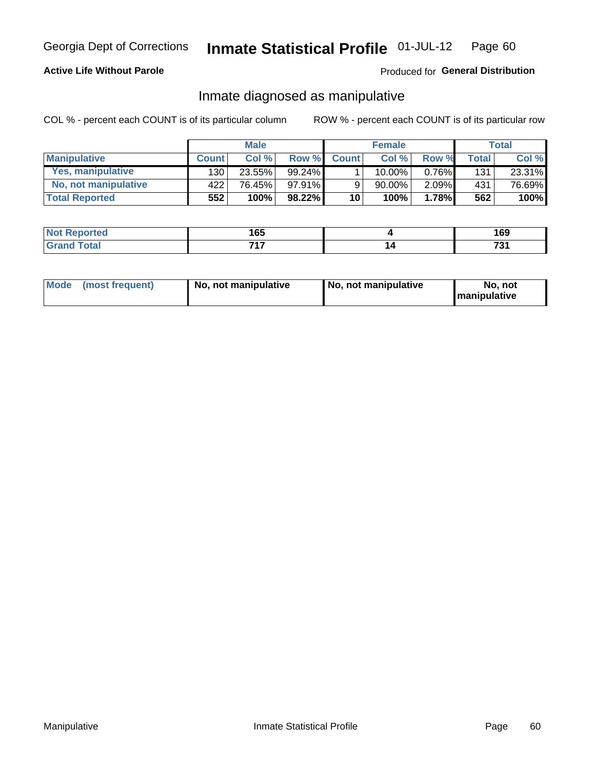Georgia Dept of Corrections **Inmate Statistical Profile** 01-JUL-12

**Active Life Without Parole**

Produced for **General Distribution**

## Inmate diagnosed as manipulative

COL % - percent each COUNT is of its particular column

ROW % - percent each COUNT is of its particular row

| | Male | | | Female | | | Total | |
|---|---|---|---|---|---|---|---|---|
| **Manipulative** | **Count** | **Col %** | **Row %** | **Count** | **Col %** | **Row %** | **Total** | **Col %** |
| **Yes, manipulative** | 130 | 23.55% | 99.24% | 1 | 10.00% | 0.76% | 131 | 23.31% |
| **No, not manipulative** | 422 | 76.45% | 97.91% | 9 | 90.00% | 2.09% | 431 | 76.69% |
| **Total Reported** | **552** | **100%** | **98.22%** | **10** | **100%** | **1.78%** | **562** | **100%** |

| | Male | Female | Total |
|---|---|---|---|
| **Not Reported** | **165** | **4** | **169** |
| **Grand Total** | **717** | **14** | **731** |

| | Male | Female | Total |
|---|---|---|---|
| **Mode (most frequent)** | **No, not manipulative** | **No, not manipulative** | **No, not manipulative** |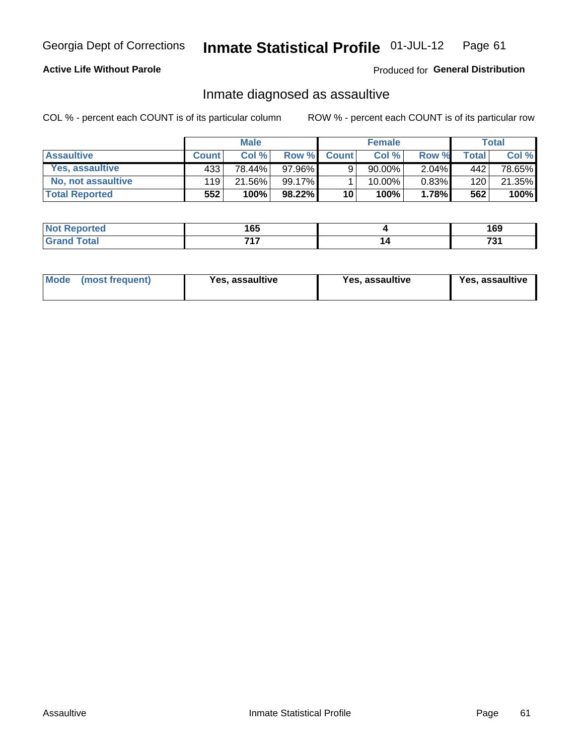Georgia Dept of Corrections **Inmate Statistical Profile** 01-JUL-12

**Active Life Without Parole**

Produced for **General Distribution**

## Inmate diagnosed as assaultive

COL % - percent each COUNT is of its particular column

ROW % - percent each COUNT is of its particular row

| | Male | | | Female | | | Total | |
|---|---|---|---|---|---|---|---|---|
| **Assaultive** | **Count** | **Col %** | **Row %** | **Count** | **Col %** | **Row %** | **Total** | **Col %** |
| Yes, assaultive | 433 | 78.44% | 97.96% | 9 | 90.00% | 2.04% | 442 | 78.65% |
| No, not assaultive | 119 | 21.56% | 99.17% | 1 | 10.00% | 0.83% | 120 | 21.35% |
| **Total Reported** | **552** | **100%** | **98.22%** | **10** | **100%** | **1.78%** | **562** | **100%** |

| | Male | Female | Total |
|---|---|---|---|
| **Not Reported** | **165** | **4** | **169** |
| **Grand Total** | **717** | **14** | **731** |

| | Male | Female | Total |
|---|---|---|---|
| **Mode (most frequent)** | **Yes, assaultive** | **Yes, assaultive** | **Yes, assaultive** |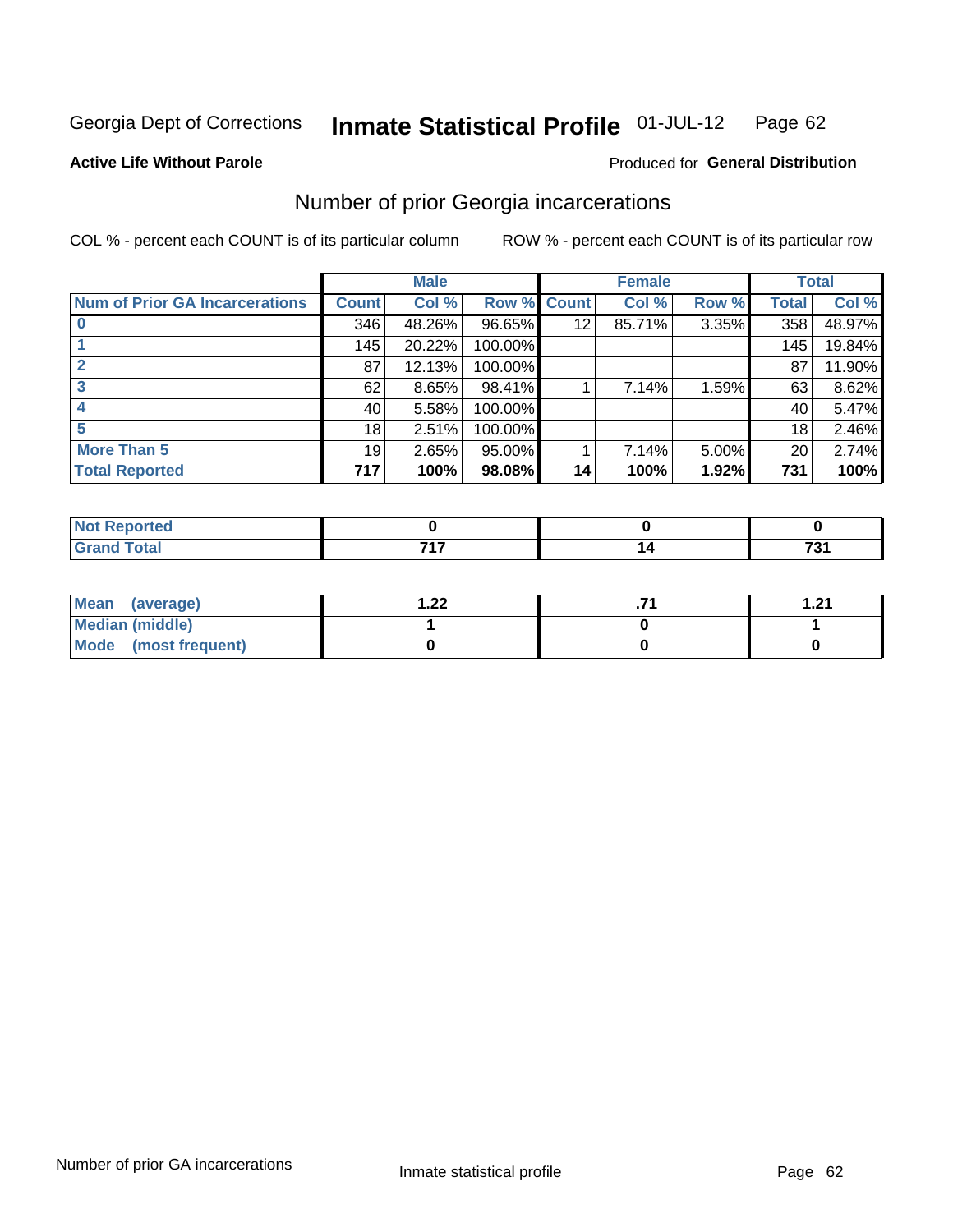Georgia Dept of Corrections **Inmate Statistical Profile** 01-JUL-12

**Active Life Without Parole**

Produced for **General Distribution**

## Number of prior Georgia incarcerations

COL % - percent each COUNT is of its particular column

ROW % - percent each COUNT is of its particular row

| | Male | | | Female | | | Total | |
|---|---|---|---|---|---|---|---|---|
| **Num of Prior GA Incarcerations** | **Count** | **Col %** | **Row %** | **Count** | **Col %** | **Row %** | **Total** | **Col %** |
| **0** | 346 | 48.26% | 96.65% | 12 | 85.71% | 3.35% | 358 | 48.97% |
| **1** | 145 | 20.22% | 100.00% | | | | 145 | 19.84% |
| **2** | 87 | 12.13% | 100.00% | | | | 87 | 11.90% |
| **3** | 62 | 8.65% | 98.41% | 1 | 7.14% | 1.59% | 63 | 8.62% |
| **4** | 40 | 5.58% | 100.00% | | | | 40 | 5.47% |
| **5** | 18 | 2.51% | 100.00% | | | | 18 | 2.46% |
| **More Than 5** | 19 | 2.65% | 95.00% | 1 | 7.14% | 5.00% | 20 | 2.74% |
| **Total Reported** | **717** | **100%** | **98.08%** | **14** | **100%** | **1.92%** | **731** | **100%** |

| | Male | Female | Total |
|---|---|---|---|
| **Not Reported** | **0** | **0** | **0** |
| **Grand Total** | **717** | **14** | **731** |

| | Male | Female | Total |
|---|---|---|---|
| **Mean (average)** | **1.22** | **.71** | **1.21** |
| **Median (middle)** | **1** | **0** | **1** |
| **Mode (most frequent)** | **0** | **0** | **0** |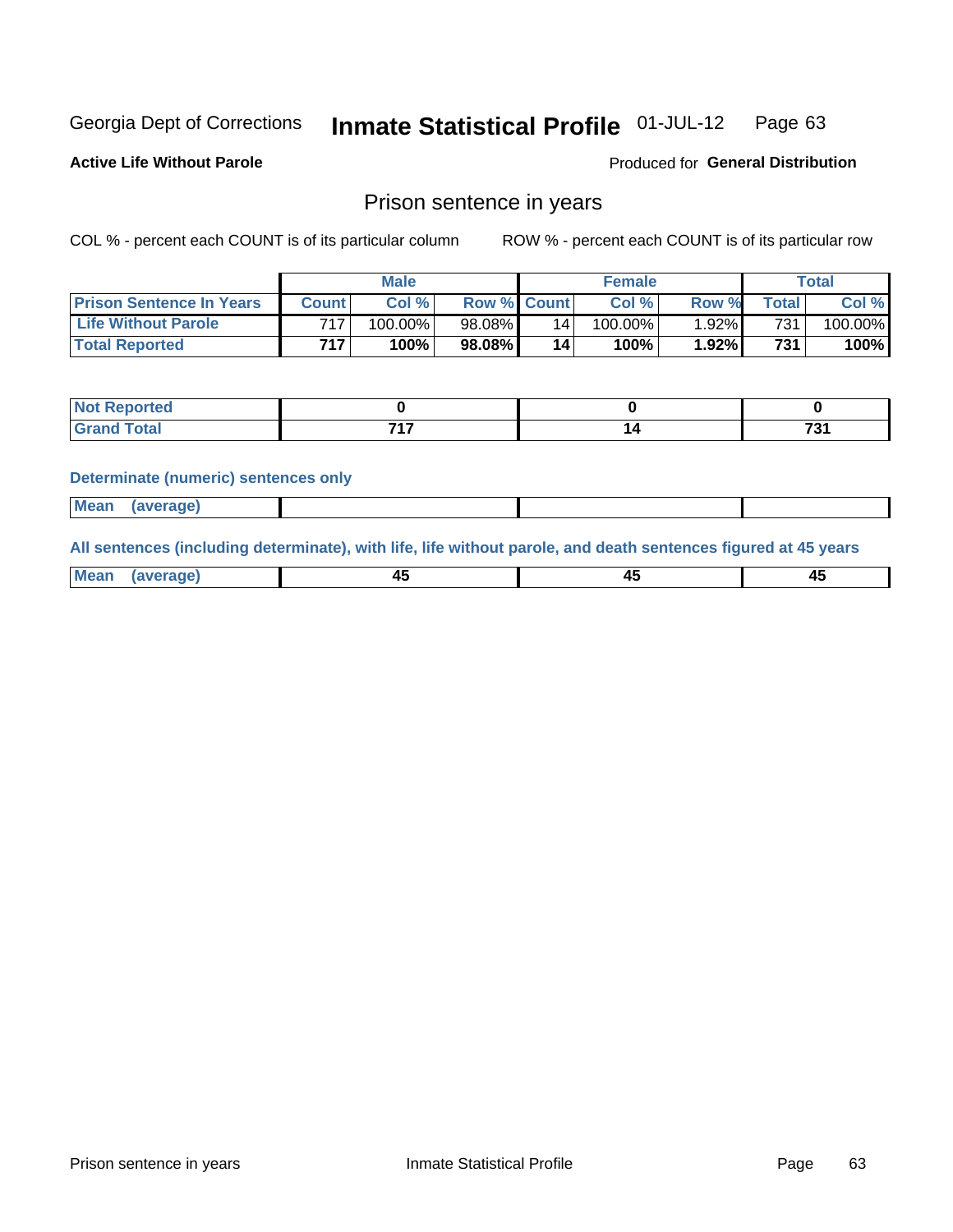Georgia Dept of Corrections **Inmate Statistical Profile** 01-JUL-12

**Active Life Without Parole**

Produced for **General Distribution**

## Prison sentence in years

COL % - percent each COUNT is of its particular column    ROW % - percent each COUNT is of its particular row

| | Male | | | Female | | | Total | |
|---|---|---|---|---|---|---|---|---|
| **Prison Sentence In Years** | **Count** | **Col %** | **Row %** | **Count** | **Col %** | **Row %** | **Total** | **Col %** |
| **Life Without Parole** | 717 | 100.00% | 98.08% | 14 | 100.00% | 1.92% | 731 | 100.00% |
| **Total Reported** | **717** | **100%** | **98.08%** | **14** | **100%** | **1.92%** | **731** | **100%** |

| | Male | Female | Total |
|---|---|---|---|
| **Not Reported** | **0** | **0** | **0** |
| **Grand Total** | **717** | **14** | **731** |

**Determinate (numeric) sentences only**

| | Male | Female | Total |
|---|---|---|---|
| **Mean (average)** | | | |

**All sentences (including determinate), with life, life without parole, and death sentences figured at 45 years**

| | Male | Female | Total |
|---|---|---|---|
| **Mean (average)** | **45** | **45** | **45** |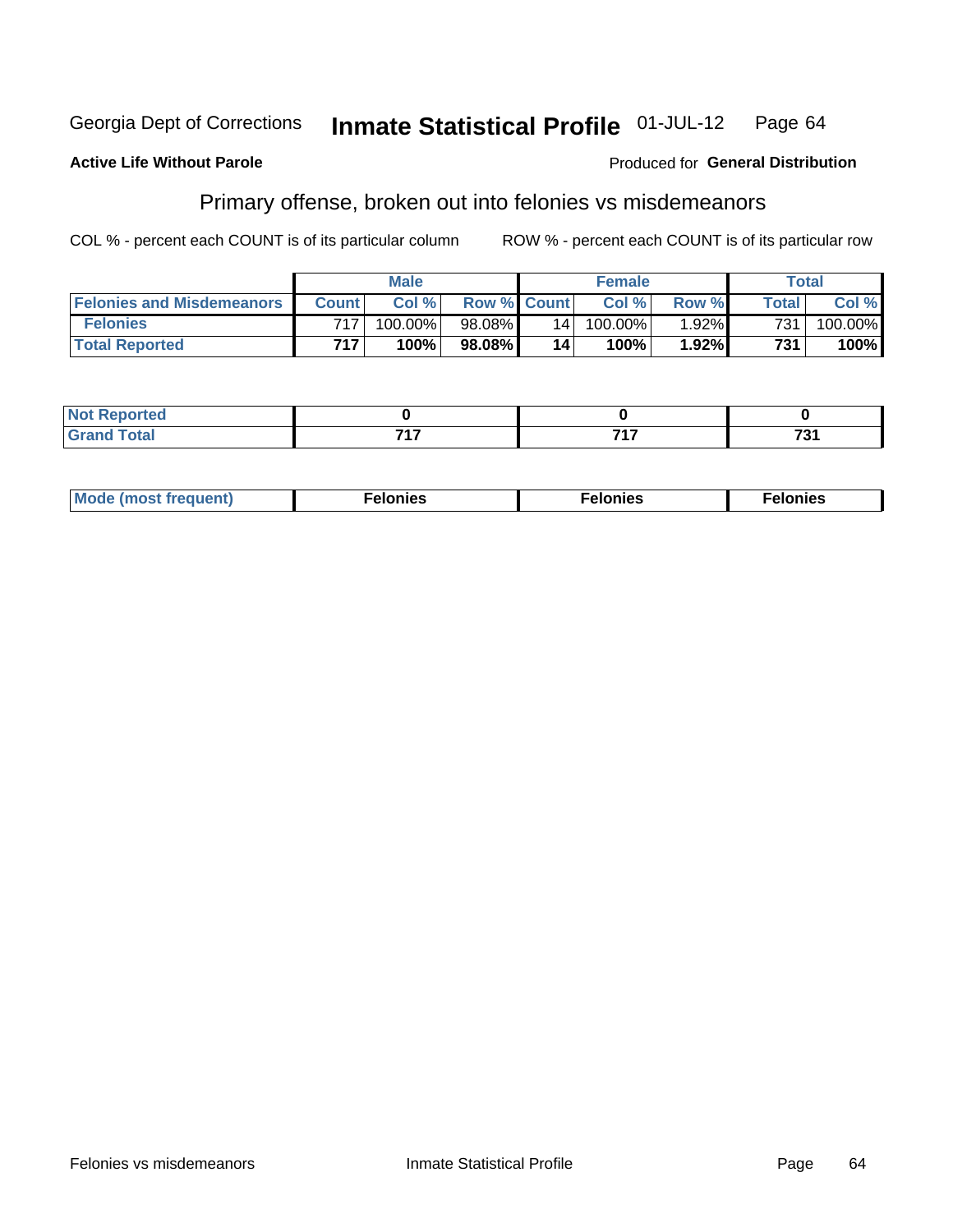Georgia Dept of Corrections **Inmate Statistical Profile** 01-JUL-12

**Active Life Without Parole**

Produced for **General Distribution**

## Primary offense, broken out into felonies vs misdemeanors

COL % - percent each COUNT is of its particular column

ROW % - percent each COUNT is of its particular row

| | Male | | | Female | | | Total | |
|---|---|---|---|---|---|---|---|---|
| Felonies and Misdemeanors | Count | Col % | Row % | Count | Col % | Row % | Total | Col % |
| Felonies | 717 | 100.00% | 98.08% | 14 | 100.00% | 1.92% | 731 | 100.00% |
| **Total Reported** | **717** | **100%** | **98.08%** | **14** | **100%** | **1.92%** | **731** | **100%** |

| | Male | Female | Total |
|---|---|---|---|
| Not Reported | 0 | 0 | 0 |
| Grand Total | 717 | 717 | 731 |

| | Male | Female | Total |
|---|---|---|---|
| Mode (most frequent) | Felonies | Felonies | Felonies |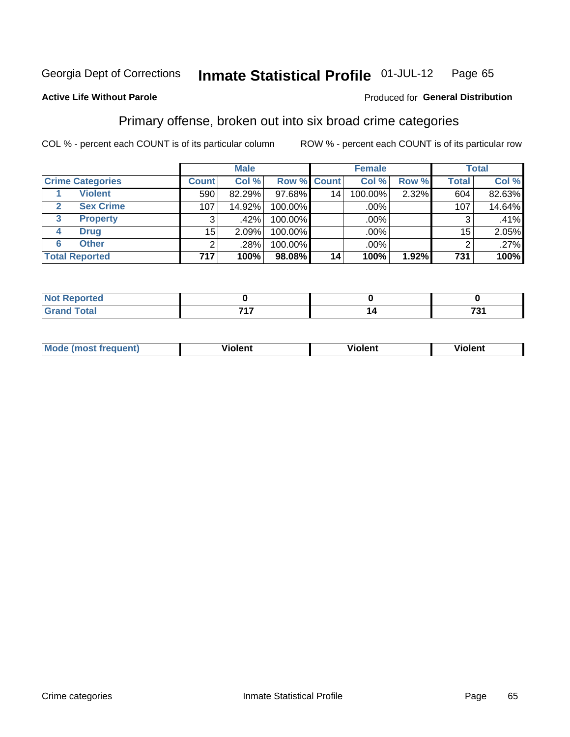Georgia Dept of Corrections **Inmate Statistical Profile** 01-JUL-12

**Active Life Without Parole**

Produced for **General Distribution**

## Primary offense, broken out into six broad crime categories

COL % - percent each COUNT is of its particular column

ROW % - percent each COUNT is of its particular row

| | | Male | | | Female | | | Total | |
|---|---|---|---|---|---|---|---|---|---|
| **Crime Categories** | | **Count** | **Col %** | **Row %** | **Count** | **Col %** | **Row %** | **Total** | **Col %** |
| 1 | **Violent** | 590 | 82.29% | 97.68% | 14 | 100.00% | 2.32% | 604 | 82.63% |
| 2 | **Sex Crime** | 107 | 14.92% | 100.00% | | .00% | | 107 | 14.64% |
| 3 | **Property** | 3 | .42% | 100.00% | | .00% | | 3 | .41% |
| 4 | **Drug** | 15 | 2.09% | 100.00% | | .00% | | 15 | 2.05% |
| 6 | **Other** | 2 | .28% | 100.00% | | .00% | | 2 | .27% |
| **Total Reported** | | **717** | **100%** | **98.08%** | **14** | **100%** | **1.92%** | **731** | **100%** |

| | Male | Female | Total |
|---|---|---|---|
| **Not Reported** | **0** | **0** | **0** |
| **Grand Total** | **717** | **14** | **731** |

| | Male | Female | Total |
|---|---|---|---|
| **Mode (most frequent)** | **Violent** | **Violent** | **Violent** |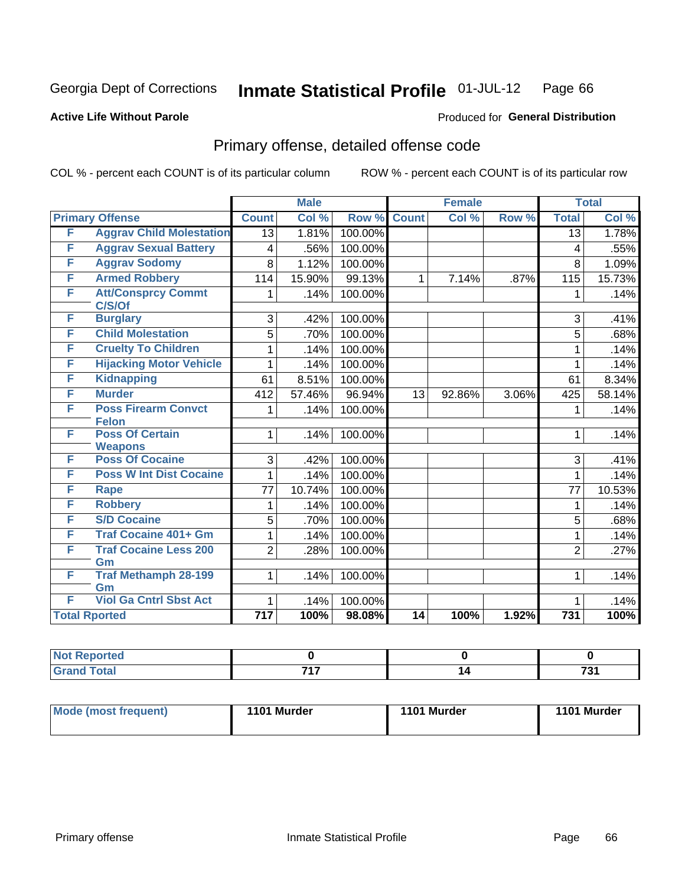Georgia Dept of Corrections **Inmate Statistical Profile** 01-JUL-12 Page 66

**Active Life Without Parole**

Produced for **General Distribution**

## Primary offense, detailed offense code

COL % - percent each COUNT is of its particular column

ROW % - percent each COUNT is of its particular row

| Primary Offense | | Male | | | Female | | | Total | |
|---|---|---|---|---|---|---|---|---|---|
| | | Count | Col % | Row % | Count | Col % | Row % | Total | Col % |
| F | Aggrav Child Molestation | 13 | 1.81% | 100.00% | | | | 13 | 1.78% |
| F | Aggrav Sexual Battery | 4 | .56% | 100.00% | | | | 4 | .55% |
| F | Aggrav Sodomy | 8 | 1.12% | 100.00% | | | | 8 | 1.09% |
| F | Armed Robbery | 114 | 15.90% | 99.13% | 1 | 7.14% | .87% | 115 | 15.73% |
| F | Att/Consprcy Commt C/S/Of | 1 | .14% | 100.00% | | | | 1 | .14% |
| F | Burglary | 3 | .42% | 100.00% | | | | 3 | .41% |
| F | Child Molestation | 5 | .70% | 100.00% | | | | 5 | .68% |
| F | Cruelty To Children | 1 | .14% | 100.00% | | | | 1 | .14% |
| F | Hijacking Motor Vehicle | 1 | .14% | 100.00% | | | | 1 | .14% |
| F | Kidnapping | 61 | 8.51% | 100.00% | | | | 61 | 8.34% |
| F | Murder | 412 | 57.46% | 96.94% | 13 | 92.86% | 3.06% | 425 | 58.14% |
| F | Poss Firearm Convct Felon | 1 | .14% | 100.00% | | | | 1 | .14% |
| F | Poss Of Certain Weapons | 1 | .14% | 100.00% | | | | 1 | .14% |
| F | Poss Of Cocaine | 3 | .42% | 100.00% | | | | 3 | .41% |
| F | Poss W Int Dist Cocaine | 1 | .14% | 100.00% | | | | 1 | .14% |
| F | Rape | 77 | 10.74% | 100.00% | | | | 77 | 10.53% |
| F | Robbery | 1 | .14% | 100.00% | | | | 1 | .14% |
| F | S/D Cocaine | 5 | .70% | 100.00% | | | | 5 | .68% |
| F | Traf Cocaine 401+ Gm | 1 | .14% | 100.00% | | | | 1 | .14% |
| F | Traf Cocaine Less 200 Gm | 2 | .28% | 100.00% | | | | 2 | .27% |
| F | Traf Methamph 28-199 Gm | 1 | .14% | 100.00% | | | | 1 | .14% |
| F | Viol Ga Cntrl Sbst Act | 1 | .14% | 100.00% | | | | 1 | .14% |
| **Total Rported** | | **717** | **100%** | **98.08%** | **14** | **100%** | **1.92%** | **731** | **100%** |

| | Male | Female | Total |
|---|---|---|---|
| Not Reported | 0 | 0 | 0 |
| Grand Total | 717 | 14 | 731 |

| | Male | Female | Total |
|---|---|---|---|
| Mode (most frequent) | 1101 Murder | 1101 Murder | 1101 Murder |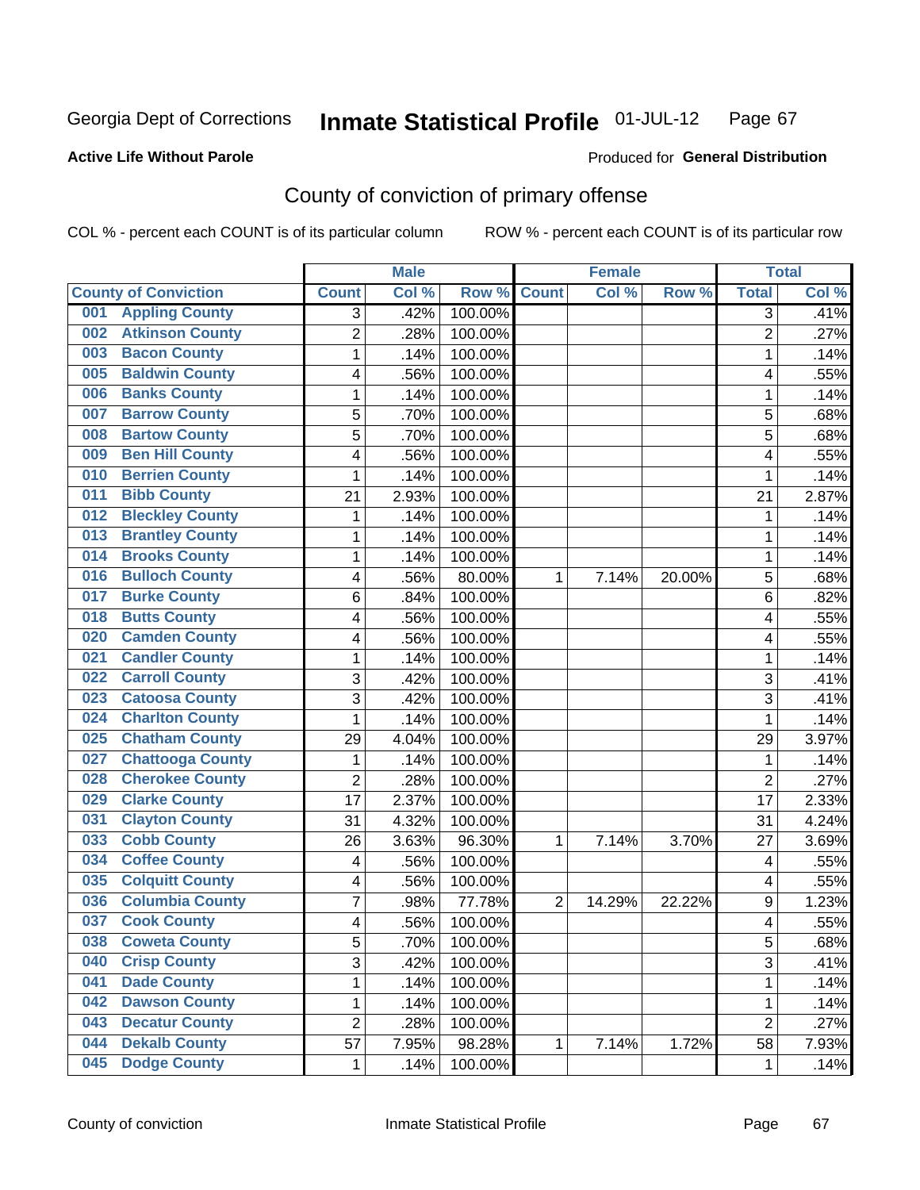Georgia Dept of Corrections **Inmate Statistical Profile** 01-JUL-12

**Active Life Without Parole**

Produced for **General Distribution**

# County of conviction of primary offense

COL % - percent each COUNT is of its particular column ROW % - percent each COUNT is of its particular row

| County of Conviction | Male | | | Female | | | Total | |
|---|---|---|---|---|---|---|---|---|
| | Count | Col % | Row % | Count | Col % | Row % | Total | Col % |
| 001 Appling County | 3 | .42% | 100.00% | | | | 3 | .41% |
| 002 Atkinson County | 2 | .28% | 100.00% | | | | 2 | .27% |
| 003 Bacon County | 1 | .14% | 100.00% | | | | 1 | .14% |
| 005 Baldwin County | 4 | .56% | 100.00% | | | | 4 | .55% |
| 006 Banks County | 1 | .14% | 100.00% | | | | 1 | .14% |
| 007 Barrow County | 5 | .70% | 100.00% | | | | 5 | .68% |
| 008 Bartow County | 5 | .70% | 100.00% | | | | 5 | .68% |
| 009 Ben Hill County | 4 | .56% | 100.00% | | | | 4 | .55% |
| 010 Berrien County | 1 | .14% | 100.00% | | | | 1 | .14% |
| 011 Bibb County | 21 | 2.93% | 100.00% | | | | 21 | 2.87% |
| 012 Bleckley County | 1 | .14% | 100.00% | | | | 1 | .14% |
| 013 Brantley County | 1 | .14% | 100.00% | | | | 1 | .14% |
| 014 Brooks County | 1 | .14% | 100.00% | | | | 1 | .14% |
| 016 Bulloch County | 4 | .56% | 80.00% | 1 | 7.14% | 20.00% | 5 | .68% |
| 017 Burke County | 6 | .84% | 100.00% | | | | 6 | .82% |
| 018 Butts County | 4 | .56% | 100.00% | | | | 4 | .55% |
| 020 Camden County | 4 | .56% | 100.00% | | | | 4 | .55% |
| 021 Candler County | 1 | .14% | 100.00% | | | | 1 | .14% |
| 022 Carroll County | 3 | .42% | 100.00% | | | | 3 | .41% |
| 023 Catoosa County | 3 | .42% | 100.00% | | | | 3 | .41% |
| 024 Charlton County | 1 | .14% | 100.00% | | | | 1 | .14% |
| 025 Chatham County | 29 | 4.04% | 100.00% | | | | 29 | 3.97% |
| 027 Chattooga County | 1 | .14% | 100.00% | | | | 1 | .14% |
| 028 Cherokee County | 2 | .28% | 100.00% | | | | 2 | .27% |
| 029 Clarke County | 17 | 2.37% | 100.00% | | | | 17 | 2.33% |
| 031 Clayton County | 31 | 4.32% | 100.00% | | | | 31 | 4.24% |
| 033 Cobb County | 26 | 3.63% | 96.30% | 1 | 7.14% | 3.70% | 27 | 3.69% |
| 034 Coffee County | 4 | .56% | 100.00% | | | | 4 | .55% |
| 035 Colquitt County | 4 | .56% | 100.00% | | | | 4 | .55% |
| 036 Columbia County | 7 | .98% | 77.78% | 2 | 14.29% | 22.22% | 9 | 1.23% |
| 037 Cook County | 4 | .56% | 100.00% | | | | 4 | .55% |
| 038 Coweta County | 5 | .70% | 100.00% | | | | 5 | .68% |
| 040 Crisp County | 3 | .42% | 100.00% | | | | 3 | .41% |
| 041 Dade County | 1 | .14% | 100.00% | | | | 1 | .14% |
| 042 Dawson County | 1 | .14% | 100.00% | | | | 1 | .14% |
| 043 Decatur County | 2 | .28% | 100.00% | | | | 2 | .27% |
| 044 Dekalb County | 57 | 7.95% | 98.28% | 1 | 7.14% | 1.72% | 58 | 7.93% |
| 045 Dodge County | 1 | .14% | 100.00% | | | | 1 | .14% |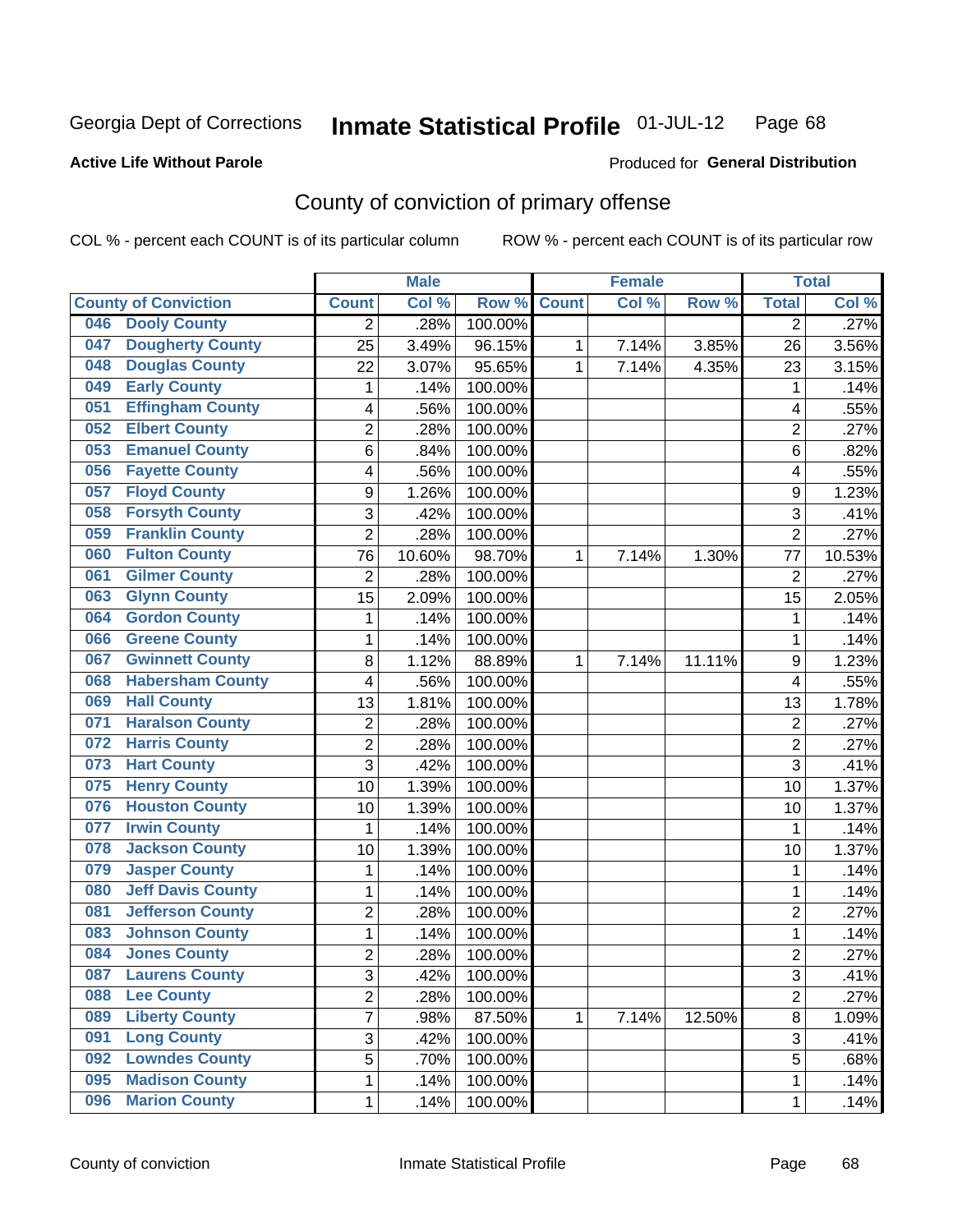Georgia Dept of Corrections **Inmate Statistical Profile** 01-JUL-12

**Active Life Without Parole**

Produced for **General Distribution**

## County of conviction of primary offense

COL % - percent each COUNT is of its particular column ROW % - percent each COUNT is of its particular row

| County of Conviction | Male | | | Female | | | Total | |
|---|---|---|---|---|---|---|---|---|
| | Count | Col % | Row % | Count | Col % | Row % | Total | Col % |
| 046 Dooly County | 2 | .28% | 100.00% | | | | 2 | .27% |
| 047 Dougherty County | 25 | 3.49% | 96.15% | 1 | 7.14% | 3.85% | 26 | 3.56% |
| 048 Douglas County | 22 | 3.07% | 95.65% | 1 | 7.14% | 4.35% | 23 | 3.15% |
| 049 Early County | 1 | .14% | 100.00% | | | | 1 | .14% |
| 051 Effingham County | 4 | .56% | 100.00% | | | | 4 | .55% |
| 052 Elbert County | 2 | .28% | 100.00% | | | | 2 | .27% |
| 053 Emanuel County | 6 | .84% | 100.00% | | | | 6 | .82% |
| 056 Fayette County | 4 | .56% | 100.00% | | | | 4 | .55% |
| 057 Floyd County | 9 | 1.26% | 100.00% | | | | 9 | 1.23% |
| 058 Forsyth County | 3 | .42% | 100.00% | | | | 3 | .41% |
| 059 Franklin County | 2 | .28% | 100.00% | | | | 2 | .27% |
| 060 Fulton County | 76 | 10.60% | 98.70% | 1 | 7.14% | 1.30% | 77 | 10.53% |
| 061 Gilmer County | 2 | .28% | 100.00% | | | | 2 | .27% |
| 063 Glynn County | 15 | 2.09% | 100.00% | | | | 15 | 2.05% |
| 064 Gordon County | 1 | .14% | 100.00% | | | | 1 | .14% |
| 066 Greene County | 1 | .14% | 100.00% | | | | 1 | .14% |
| 067 Gwinnett County | 8 | 1.12% | 88.89% | 1 | 7.14% | 11.11% | 9 | 1.23% |
| 068 Habersham County | 4 | .56% | 100.00% | | | | 4 | .55% |
| 069 Hall County | 13 | 1.81% | 100.00% | | | | 13 | 1.78% |
| 071 Haralson County | 2 | .28% | 100.00% | | | | 2 | .27% |
| 072 Harris County | 2 | .28% | 100.00% | | | | 2 | .27% |
| 073 Hart County | 3 | .42% | 100.00% | | | | 3 | .41% |
| 075 Henry County | 10 | 1.39% | 100.00% | | | | 10 | 1.37% |
| 076 Houston County | 10 | 1.39% | 100.00% | | | | 10 | 1.37% |
| 077 Irwin County | 1 | .14% | 100.00% | | | | 1 | .14% |
| 078 Jackson County | 10 | 1.39% | 100.00% | | | | 10 | 1.37% |
| 079 Jasper County | 1 | .14% | 100.00% | | | | 1 | .14% |
| 080 Jeff Davis County | 1 | .14% | 100.00% | | | | 1 | .14% |
| 081 Jefferson County | 2 | .28% | 100.00% | | | | 2 | .27% |
| 083 Johnson County | 1 | .14% | 100.00% | | | | 1 | .14% |
| 084 Jones County | 2 | .28% | 100.00% | | | | 2 | .27% |
| 087 Laurens County | 3 | .42% | 100.00% | | | | 3 | .41% |
| 088 Lee County | 2 | .28% | 100.00% | | | | 2 | .27% |
| 089 Liberty County | 7 | .98% | 87.50% | 1 | 7.14% | 12.50% | 8 | 1.09% |
| 091 Long County | 3 | .42% | 100.00% | | | | 3 | .41% |
| 092 Lowndes County | 5 | .70% | 100.00% | | | | 5 | .68% |
| 095 Madison County | 1 | .14% | 100.00% | | | | 1 | .14% |
| 096 Marion County | 1 | .14% | 100.00% | | | | 1 | .14% |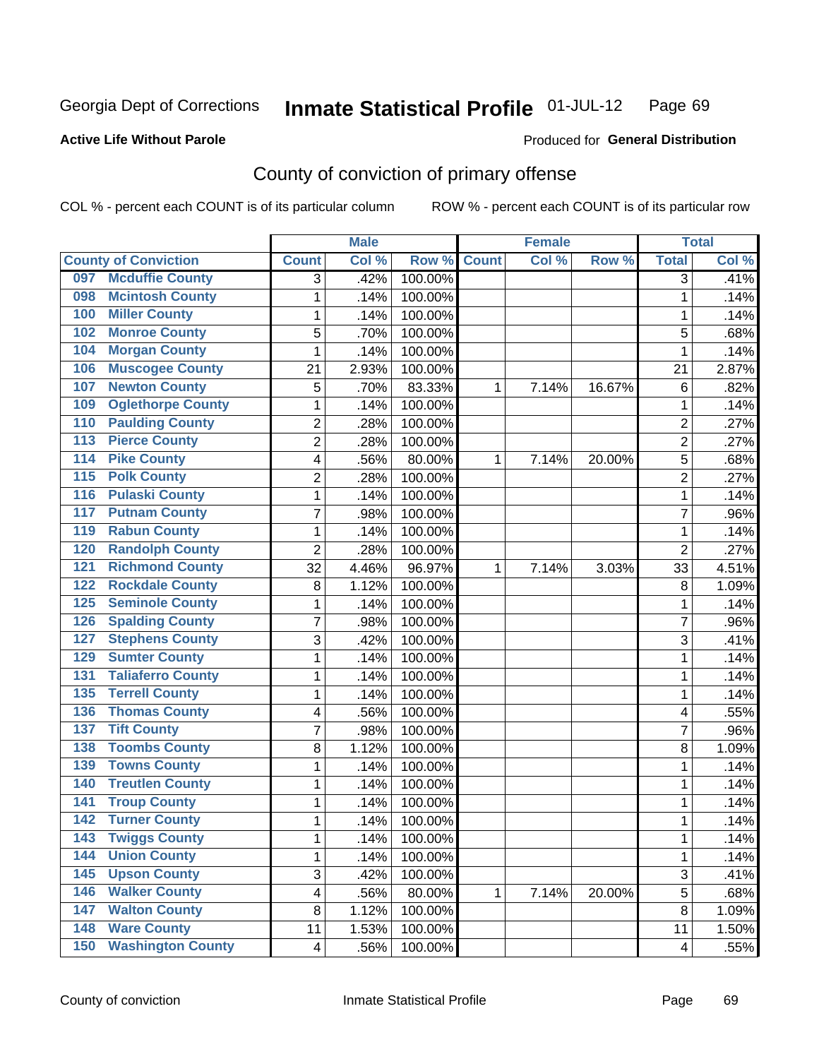Georgia Dept of Corrections **Inmate Statistical Profile** 01-JUL-12

**Active Life Without Parole**

Produced for **General Distribution**

# County of conviction of primary offense

COL % - percent each COUNT is of its particular column ROW % - percent each COUNT is of its particular row

| County of Conviction | Male | | | Female | | | Total | |
|---|---|---|---|---|---|---|---|---|
| | Count | Col % | Row % | Count | Col % | Row % | Total | Col % |
| 097 Mcduffie County | 3 | .42% | 100.00% | | | | 3 | .41% |
| 098 Mcintosh County | 1 | .14% | 100.00% | | | | 1 | .14% |
| 100 Miller County | 1 | .14% | 100.00% | | | | 1 | .14% |
| 102 Monroe County | 5 | .70% | 100.00% | | | | 5 | .68% |
| 104 Morgan County | 1 | .14% | 100.00% | | | | 1 | .14% |
| 106 Muscogee County | 21 | 2.93% | 100.00% | | | | 21 | 2.87% |
| 107 Newton County | 5 | .70% | 83.33% | 1 | 7.14% | 16.67% | 6 | .82% |
| 109 Oglethorpe County | 1 | .14% | 100.00% | | | | 1 | .14% |
| 110 Paulding County | 2 | .28% | 100.00% | | | | 2 | .27% |
| 113 Pierce County | 2 | .28% | 100.00% | | | | 2 | .27% |
| 114 Pike County | 4 | .56% | 80.00% | 1 | 7.14% | 20.00% | 5 | .68% |
| 115 Polk County | 2 | .28% | 100.00% | | | | 2 | .27% |
| 116 Pulaski County | 1 | .14% | 100.00% | | | | 1 | .14% |
| 117 Putnam County | 7 | .98% | 100.00% | | | | 7 | .96% |
| 119 Rabun County | 1 | .14% | 100.00% | | | | 1 | .14% |
| 120 Randolph County | 2 | .28% | 100.00% | | | | 2 | .27% |
| 121 Richmond County | 32 | 4.46% | 96.97% | 1 | 7.14% | 3.03% | 33 | 4.51% |
| 122 Rockdale County | 8 | 1.12% | 100.00% | | | | 8 | 1.09% |
| 125 Seminole County | 1 | .14% | 100.00% | | | | 1 | .14% |
| 126 Spalding County | 7 | .98% | 100.00% | | | | 7 | .96% |
| 127 Stephens County | 3 | .42% | 100.00% | | | | 3 | .41% |
| 129 Sumter County | 1 | .14% | 100.00% | | | | 1 | .14% |
| 131 Taliaferro County | 1 | .14% | 100.00% | | | | 1 | .14% |
| 135 Terrell County | 1 | .14% | 100.00% | | | | 1 | .14% |
| 136 Thomas County | 4 | .56% | 100.00% | | | | 4 | .55% |
| 137 Tift County | 7 | .98% | 100.00% | | | | 7 | .96% |
| 138 Toombs County | 8 | 1.12% | 100.00% | | | | 8 | 1.09% |
| 139 Towns County | 1 | .14% | 100.00% | | | | 1 | .14% |
| 140 Treutlen County | 1 | .14% | 100.00% | | | | 1 | .14% |
| 141 Troup County | 1 | .14% | 100.00% | | | | 1 | .14% |
| 142 Turner County | 1 | .14% | 100.00% | | | | 1 | .14% |
| 143 Twiggs County | 1 | .14% | 100.00% | | | | 1 | .14% |
| 144 Union County | 1 | .14% | 100.00% | | | | 1 | .14% |
| 145 Upson County | 3 | .42% | 100.00% | | | | 3 | .41% |
| 146 Walker County | 4 | .56% | 80.00% | 1 | 7.14% | 20.00% | 5 | .68% |
| 147 Walton County | 8 | 1.12% | 100.00% | | | | 8 | 1.09% |
| 148 Ware County | 11 | 1.53% | 100.00% | | | | 11 | 1.50% |
| 150 Washington County | 4 | .56% | 100.00% | | | | 4 | .55% |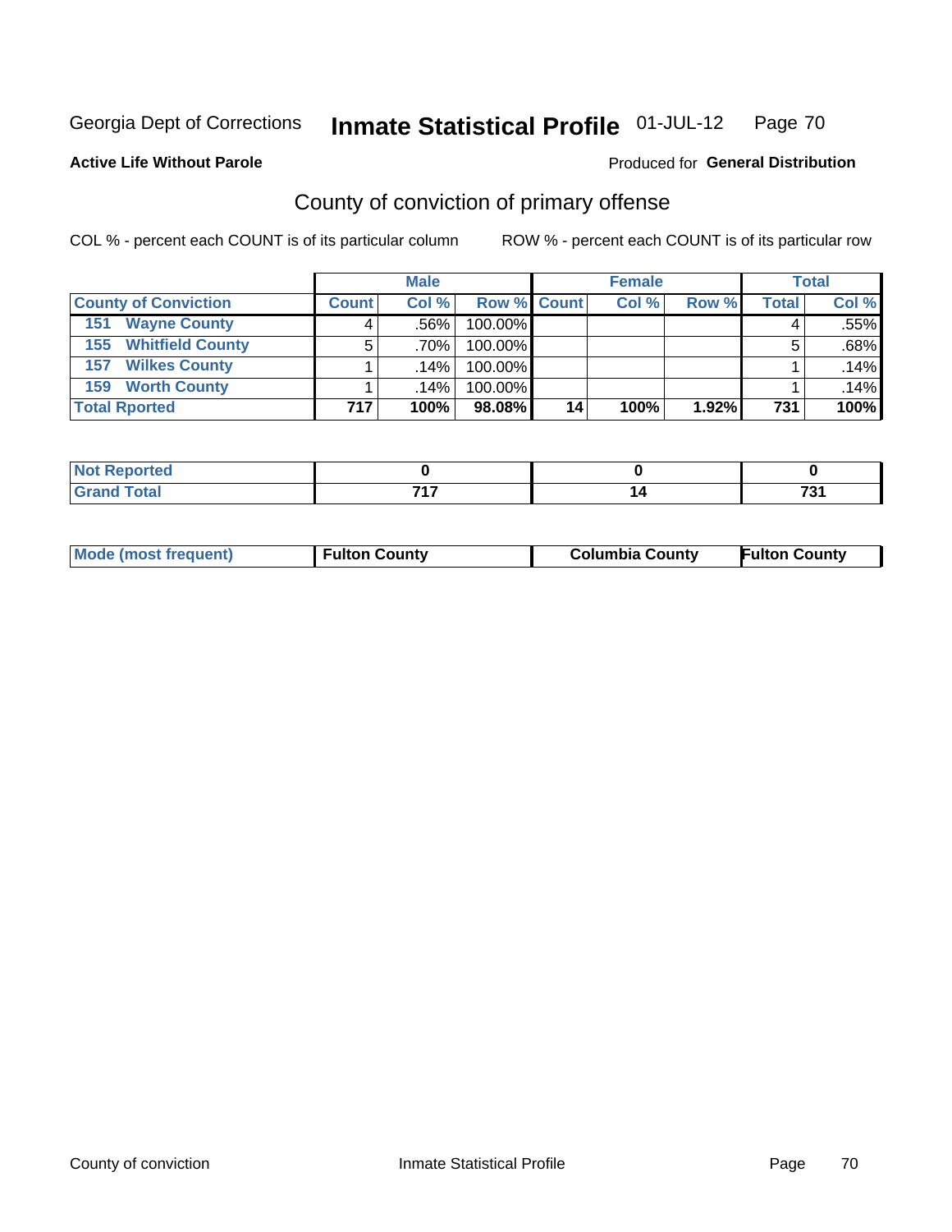Georgia Dept of Corrections **Inmate Statistical Profile** 01-JUL-12 Page 70

**Active Life Without Parole**

Produced for **General Distribution**

## County of conviction of primary offense

COL % - percent each COUNT is of its particular column ROW % - percent each COUNT is of its particular row

| | Male | | | Female | | | Total | |
|---|---|---|---|---|---|---|---|---|
| County of Conviction | Count | Col % | Row % | Count | Col % | Row % | Total | Col % |
| 151 Wayne County | 4 | .56% | 100.00% | | | | 4 | .55% |
| 155 Whitfield County | 5 | .70% | 100.00% | | | | 5 | .68% |
| 157 Wilkes County | 1 | .14% | 100.00% | | | | 1 | .14% |
| 159 Worth County | 1 | .14% | 100.00% | | | | 1 | .14% |
| **Total Rported** | **717** | **100%** | **98.08%** | **14** | **100%** | **1.92%** | **731** | **100%** |

| | Male | Female | Total |
|---|---|---|---|
| Not Reported | 0 | 0 | 0 |
| Grand Total | 717 | 14 | 731 |

| | Male | Female | Total |
|---|---|---|---|
| Mode (most frequent) | Fulton County | Columbia County | Fulton County |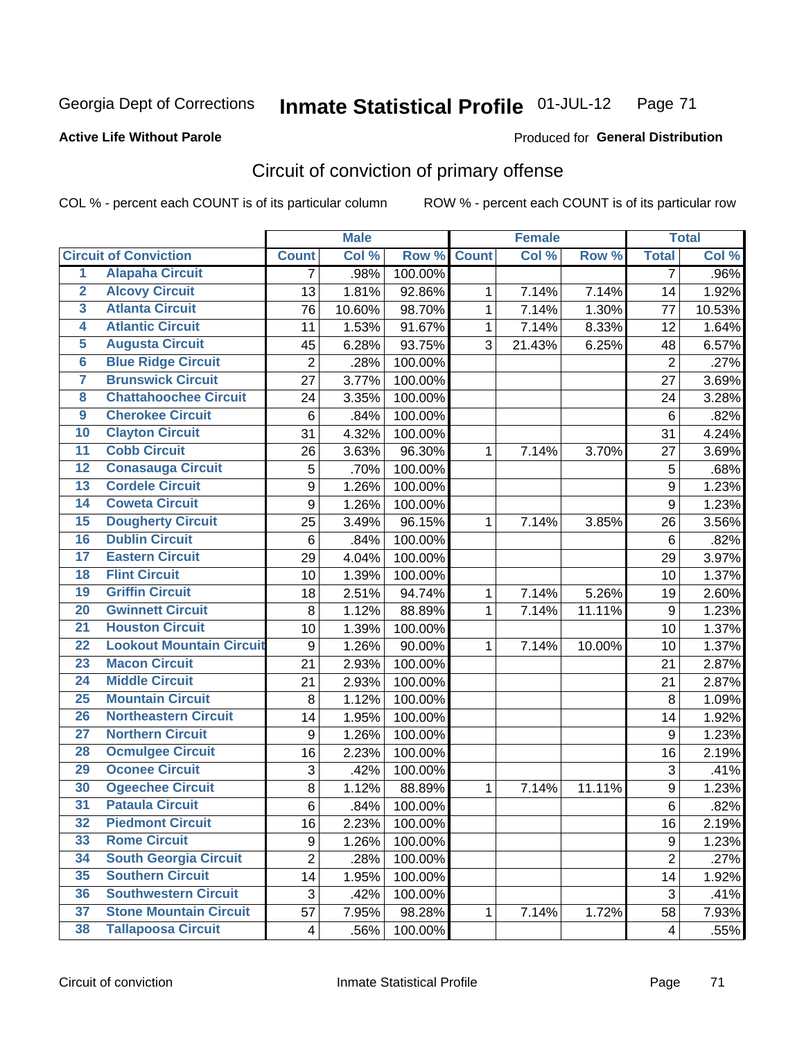Georgia Dept of Corrections **Inmate Statistical Profile** 01-JUL-12

**Active Life Without Parole**

Produced for **General Distribution**

## Circuit of conviction of primary offense

COL % - percent each COUNT is of its particular column ROW % - percent each COUNT is of its particular row

| | | Male | | | Female | | | Total | |
|---|---|---|---|---|---|---|---|---|---|
| Circuit of Conviction | | Count | Col % | Row % | Count | Col % | Row % | Total | Col % |
| 1 | Alapaha Circuit | 7 | .98% | 100.00% | | | | 7 | .96% |
| 2 | Alcovy Circuit | 13 | 1.81% | 92.86% | 1 | 7.14% | 7.14% | 14 | 1.92% |
| 3 | Atlanta Circuit | 76 | 10.60% | 98.70% | 1 | 7.14% | 1.30% | 77 | 10.53% |
| 4 | Atlantic Circuit | 11 | 1.53% | 91.67% | 1 | 7.14% | 8.33% | 12 | 1.64% |
| 5 | Augusta Circuit | 45 | 6.28% | 93.75% | 3 | 21.43% | 6.25% | 48 | 6.57% |
| 6 | Blue Ridge Circuit | 2 | .28% | 100.00% | | | | 2 | .27% |
| 7 | Brunswick Circuit | 27 | 3.77% | 100.00% | | | | 27 | 3.69% |
| 8 | Chattahoochee Circuit | 24 | 3.35% | 100.00% | | | | 24 | 3.28% |
| 9 | Cherokee Circuit | 6 | .84% | 100.00% | | | | 6 | .82% |
| 10 | Clayton Circuit | 31 | 4.32% | 100.00% | | | | 31 | 4.24% |
| 11 | Cobb Circuit | 26 | 3.63% | 96.30% | 1 | 7.14% | 3.70% | 27 | 3.69% |
| 12 | Conasauga Circuit | 5 | .70% | 100.00% | | | | 5 | .68% |
| 13 | Cordele Circuit | 9 | 1.26% | 100.00% | | | | 9 | 1.23% |
| 14 | Coweta Circuit | 9 | 1.26% | 100.00% | | | | 9 | 1.23% |
| 15 | Dougherty Circuit | 25 | 3.49% | 96.15% | 1 | 7.14% | 3.85% | 26 | 3.56% |
| 16 | Dublin Circuit | 6 | .84% | 100.00% | | | | 6 | .82% |
| 17 | Eastern Circuit | 29 | 4.04% | 100.00% | | | | 29 | 3.97% |
| 18 | Flint Circuit | 10 | 1.39% | 100.00% | | | | 10 | 1.37% |
| 19 | Griffin Circuit | 18 | 2.51% | 94.74% | 1 | 7.14% | 5.26% | 19 | 2.60% |
| 20 | Gwinnett Circuit | 8 | 1.12% | 88.89% | 1 | 7.14% | 11.11% | 9 | 1.23% |
| 21 | Houston Circuit | 10 | 1.39% | 100.00% | | | | 10 | 1.37% |
| 22 | Lookout Mountain Circuit | 9 | 1.26% | 90.00% | 1 | 7.14% | 10.00% | 10 | 1.37% |
| 23 | Macon Circuit | 21 | 2.93% | 100.00% | | | | 21 | 2.87% |
| 24 | Middle Circuit | 21 | 2.93% | 100.00% | | | | 21 | 2.87% |
| 25 | Mountain Circuit | 8 | 1.12% | 100.00% | | | | 8 | 1.09% |
| 26 | Northeastern Circuit | 14 | 1.95% | 100.00% | | | | 14 | 1.92% |
| 27 | Northern Circuit | 9 | 1.26% | 100.00% | | | | 9 | 1.23% |
| 28 | Ocmulgee Circuit | 16 | 2.23% | 100.00% | | | | 16 | 2.19% |
| 29 | Oconee Circuit | 3 | .42% | 100.00% | | | | 3 | .41% |
| 30 | Ogeechee Circuit | 8 | 1.12% | 88.89% | 1 | 7.14% | 11.11% | 9 | 1.23% |
| 31 | Pataula Circuit | 6 | .84% | 100.00% | | | | 6 | .82% |
| 32 | Piedmont Circuit | 16 | 2.23% | 100.00% | | | | 16 | 2.19% |
| 33 | Rome Circuit | 9 | 1.26% | 100.00% | | | | 9 | 1.23% |
| 34 | South Georgia Circuit | 2 | .28% | 100.00% | | | | 2 | .27% |
| 35 | Southern Circuit | 14 | 1.95% | 100.00% | | | | 14 | 1.92% |
| 36 | Southwestern Circuit | 3 | .42% | 100.00% | | | | 3 | .41% |
| 37 | Stone Mountain Circuit | 57 | 7.95% | 98.28% | 1 | 7.14% | 1.72% | 58 | 7.93% |
| 38 | Tallapoosa Circuit | 4 | .56% | 100.00% | | | | 4 | .55% |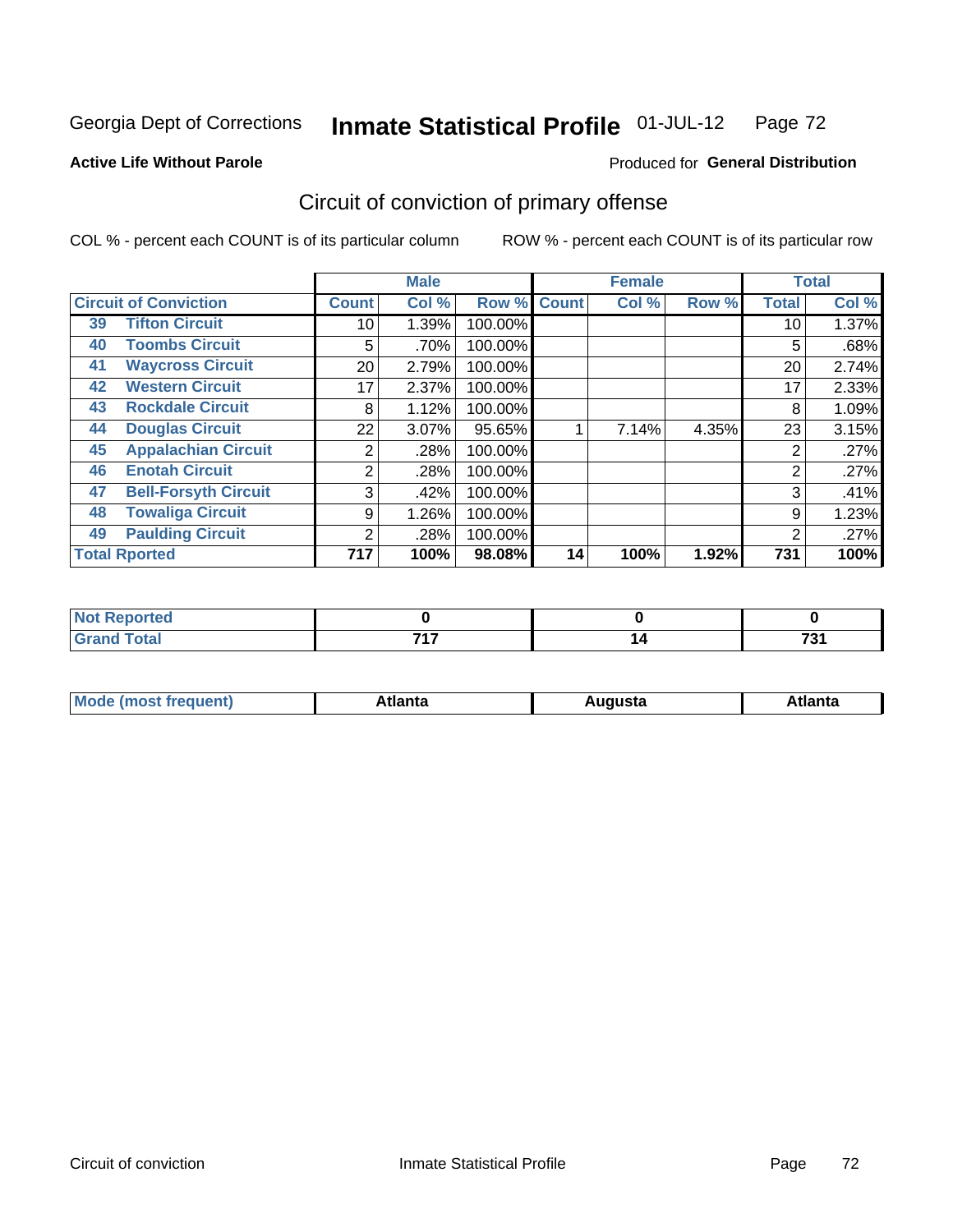Georgia Dept of Corrections **Inmate Statistical Profile** 01-JUL-12 Page 72

**Active Life Without Parole**

Produced for **General Distribution**

## Circuit of conviction of primary offense

COL % - percent each COUNT is of its particular column

ROW % - percent each COUNT is of its particular row

| Circuit of Conviction | | Male | | | Female | | | Total | |
|---|---|---|---|---|---|---|---|---|---|
| | | Count | Col % | Row % | Count | Col % | Row % | Total | Col % |
| 39 | Tifton Circuit | 10 | 1.39% | 100.00% | | | | 10 | 1.37% |
| 40 | Toombs Circuit | 5 | .70% | 100.00% | | | | 5 | .68% |
| 41 | Waycross Circuit | 20 | 2.79% | 100.00% | | | | 20 | 2.74% |
| 42 | Western Circuit | 17 | 2.37% | 100.00% | | | | 17 | 2.33% |
| 43 | Rockdale Circuit | 8 | 1.12% | 100.00% | | | | 8 | 1.09% |
| 44 | Douglas Circuit | 22 | 3.07% | 95.65% | 1 | 7.14% | 4.35% | 23 | 3.15% |
| 45 | Appalachian Circuit | 2 | .28% | 100.00% | | | | 2 | .27% |
| 46 | Enotah Circuit | 2 | .28% | 100.00% | | | | 2 | .27% |
| 47 | Bell-Forsyth Circuit | 3 | .42% | 100.00% | | | | 3 | .41% |
| 48 | Towaliga Circuit | 9 | 1.26% | 100.00% | | | | 9 | 1.23% |
| 49 | Paulding Circuit | 2 | .28% | 100.00% | | | | 2 | .27% |
| **Total Rported** | | **717** | **100%** | **98.08%** | **14** | **100%** | **1.92%** | **731** | **100%** |

| | Male | Female | Total |
|---|---|---|---|
| **Not Reported** | **0** | **0** | **0** |
| **Grand Total** | **717** | **14** | **731** |

| | Male | Female | Total |
|---|---|---|---|
| **Mode (most frequent)** | **Atlanta** | **Augusta** | **Atlanta** |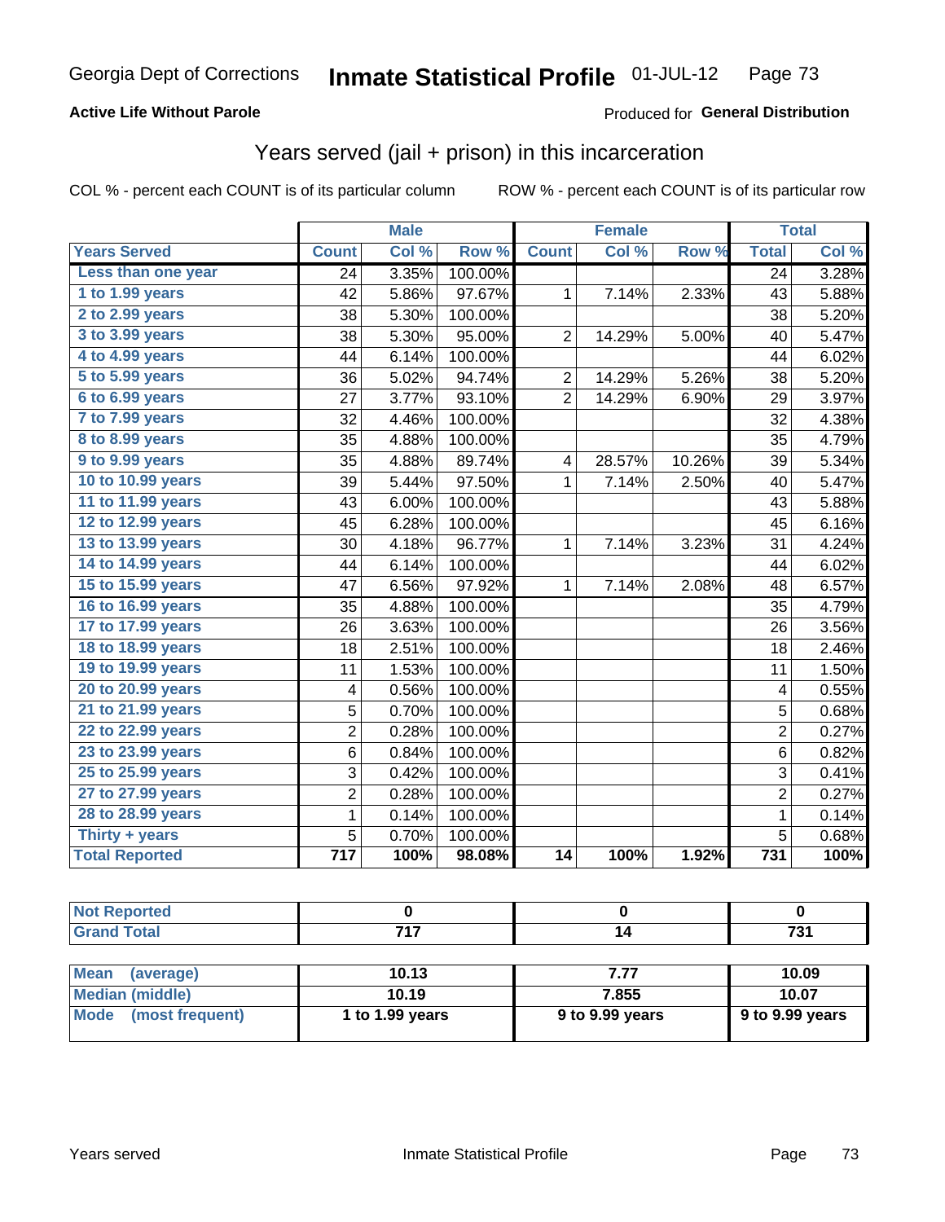Georgia Dept of Corrections **Inmate Statistical Profile** 01-JUL-12

**Active Life Without Parole**

Produced for **General Distribution**

## Years served (jail + prison) in this incarceration

COL % - percent each COUNT is of its particular column

ROW % - percent each COUNT is of its particular row

| | Male | | | Female | | | Total | |
|---|---|---|---|---|---|---|---|---|
| **Years Served** | **Count** | **Col %** | **Row %** | **Count** | **Col %** | **Row %** | **Total** | **Col %** |
| Less than one year | 24 | 3.35% | 100.00% | | | | 24 | 3.28% |
| 1 to 1.99 years | 42 | 5.86% | 97.67% | 1 | 7.14% | 2.33% | 43 | 5.88% |
| 2 to 2.99 years | 38 | 5.30% | 100.00% | | | | 38 | 5.20% |
| 3 to 3.99 years | 38 | 5.30% | 95.00% | 2 | 14.29% | 5.00% | 40 | 5.47% |
| 4 to 4.99 years | 44 | 6.14% | 100.00% | | | | 44 | 6.02% |
| 5 to 5.99 years | 36 | 5.02% | 94.74% | 2 | 14.29% | 5.26% | 38 | 5.20% |
| 6 to 6.99 years | 27 | 3.77% | 93.10% | 2 | 14.29% | 6.90% | 29 | 3.97% |
| 7 to 7.99 years | 32 | 4.46% | 100.00% | | | | 32 | 4.38% |
| 8 to 8.99 years | 35 | 4.88% | 100.00% | | | | 35 | 4.79% |
| 9 to 9.99 years | 35 | 4.88% | 89.74% | 4 | 28.57% | 10.26% | 39 | 5.34% |
| 10 to 10.99 years | 39 | 5.44% | 97.50% | 1 | 7.14% | 2.50% | 40 | 5.47% |
| 11 to 11.99 years | 43 | 6.00% | 100.00% | | | | 43 | 5.88% |
| 12 to 12.99 years | 45 | 6.28% | 100.00% | | | | 45 | 6.16% |
| 13 to 13.99 years | 30 | 4.18% | 96.77% | 1 | 7.14% | 3.23% | 31 | 4.24% |
| 14 to 14.99 years | 44 | 6.14% | 100.00% | | | | 44 | 6.02% |
| 15 to 15.99 years | 47 | 6.56% | 97.92% | 1 | 7.14% | 2.08% | 48 | 6.57% |
| 16 to 16.99 years | 35 | 4.88% | 100.00% | | | | 35 | 4.79% |
| 17 to 17.99 years | 26 | 3.63% | 100.00% | | | | 26 | 3.56% |
| 18 to 18.99 years | 18 | 2.51% | 100.00% | | | | 18 | 2.46% |
| 19 to 19.99 years | 11 | 1.53% | 100.00% | | | | 11 | 1.50% |
| 20 to 20.99 years | 4 | 0.56% | 100.00% | | | | 4 | 0.55% |
| 21 to 21.99 years | 5 | 0.70% | 100.00% | | | | 5 | 0.68% |
| 22 to 22.99 years | 2 | 0.28% | 100.00% | | | | 2 | 0.27% |
| 23 to 23.99 years | 6 | 0.84% | 100.00% | | | | 6 | 0.82% |
| 25 to 25.99 years | 3 | 0.42% | 100.00% | | | | 3 | 0.41% |
| 27 to 27.99 years | 2 | 0.28% | 100.00% | | | | 2 | 0.27% |
| 28 to 28.99 years | 1 | 0.14% | 100.00% | | | | 1 | 0.14% |
| Thirty + years | 5 | 0.70% | 100.00% | | | | 5 | 0.68% |
| **Total Reported** | **717** | **100%** | **98.08%** | **14** | **100%** | **1.92%** | **731** | **100%** |

| | Male | Female | Total |
|---|---|---|---|
| Not Reported | 0 | 0 | 0 |
| Grand Total | 717 | 14 | 731 |

| | Male | Female | Total |
|---|---|---|---|
| Mean (average) | 10.13 | 7.77 | 10.09 |
| Median (middle) | 10.19 | 7.855 | 10.07 |
| Mode (most frequent) | 1 to 1.99 years | 9 to 9.99 years | 9 to 9.99 years |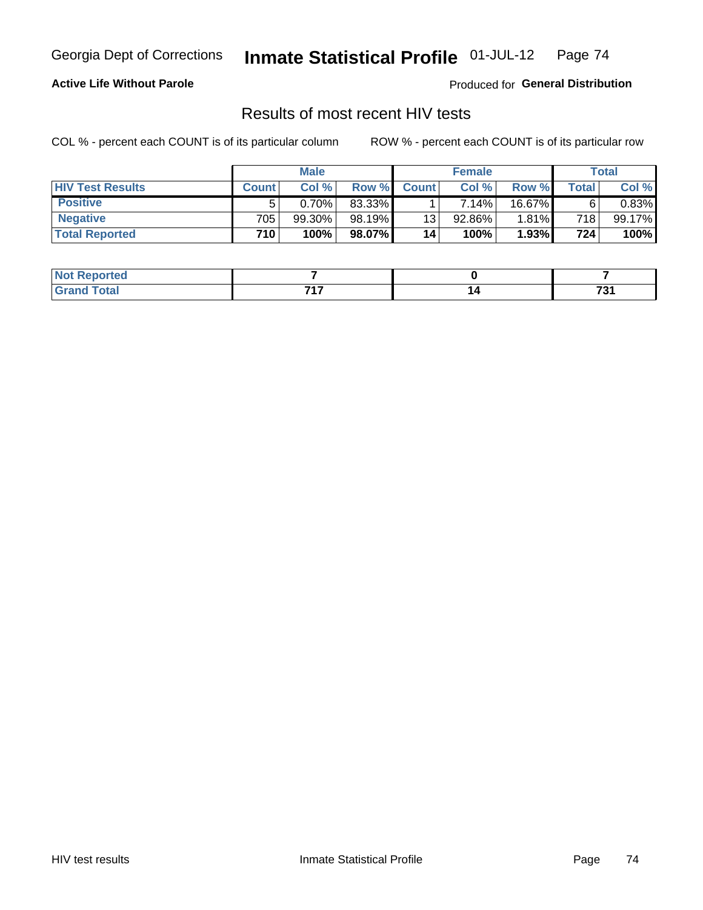Georgia Dept of Corrections **Inmate Statistical Profile** 01-JUL-12

**Active Life Without Parole**

Produced for **General Distribution**

## Results of most recent HIV tests

COL % - percent each COUNT is of its particular column

ROW % - percent each COUNT is of its particular row

| | Male | | | Female | | | Total | |
|---|---|---|---|---|---|---|---|---|
| **HIV Test Results** | **Count** | **Col %** | **Row %** | **Count** | **Col %** | **Row %** | **Total** | **Col %** |
| **Positive** | 5 | 0.70% | 83.33% | 1 | 7.14% | 16.67% | 6 | 0.83% |
| **Negative** | 705 | 99.30% | 98.19% | 13 | 92.86% | 1.81% | 718 | 99.17% |
| **Total Reported** | **710** | **100%** | **98.07%** | **14** | **100%** | **1.93%** | **724** | **100%** |

| | Male | Female | Total |
|---|---|---|---|
| **Not Reported** | **7** | **0** | **7** |
| **Grand Total** | **717** | **14** | **731** |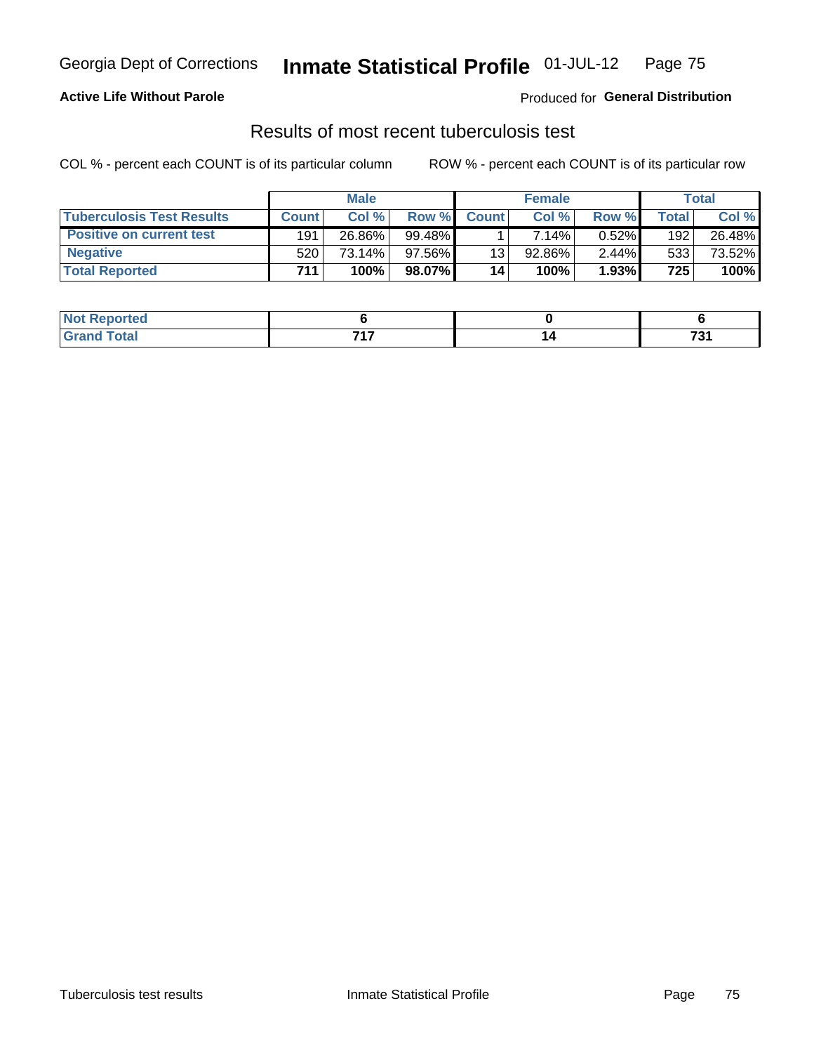Georgia Dept of Corrections **Inmate Statistical Profile** 01-JUL-12

**Active Life Without Parole**

Produced for **General Distribution**

## Results of most recent tuberculosis test

COL % - percent each COUNT is of its particular column

ROW % - percent each COUNT is of its particular row

| | Male | | | Female | | | Total | |
|---|---|---|---|---|---|---|---|---|
| **Tuberculosis Test Results** | **Count** | **Col %** | **Row %** | **Count** | **Col %** | **Row %** | **Total** | **Col %** |
| **Positive on current test** | 191 | 26.86% | 99.48% | 1 | 7.14% | 0.52% | 192 | 26.48% |
| **Negative** | 520 | 73.14% | 97.56% | 13 | 92.86% | 2.44% | 533 | 73.52% |
| **Total Reported** | **711** | **100%** | **98.07%** | **14** | **100%** | **1.93%** | **725** | **100%** |

| | Male | Female | Total |
|---|---|---|---|
| **Not Reported** | **6** | **0** | **6** |
| **Grand Total** | **717** | **14** | **731** |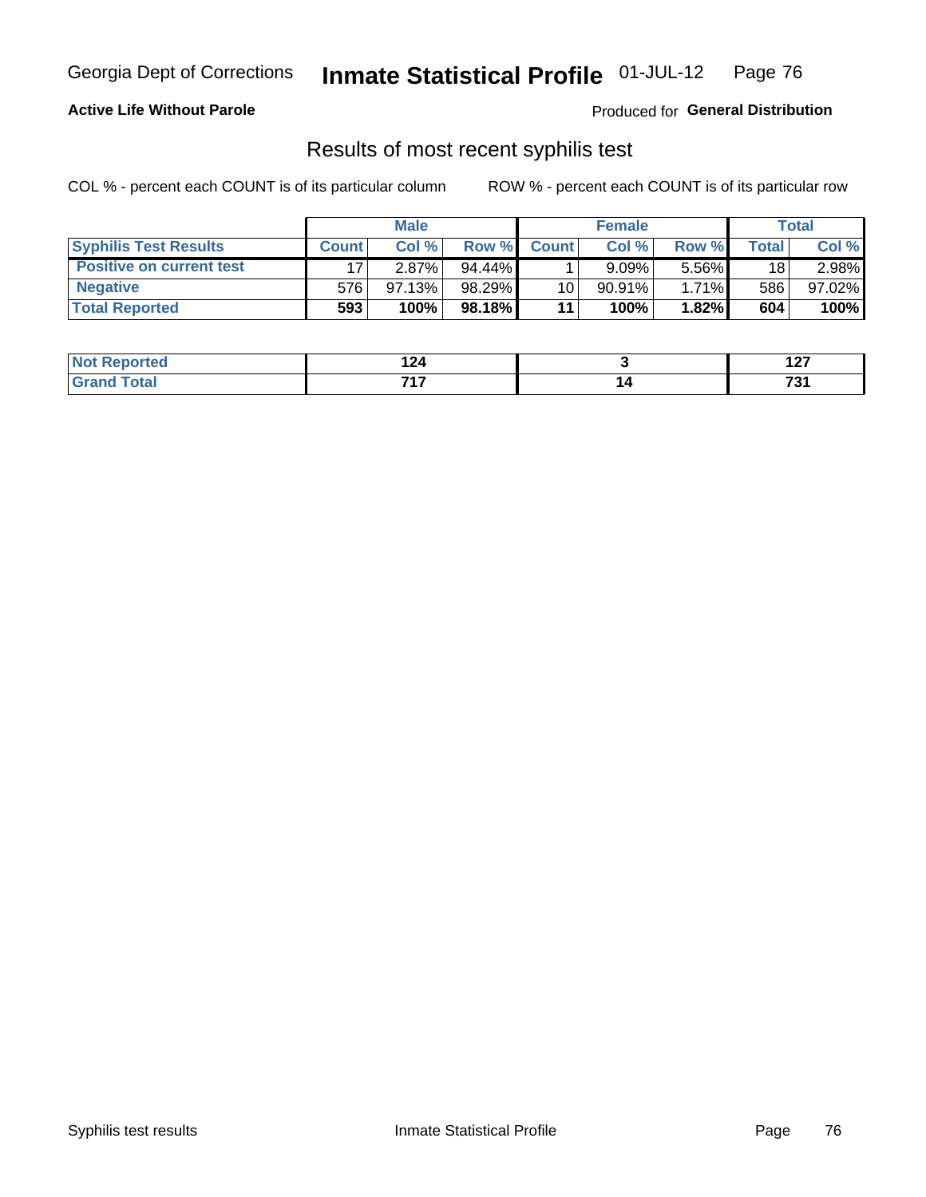Georgia Dept of Corrections **Inmate Statistical Profile** 01-JUL-12

**Active Life Without Parole**

Produced for **General Distribution**

## Results of most recent syphilis test

COL % - percent each COUNT is of its particular column ROW % - percent each COUNT is of its particular row

| | Male | | | Female | | | Total | |
|---|---|---|---|---|---|---|---|---|
| **Syphilis Test Results** | **Count** | **Col %** | **Row %** | **Count** | **Col %** | **Row %** | **Total** | **Col %** |
| **Positive on current test** | 17 | 2.87% | 94.44% | 1 | 9.09% | 5.56% | 18 | 2.98% |
| **Negative** | 576 | 97.13% | 98.29% | 10 | 90.91% | 1.71% | 586 | 97.02% |
| **Total Reported** | **593** | **100%** | **98.18%** | **11** | **100%** | **1.82%** | **604** | **100%** |

| | Male | Female | Total |
|---|---|---|---|
| **Not Reported** | **124** | **3** | **127** |
| **Grand Total** | **717** | **14** | **731** |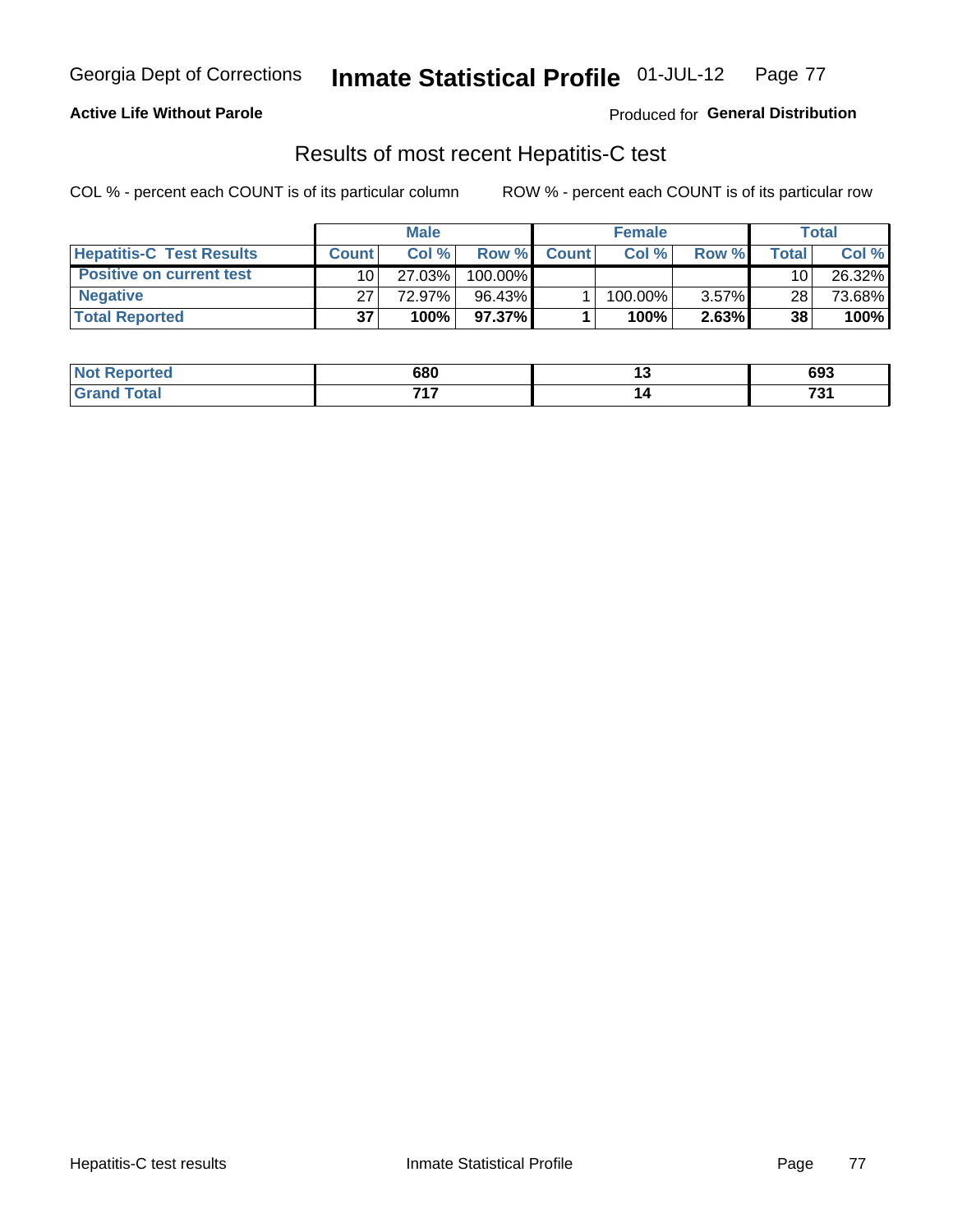Georgia Dept of Corrections **Inmate Statistical Profile** 01-JUL-12

**Active Life Without Parole**

Produced for **General Distribution**

## Results of most recent Hepatitis-C test

COL % - percent each COUNT is of its particular column ROW % - percent each COUNT is of its particular row

| | Male | | | Female | | | Total | |
|---|---|---|---|---|---|---|---|---|
| **Hepatitis-C Test Results** | **Count** | **Col %** | **Row %** | **Count** | **Col %** | **Row %** | **Total** | **Col %** |
| **Positive on current test** | 10 | 27.03% | 100.00% | | | | 10 | 26.32% |
| **Negative** | 27 | 72.97% | 96.43% | 1 | 100.00% | 3.57% | 28 | 73.68% |
| **Total Reported** | **37** | **100%** | **97.37%** | **1** | **100%** | **2.63%** | **38** | **100%** |

| | Male | Female | Total |
|---|---|---|---|
| **Not Reported** | **680** | **13** | **693** |
| **Grand Total** | **717** | **14** | **731** |

Hepatitis-C test results Inmate Statistical Profile